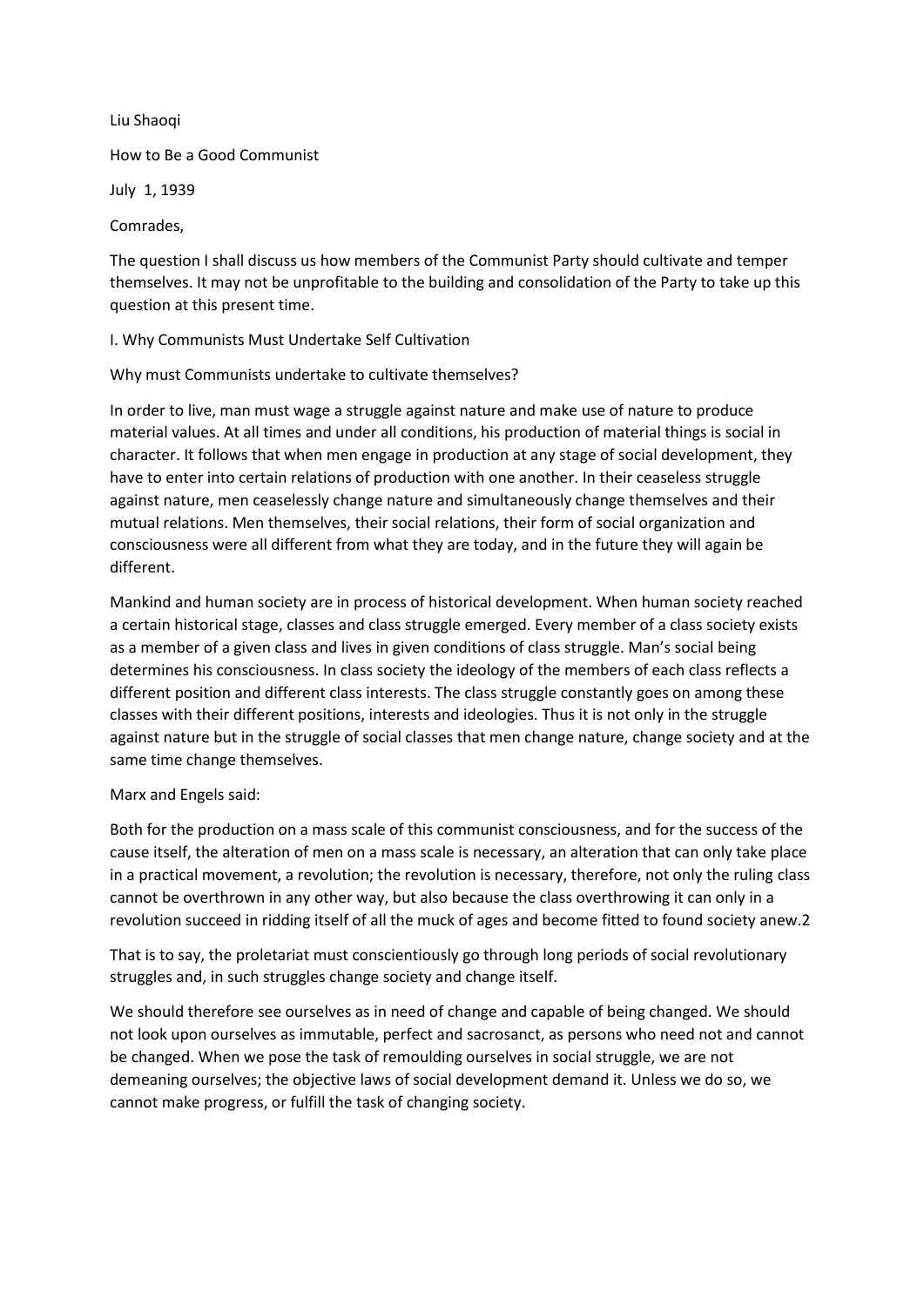Liu Shaoqi

# How to Be a Good Communist

July 1, 1939

Comrades,

The question I shall discuss us how members of the Communist Party should cultivate and temper themselves. It may not be unprofitable to the building and consolidation of the Party to take up this question at this present time.

## I. Why Communists Must Undertake Self Cultivation

Why must Communists undertake to cultivate themselves?

In order to live, man must wage a struggle against nature and make use of nature to produce material values. At all times and under all conditions, his production of material things is social in character. It follows that when men engage in production at any stage of social development, they have to enter into certain relations of production with one another. In their ceaseless struggle against nature, men ceaselessly change nature and simultaneously change themselves and their mutual relations. Men themselves, their social relations, their form of social organization and consciousness were all different from what they are today, and in the future they will again be different.

Mankind and human society are in process of historical development. When human society reached a certain historical stage, classes and class struggle emerged. Every member of a class society exists as a member of a given class and lives in given conditions of class struggle. Man's social being determines his consciousness. In class society the ideology of the members of each class reflects a different position and different class interests. The class struggle constantly goes on among these classes with their different positions, interests and ideologies. Thus it is not only in the struggle against nature but in the struggle of social classes that men change nature, change society and at the same time change themselves.

Marx and Engels said:

Both for the production on a mass scale of this communist consciousness, and for the success of the cause itself, the alteration of men on a mass scale is necessary, an alteration that can only take place in a practical movement, a revolution; the revolution is necessary, therefore, not only the ruling class cannot be overthrown in any other way, but also because the class overthrowing it can only in a revolution succeed in ridding itself of all the muck of ages and become fitted to found society anew.[2]

That is to say, the proletariat must conscientiously go through long periods of social revolutionary struggles and, in such struggles change society and change itself.

We should therefore see ourselves as in need of change and capable of being changed. We should not look upon ourselves as immutable, perfect and sacrosanct, as persons who need not and cannot be changed. When we pose the task of remoulding ourselves in social struggle, we are not demeaning ourselves; the objective laws of social development demand it. Unless we do so, we cannot make progress, or fulfill the task of changing society.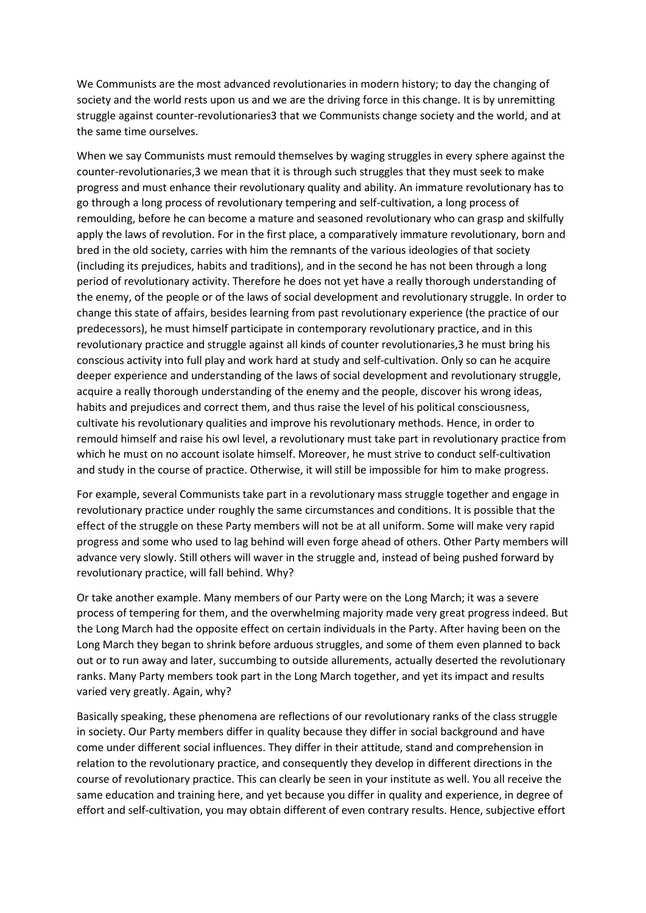We Communists are the most advanced revolutionaries in modern history; to day the changing of society and the world rests upon us and we are the driving force in this change. It is by unremitting struggle against counter-revolutionaries3 that we Communists change society and the world, and at the same time ourselves.

When we say Communists must remould themselves by waging struggles in every sphere against the counter-revolutionaries,3 we mean that it is through such struggles that they must seek to make progress and must enhance their revolutionary quality and ability. An immature revolutionary has to go through a long process of revolutionary tempering and self-cultivation, a long process of remoulding, before he can become a mature and seasoned revolutionary who can grasp and skilfully apply the laws of revolution. For in the first place, a comparatively immature revolutionary, born and bred in the old society, carries with him the remnants of the various ideologies of that society (including its prejudices, habits and traditions), and in the second he has not been through a long period of revolutionary activity. Therefore he does not yet have a really thorough understanding of the enemy, of the people or of the laws of social development and revolutionary struggle. In order to change this state of affairs, besides learning from past revolutionary experience (the practice of our predecessors), he must himself participate in contemporary revolutionary practice, and in this revolutionary practice and struggle against all kinds of counter revolutionaries,3 he must bring his conscious activity into full play and work hard at study and self-cultivation. Only so can he acquire deeper experience and understanding of the laws of social development and revolutionary struggle, acquire a really thorough understanding of the enemy and the people, discover his wrong ideas, habits and prejudices and correct them, and thus raise the level of his political consciousness, cultivate his revolutionary qualities and improve his revolutionary methods. Hence, in order to remould himself and raise his owl level, a revolutionary must take part in revolutionary practice from which he must on no account isolate himself. Moreover, he must strive to conduct self-cultivation and study in the course of practice. Otherwise, it will still be impossible for him to make progress.

For example, several Communists take part in a revolutionary mass struggle together and engage in revolutionary practice under roughly the same circumstances and conditions. It is possible that the effect of the struggle on these Party members will not be at all uniform. Some will make very rapid progress and some who used to lag behind will even forge ahead of others. Other Party members will advance very slowly. Still others will waver in the struggle and, instead of being pushed forward by revolutionary practice, will fall behind. Why?

Or take another example. Many members of our Party were on the Long March; it was a severe process of tempering for them, and the overwhelming majority made very great progress indeed. But the Long March had the opposite effect on certain individuals in the Party. After having been on the Long March they began to shrink before arduous struggles, and some of them even planned to back out or to run away and later, succumbing to outside allurements, actually deserted the revolutionary ranks. Many Party members took part in the Long March together, and yet its impact and results varied very greatly. Again, why?

Basically speaking, these phenomena are reflections of our revolutionary ranks of the class struggle in society. Our Party members differ in quality because they differ in social background and have come under different social influences. They differ in their attitude, stand and comprehension in relation to the revolutionary practice, and consequently they develop in different directions in the course of revolutionary practice. This can clearly be seen in your institute as well. You all receive the same education and training here, and yet because you differ in quality and experience, in degree of effort and self-cultivation, you may obtain different of even contrary results. Hence, subjective effort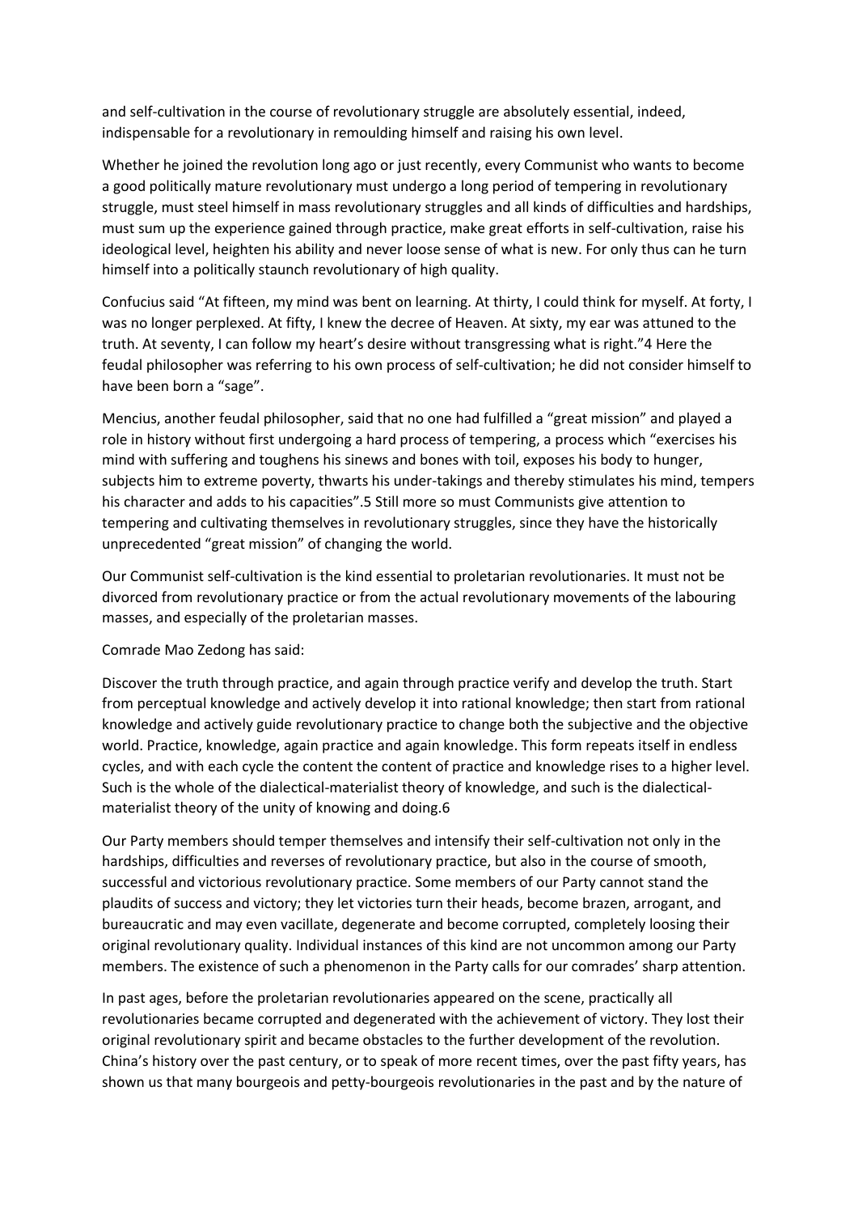and self-cultivation in the course of revolutionary struggle are absolutely essential, indeed, indispensable for a revolutionary in remoulding himself and raising his own level.

Whether he joined the revolution long ago or just recently, every Communist who wants to become a good politically mature revolutionary must undergo a long period of tempering in revolutionary struggle, must steel himself in mass revolutionary struggles and all kinds of difficulties and hardships, must sum up the experience gained through practice, make great efforts in self-cultivation, raise his ideological level, heighten his ability and never loose sense of what is new. For only thus can he turn himself into a politically staunch revolutionary of high quality.

Confucius said "At fifteen, my mind was bent on learning. At thirty, I could think for myself. At forty, I was no longer perplexed. At fifty, I knew the decree of Heaven. At sixty, my ear was attuned to the truth. At seventy, I can follow my heart's desire without transgressing what is right."4 Here the feudal philosopher was referring to his own process of self-cultivation; he did not consider himself to have been born a "sage".

Mencius, another feudal philosopher, said that no one had fulfilled a "great mission" and played a role in history without first undergoing a hard process of tempering, a process which "exercises his mind with suffering and toughens his sinews and bones with toil, exposes his body to hunger, subjects him to extreme poverty, thwarts his under-takings and thereby stimulates his mind, tempers his character and adds to his capacities".5 Still more so must Communists give attention to tempering and cultivating themselves in revolutionary struggles, since they have the historically unprecedented "great mission" of changing the world.

Our Communist self-cultivation is the kind essential to proletarian revolutionaries. It must not be divorced from revolutionary practice or from the actual revolutionary movements of the labouring masses, and especially of the proletarian masses.

Comrade Mao Zedong has said:

Discover the truth through practice, and again through practice verify and develop the truth. Start from perceptual knowledge and actively develop it into rational knowledge; then start from rational knowledge and actively guide revolutionary practice to change both the subjective and the objective world. Practice, knowledge, again practice and again knowledge. This form repeats itself in endless cycles, and with each cycle the content the content of practice and knowledge rises to a higher level. Such is the whole of the dialectical-materialist theory of knowledge, and such is the dialectical-materialist theory of the unity of knowing and doing.6

Our Party members should temper themselves and intensify their self-cultivation not only in the hardships, difficulties and reverses of revolutionary practice, but also in the course of smooth, successful and victorious revolutionary practice. Some members of our Party cannot stand the plaudits of success and victory; they let victories turn their heads, become brazen, arrogant, and bureaucratic and may even vacillate, degenerate and become corrupted, completely loosing their original revolutionary quality. Individual instances of this kind are not uncommon among our Party members. The existence of such a phenomenon in the Party calls for our comrades' sharp attention.

In past ages, before the proletarian revolutionaries appeared on the scene, practically all revolutionaries became corrupted and degenerated with the achievement of victory. They lost their original revolutionary spirit and became obstacles to the further development of the revolution. China's history over the past century, or to speak of more recent times, over the past fifty years, has shown us that many bourgeois and petty-bourgeois revolutionaries in the past and by the nature of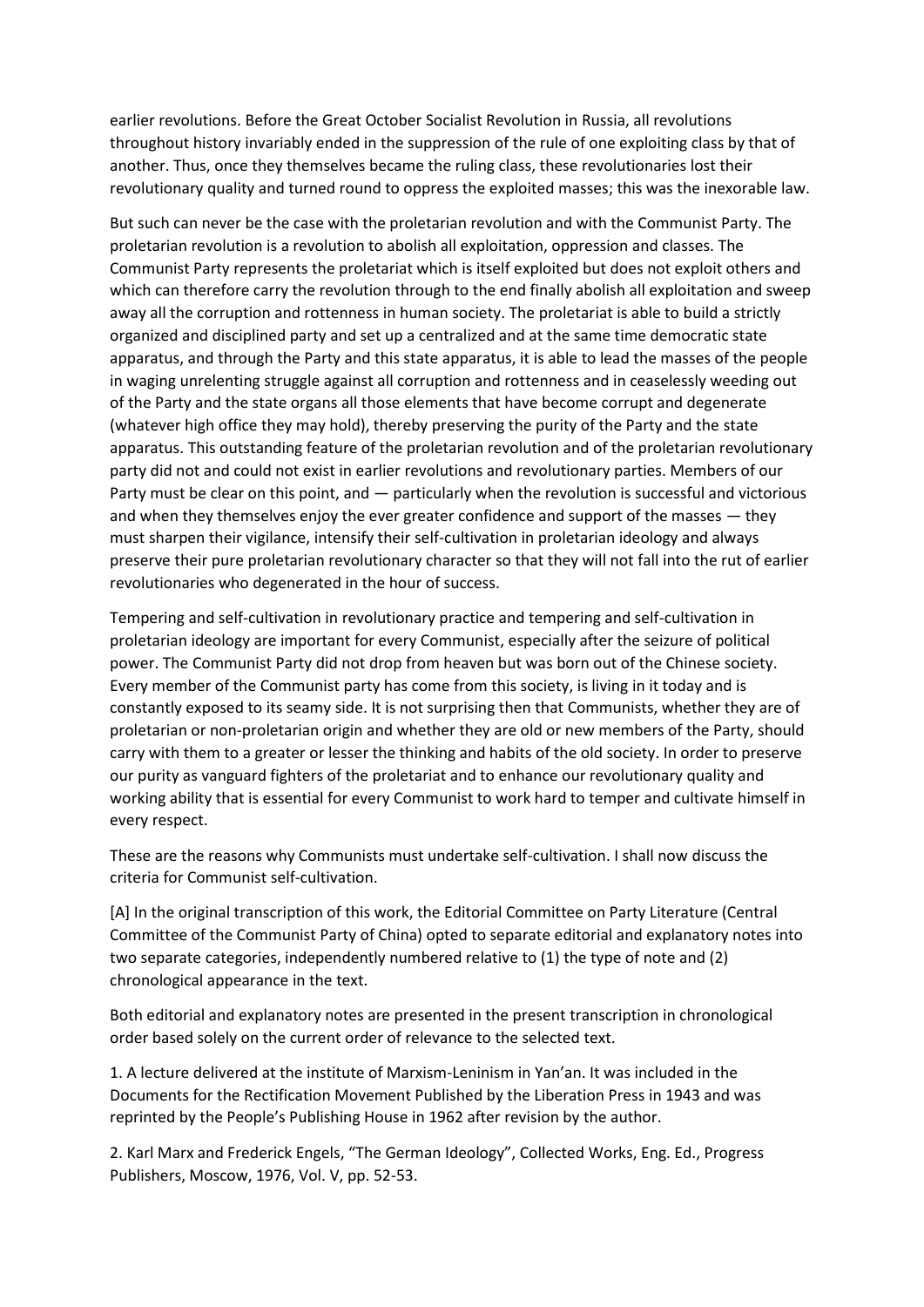earlier revolutions. Before the Great October Socialist Revolution in Russia, all revolutions throughout history invariably ended in the suppression of the rule of one exploiting class by that of another. Thus, once they themselves became the ruling class, these revolutionaries lost their revolutionary quality and turned round to oppress the exploited masses; this was the inexorable law.

But such can never be the case with the proletarian revolution and with the Communist Party. The proletarian revolution is a revolution to abolish all exploitation, oppression and classes. The Communist Party represents the proletariat which is itself exploited but does not exploit others and which can therefore carry the revolution through to the end finally abolish all exploitation and sweep away all the corruption and rottenness in human society. The proletariat is able to build a strictly organized and disciplined party and set up a centralized and at the same time democratic state apparatus, and through the Party and this state apparatus, it is able to lead the masses of the people in waging unrelenting struggle against all corruption and rottenness and in ceaselessly weeding out of the Party and the state organs all those elements that have become corrupt and degenerate (whatever high office they may hold), thereby preserving the purity of the Party and the state apparatus. This outstanding feature of the proletarian revolution and of the proletarian revolutionary party did not and could not exist in earlier revolutions and revolutionary parties. Members of our Party must be clear on this point, and — particularly when the revolution is successful and victorious and when they themselves enjoy the ever greater confidence and support of the masses — they must sharpen their vigilance, intensify their self-cultivation in proletarian ideology and always preserve their pure proletarian revolutionary character so that they will not fall into the rut of earlier revolutionaries who degenerated in the hour of success.

Tempering and self-cultivation in revolutionary practice and tempering and self-cultivation in proletarian ideology are important for every Communist, especially after the seizure of political power. The Communist Party did not drop from heaven but was born out of the Chinese society. Every member of the Communist party has come from this society, is living in it today and is constantly exposed to its seamy side. It is not surprising then that Communists, whether they are of proletarian or non-proletarian origin and whether they are old or new members of the Party, should carry with them to a greater or lesser the thinking and habits of the old society. In order to preserve our purity as vanguard fighters of the proletariat and to enhance our revolutionary quality and working ability that is essential for every Communist to work hard to temper and cultivate himself in every respect.

These are the reasons why Communists must undertake self-cultivation. I shall now discuss the criteria for Communist self-cultivation.

[A] In the original transcription of this work, the Editorial Committee on Party Literature (Central Committee of the Communist Party of China) opted to separate editorial and explanatory notes into two separate categories, independently numbered relative to (1) the type of note and (2) chronological appearance in the text.

Both editorial and explanatory notes are presented in the present transcription in chronological order based solely on the current order of relevance to the selected text.

1. A lecture delivered at the institute of Marxism-Leninism in Yan'an. It was included in the Documents for the Rectification Movement Published by the Liberation Press in 1943 and was reprinted by the People's Publishing House in 1962 after revision by the author.

2. Karl Marx and Frederick Engels, "The German Ideology", Collected Works, Eng. Ed., Progress Publishers, Moscow, 1976, Vol. V, pp. 52-53.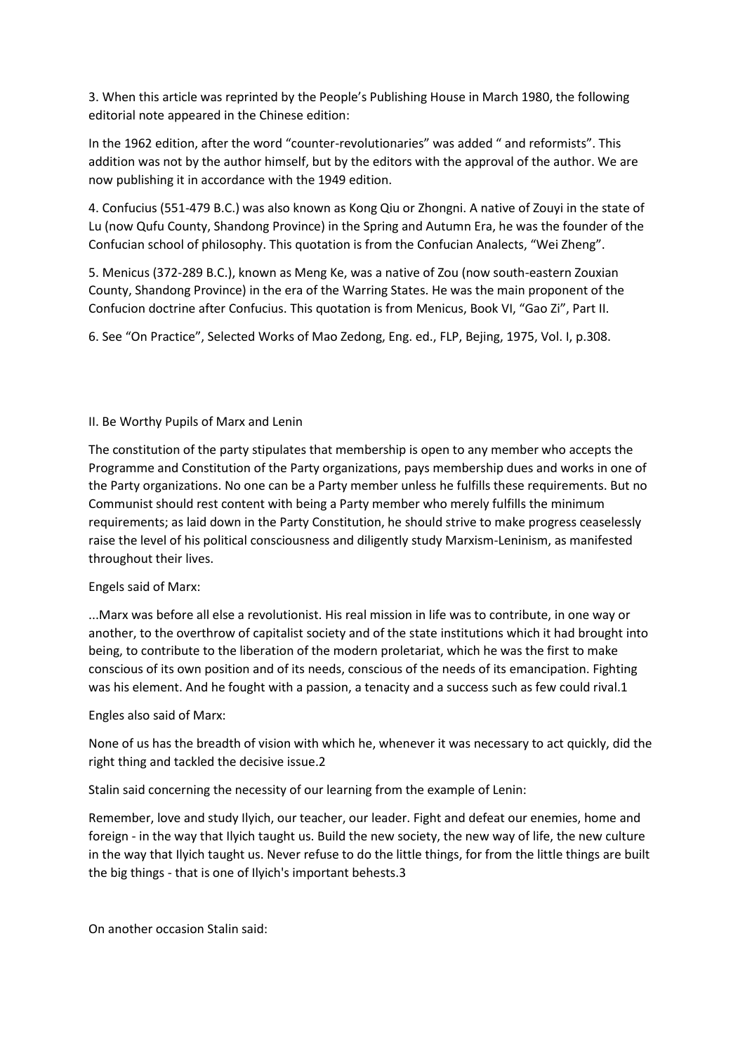3. When this article was reprinted by the People's Publishing House in March 1980, the following editorial note appeared in the Chinese edition:

In the 1962 edition, after the word "counter-revolutionaries" was added " and reformists". This addition was not by the author himself, but by the editors with the approval of the author. We are now publishing it in accordance with the 1949 edition.

4. Confucius (551-479 B.C.) was also known as Kong Qiu or Zhongni. A native of Zouyi in the state of Lu (now Qufu County, Shandong Province) in the Spring and Autumn Era, he was the founder of the Confucian school of philosophy. This quotation is from the Confucian Analects, "Wei Zheng".

5. Menicus (372-289 B.C.), known as Meng Ke, was a native of Zou (now south-eastern Zouxian County, Shandong Province) in the era of the Warring States. He was the main proponent of the Confucion doctrine after Confucius. This quotation is from Menicus, Book VI, "Gao Zi", Part II.

6. See "On Practice", Selected Works of Mao Zedong, Eng. ed., FLP, Bejing, 1975, Vol. I, p.308.

## II. Be Worthy Pupils of Marx and Lenin

The constitution of the party stipulates that membership is open to any member who accepts the Programme and Constitution of the Party organizations, pays membership dues and works in one of the Party organizations. No one can be a Party member unless he fulfills these requirements. But no Communist should rest content with being a Party member who merely fulfills the minimum requirements; as laid down in the Party Constitution, he should strive to make progress ceaselessly raise the level of his political consciousness and diligently study Marxism-Leninism, as manifested throughout their lives.

Engels said of Marx:

> ...Marx was before all else a revolutionist. His real mission in life was to contribute, in one way or another, to the overthrow of capitalist society and of the state institutions which it had brought into being, to contribute to the liberation of the modern proletariat, which he was the first to make conscious of its own position and of its needs, conscious of the needs of its emancipation. Fighting was his element. And he fought with a passion, a tenacity and a success such as few could rival.1

Engles also said of Marx:

> None of us has the breadth of vision with which he, whenever it was necessary to act quickly, did the right thing and tackled the decisive issue.2

Stalin said concerning the necessity of our learning from the example of Lenin:

> Remember, love and study Ilyich, our teacher, our leader. Fight and defeat our enemies, home and foreign - in the way that Ilyich taught us. Build the new society, the new way of life, the new culture in the way that Ilyich taught us. Never refuse to do the little things, for from the little things are built the big things - that is one of Ilyich's important behests.3

On another occasion Stalin said: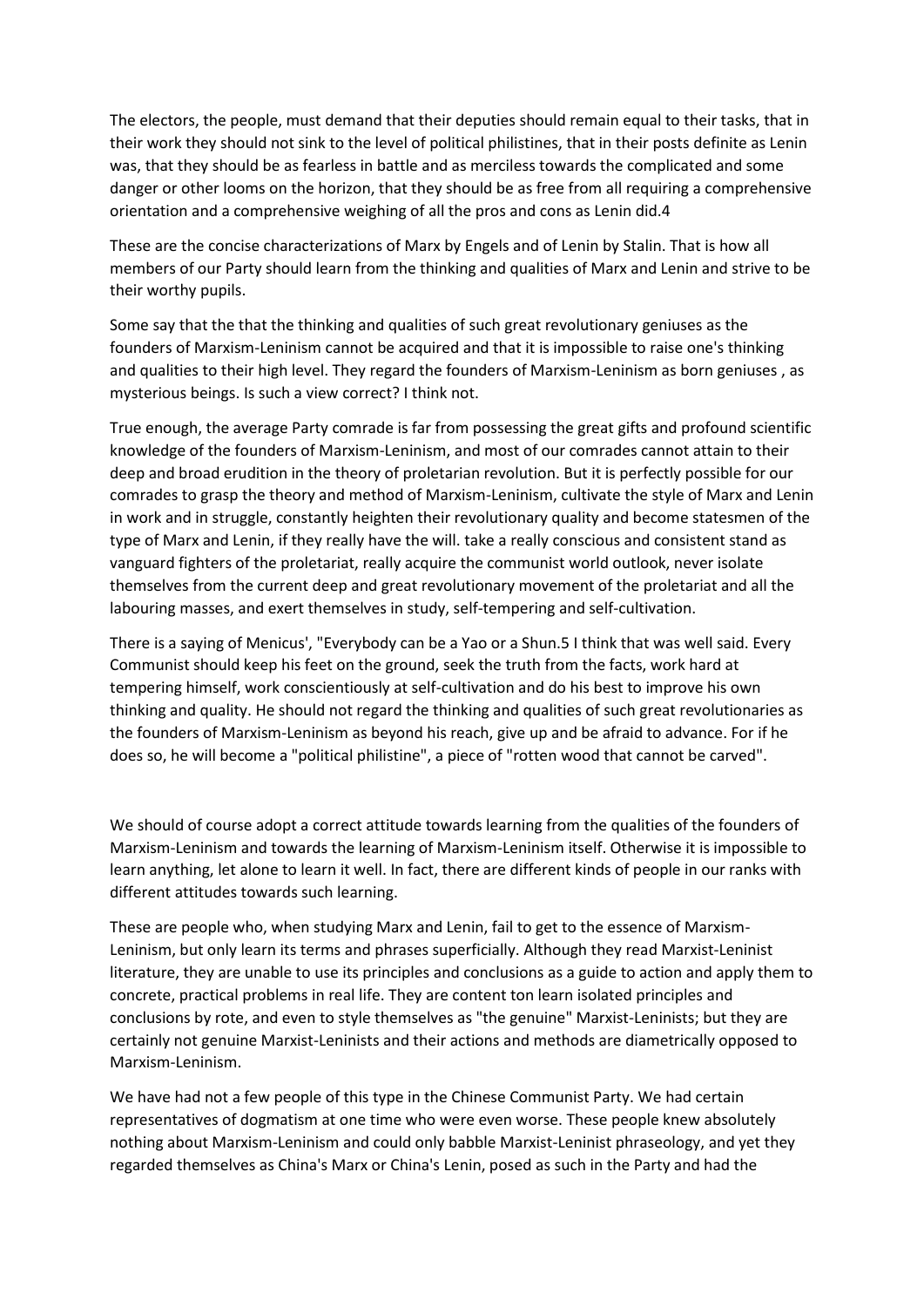The electors, the people, must demand that their deputies should remain equal to their tasks, that in their work they should not sink to the level of political philistines, that in their posts definite as Lenin was, that they should be as fearless in battle and as merciless towards the complicated and some danger or other looms on the horizon, that they should be as free from all requiring a comprehensive orientation and a comprehensive weighing of all the pros and cons as Lenin did.4

These are the concise characterizations of Marx by Engels and of Lenin by Stalin. That is how all members of our Party should learn from the thinking and qualities of Marx and Lenin and strive to be their worthy pupils.

Some say that the that the thinking and qualities of such great revolutionary geniuses as the founders of Marxism-Leninism cannot be acquired and that it is impossible to raise one's thinking and qualities to their high level. They regard the founders of Marxism-Leninism as born geniuses , as mysterious beings. Is such a view correct? I think not.

True enough, the average Party comrade is far from possessing the great gifts and profound scientific knowledge of the founders of Marxism-Leninism, and most of our comrades cannot attain to their deep and broad erudition in the theory of proletarian revolution. But it is perfectly possible for our comrades to grasp the theory and method of Marxism-Leninism, cultivate the style of Marx and Lenin in work and in struggle, constantly heighten their revolutionary quality and become statesmen of the type of Marx and Lenin, if they really have the will. take a really conscious and consistent stand as vanguard fighters of the proletariat, really acquire the communist world outlook, never isolate themselves from the current deep and great revolutionary movement of the proletariat and all the labouring masses, and exert themselves in study, self-tempering and self-cultivation.

There is a saying of Menicus', "Everybody can be a Yao or a Shun.5 I think that was well said. Every Communist should keep his feet on the ground, seek the truth from the facts, work hard at tempering himself, work conscientiously at self-cultivation and do his best to improve his own thinking and quality. He should not regard the thinking and qualities of such great revolutionaries as the founders of Marxism-Leninism as beyond his reach, give up and be afraid to advance. For if he does so, he will become a "political philistine", a piece of "rotten wood that cannot be carved".

We should of course adopt a correct attitude towards learning from the qualities of the founders of Marxism-Leninism and towards the learning of Marxism-Leninism itself. Otherwise it is impossible to learn anything, let alone to learn it well. In fact, there are different kinds of people in our ranks with different attitudes towards such learning.

These are people who, when studying Marx and Lenin, fail to get to the essence of Marxism-Leninism, but only learn its terms and phrases superficially. Although they read Marxist-Leninist literature, they are unable to use its principles and conclusions as a guide to action and apply them to concrete, practical problems in real life. They are content ton learn isolated principles and conclusions by rote, and even to style themselves as "the genuine" Marxist-Leninists; but they are certainly not genuine Marxist-Leninists and their actions and methods are diametrically opposed to Marxism-Leninism.

We have had not a few people of this type in the Chinese Communist Party. We had certain representatives of dogmatism at one time who were even worse. These people knew absolutely nothing about Marxism-Leninism and could only babble Marxist-Leninist phraseology, and yet they regarded themselves as China's Marx or China's Lenin, posed as such in the Party and had the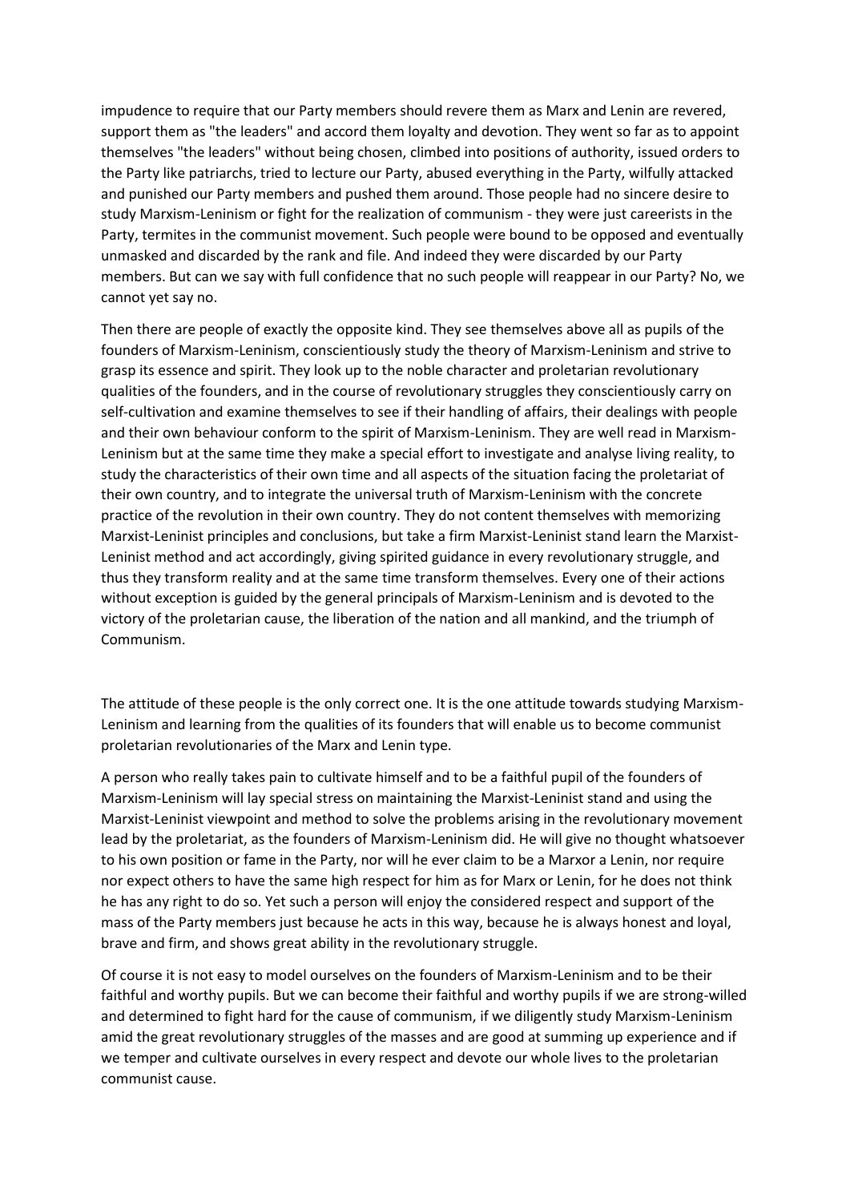impudence to require that our Party members should revere them as Marx and Lenin are revered, support them as "the leaders" and accord them loyalty and devotion. They went so far as to appoint themselves "the leaders" without being chosen, climbed into positions of authority, issued orders to the Party like patriarchs, tried to lecture our Party, abused everything in the Party, wilfully attacked and punished our Party members and pushed them around. Those people had no sincere desire to study Marxism-Leninism or fight for the realization of communism - they were just careerists in the Party, termites in the communist movement. Such people were bound to be opposed and eventually unmasked and discarded by the rank and file. And indeed they were discarded by our Party members. But can we say with full confidence that no such people will reappear in our Party? No, we cannot yet say no.

Then there are people of exactly the opposite kind. They see themselves above all as pupils of the founders of Marxism-Leninism, conscientiously study the theory of Marxism-Leninism and strive to grasp its essence and spirit. They look up to the noble character and proletarian revolutionary qualities of the founders, and in the course of revolutionary struggles they conscientiously carry on self-cultivation and examine themselves to see if their handling of affairs, their dealings with people and their own behaviour conform to the spirit of Marxism-Leninism. They are well read in Marxism-Leninism but at the same time they make a special effort to investigate and analyse living reality, to study the characteristics of their own time and all aspects of the situation facing the proletariat of their own country, and to integrate the universal truth of Marxism-Leninism with the concrete practice of the revolution in their own country. They do not content themselves with memorizing Marxist-Leninist principles and conclusions, but take a firm Marxist-Leninist stand learn the Marxist-Leninist method and act accordingly, giving spirited guidance in every revolutionary struggle, and thus they transform reality and at the same time transform themselves. Every one of their actions without exception is guided by the general principals of Marxism-Leninism and is devoted to the victory of the proletarian cause, the liberation of the nation and all mankind, and the triumph of Communism.

The attitude of these people is the only correct one. It is the one attitude towards studying Marxism-Leninism and learning from the qualities of its founders that will enable us to become communist proletarian revolutionaries of the Marx and Lenin type.

A person who really takes pain to cultivate himself and to be a faithful pupil of the founders of Marxism-Leninism will lay special stress on maintaining the Marxist-Leninist stand and using the Marxist-Leninist viewpoint and method to solve the problems arising in the revolutionary movement lead by the proletariat, as the founders of Marxism-Leninism did. He will give no thought whatsoever to his own position or fame in the Party, nor will he ever claim to be a Marxor a Lenin, nor require nor expect others to have the same high respect for him as for Marx or Lenin, for he does not think he has any right to do so. Yet such a person will enjoy the considered respect and support of the mass of the Party members just because he acts in this way, because he is always honest and loyal, brave and firm, and shows great ability in the revolutionary struggle.

Of course it is not easy to model ourselves on the founders of Marxism-Leninism and to be their faithful and worthy pupils. But we can become their faithful and worthy pupils if we are strong-willed and determined to fight hard for the cause of communism, if we diligently study Marxism-Leninism amid the great revolutionary struggles of the masses and are good at summing up experience and if we temper and cultivate ourselves in every respect and devote our whole lives to the proletarian communist cause.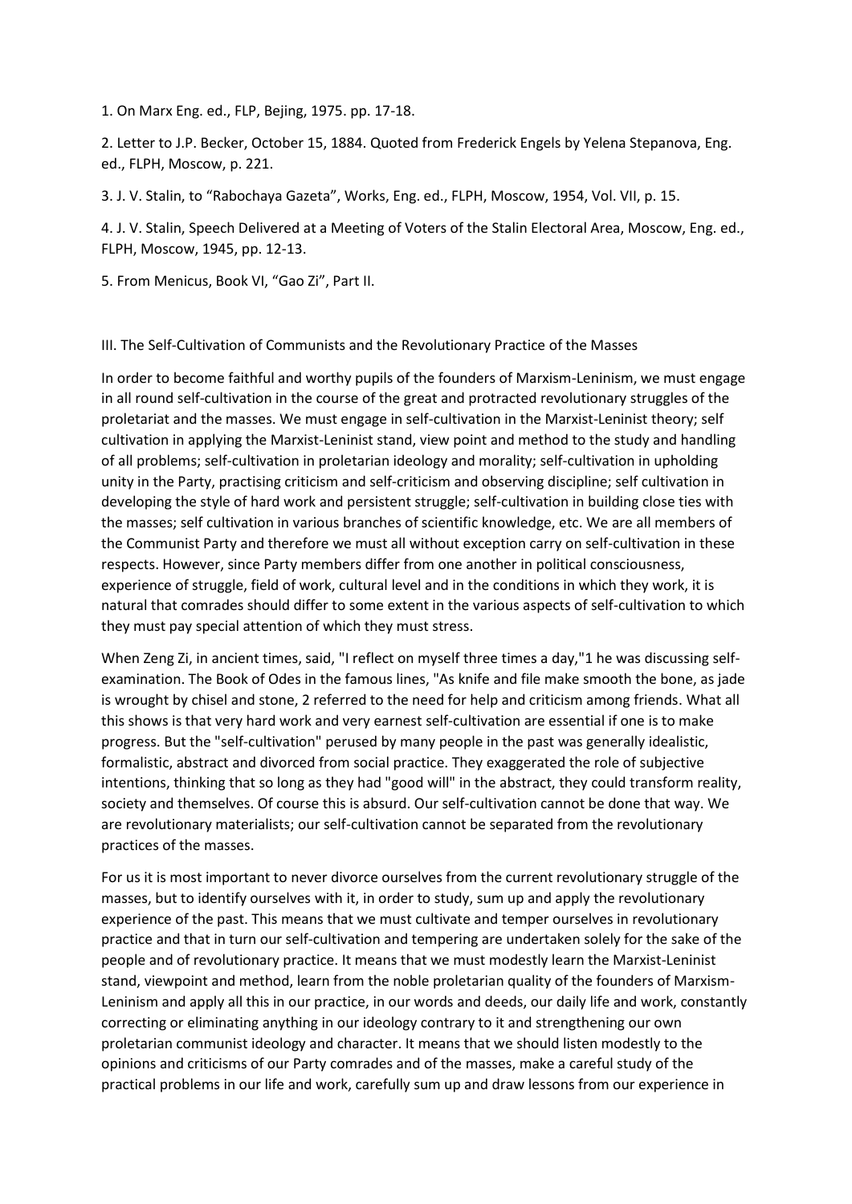1. On Marx Eng. ed., FLP, Bejing, 1975. pp. 17-18.

2. Letter to J.P. Becker, October 15, 1884. Quoted from Frederick Engels by Yelena Stepanova, Eng. ed., FLPH, Moscow, p. 221.

3. J. V. Stalin, to "Rabochaya Gazeta", Works, Eng. ed., FLPH, Moscow, 1954, Vol. VII, p. 15.

4. J. V. Stalin, Speech Delivered at a Meeting of Voters of the Stalin Electoral Area, Moscow, Eng. ed., FLPH, Moscow, 1945, pp. 12-13.

5. From Menicus, Book VI, "Gao Zi", Part II.

## III. The Self-Cultivation of Communists and the Revolutionary Practice of the Masses

In order to become faithful and worthy pupils of the founders of Marxism-Leninism, we must engage in all round self-cultivation in the course of the great and protracted revolutionary struggles of the proletariat and the masses. We must engage in self-cultivation in the Marxist-Leninist theory; self cultivation in applying the Marxist-Leninist stand, view point and method to the study and handling of all problems; self-cultivation in proletarian ideology and morality; self-cultivation in upholding unity in the Party, practising criticism and self-criticism and observing discipline; self cultivation in developing the style of hard work and persistent struggle; self-cultivation in building close ties with the masses; self cultivation in various branches of scientific knowledge, etc. We are all members of the Communist Party and therefore we must all without exception carry on self-cultivation in these respects. However, since Party members differ from one another in political consciousness, experience of struggle, field of work, cultural level and in the conditions in which they work, it is natural that comrades should differ to some extent in the various aspects of self-cultivation to which they must pay special attention of which they must stress.

When Zeng Zi, in ancient times, said, "I reflect on myself three times a day,"1 he was discussing self-examination. The Book of Odes in the famous lines, "As knife and file make smooth the bone, as jade is wrought by chisel and stone, 2 referred to the need for help and criticism among friends. What all this shows is that very hard work and very earnest self-cultivation are essential if one is to make progress. But the "self-cultivation" perused by many people in the past was generally idealistic, formalistic, abstract and divorced from social practice. They exaggerated the role of subjective intentions, thinking that so long as they had "good will" in the abstract, they could transform reality, society and themselves. Of course this is absurd. Our self-cultivation cannot be done that way. We are revolutionary materialists; our self-cultivation cannot be separated from the revolutionary practices of the masses.

For us it is most important to never divorce ourselves from the current revolutionary struggle of the masses, but to identify ourselves with it, in order to study, sum up and apply the revolutionary experience of the past. This means that we must cultivate and temper ourselves in revolutionary practice and that in turn our self-cultivation and tempering are undertaken solely for the sake of the people and of revolutionary practice. It means that we must modestly learn the Marxist-Leninist stand, viewpoint and method, learn from the noble proletarian quality of the founders of Marxism-Leninism and apply all this in our practice, in our words and deeds, our daily life and work, constantly correcting or eliminating anything in our ideology contrary to it and strengthening our own proletarian communist ideology and character. It means that we should listen modestly to the opinions and criticisms of our Party comrades and of the masses, make a careful study of the practical problems in our life and work, carefully sum up and draw lessons from our experience in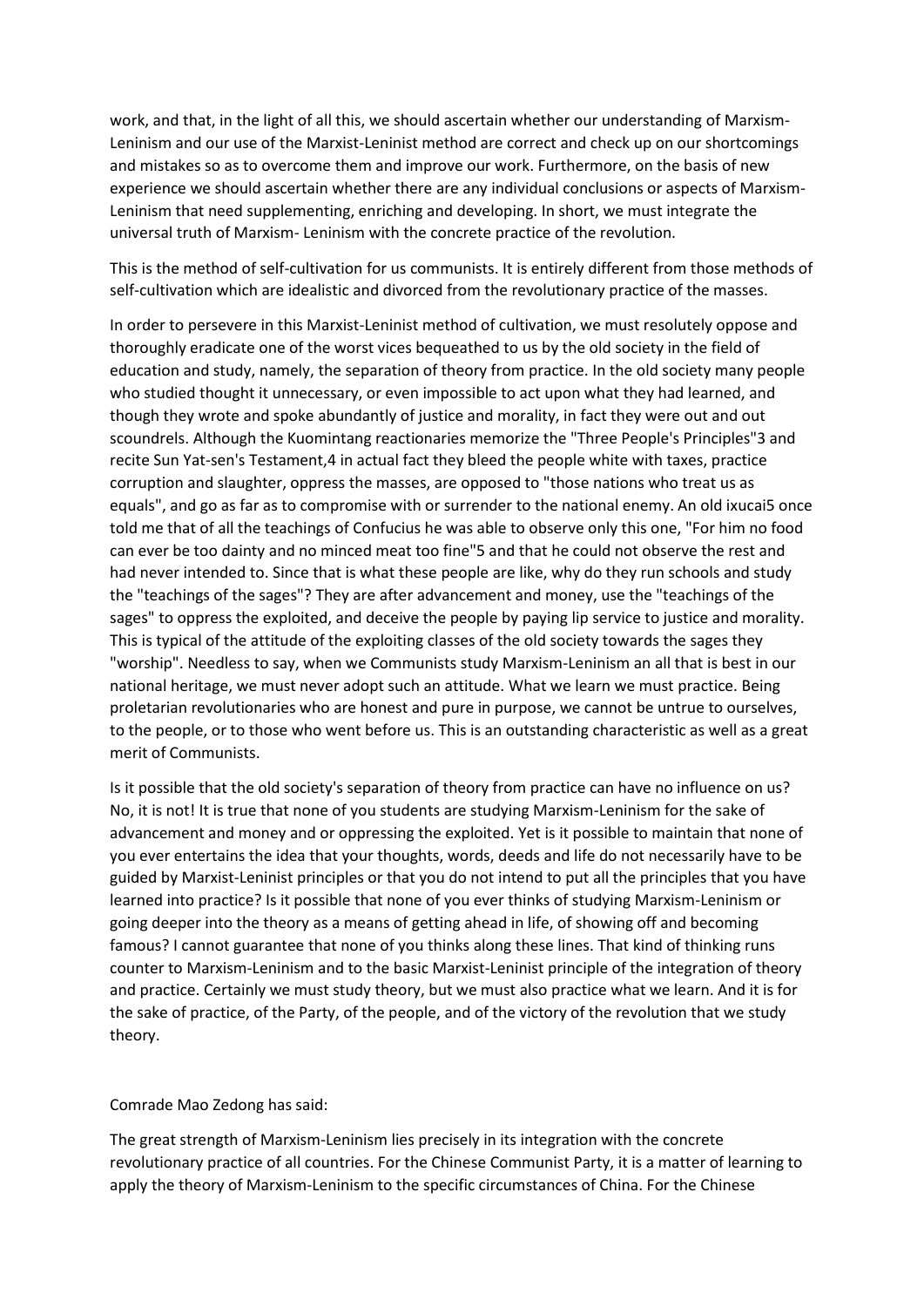work, and that, in the light of all this, we should ascertain whether our understanding of Marxism-Leninism and our use of the Marxist-Leninist method are correct and check up on our shortcomings and mistakes so as to overcome them and improve our work. Furthermore, on the basis of new experience we should ascertain whether there are any individual conclusions or aspects of Marxism-Leninism that need supplementing, enriching and developing. In short, we must integrate the universal truth of Marxism- Leninism with the concrete practice of the revolution.

This is the method of self-cultivation for us communists. It is entirely different from those methods of self-cultivation which are idealistic and divorced from the revolutionary practice of the masses.

In order to persevere in this Marxist-Leninist method of cultivation, we must resolutely oppose and thoroughly eradicate one of the worst vices bequeathed to us by the old society in the field of education and study, namely, the separation of theory from practice. In the old society many people who studied thought it unnecessary, or even impossible to act upon what they had learned, and though they wrote and spoke abundantly of justice and morality, in fact they were out and out scoundrels. Although the Kuomintang reactionaries memorize the "Three People's Principles"3 and recite Sun Yat-sen's Testament,4 in actual fact they bleed the people white with taxes, practice corruption and slaughter, oppress the masses, are opposed to "those nations who treat us as equals", and go as far as to compromise with or surrender to the national enemy. An old ixucai5 once told me that of all the teachings of Confucius he was able to observe only this one, "For him no food can ever be too dainty and no minced meat too fine"5 and that he could not observe the rest and had never intended to. Since that is what these people are like, why do they run schools and study the "teachings of the sages"? They are after advancement and money, use the "teachings of the sages" to oppress the exploited, and deceive the people by paying lip service to justice and morality. This is typical of the attitude of the exploiting classes of the old society towards the sages they "worship". Needless to say, when we Communists study Marxism-Leninism an all that is best in our national heritage, we must never adopt such an attitude. What we learn we must practice. Being proletarian revolutionaries who are honest and pure in purpose, we cannot be untrue to ourselves, to the people, or to those who went before us. This is an outstanding characteristic as well as a great merit of Communists.

Is it possible that the old society's separation of theory from practice can have no influence on us? No, it is not! It is true that none of you students are studying Marxism-Leninism for the sake of advancement and money and or oppressing the exploited. Yet is it possible to maintain that none of you ever entertains the idea that your thoughts, words, deeds and life do not necessarily have to be guided by Marxist-Leninist principles or that you do not intend to put all the principles that you have learned into practice? Is it possible that none of you ever thinks of studying Marxism-Leninism or going deeper into the theory as a means of getting ahead in life, of showing off and becoming famous? I cannot guarantee that none of you thinks along these lines. That kind of thinking runs counter to Marxism-Leninism and to the basic Marxist-Leninist principle of the integration of theory and practice. Certainly we must study theory, but we must also practice what we learn. And it is for the sake of practice, of the Party, of the people, and of the victory of the revolution that we study theory.

Comrade Mao Zedong has said:

The great strength of Marxism-Leninism lies precisely in its integration with the concrete revolutionary practice of all countries. For the Chinese Communist Party, it is a matter of learning to apply the theory of Marxism-Leninism to the specific circumstances of China. For the Chinese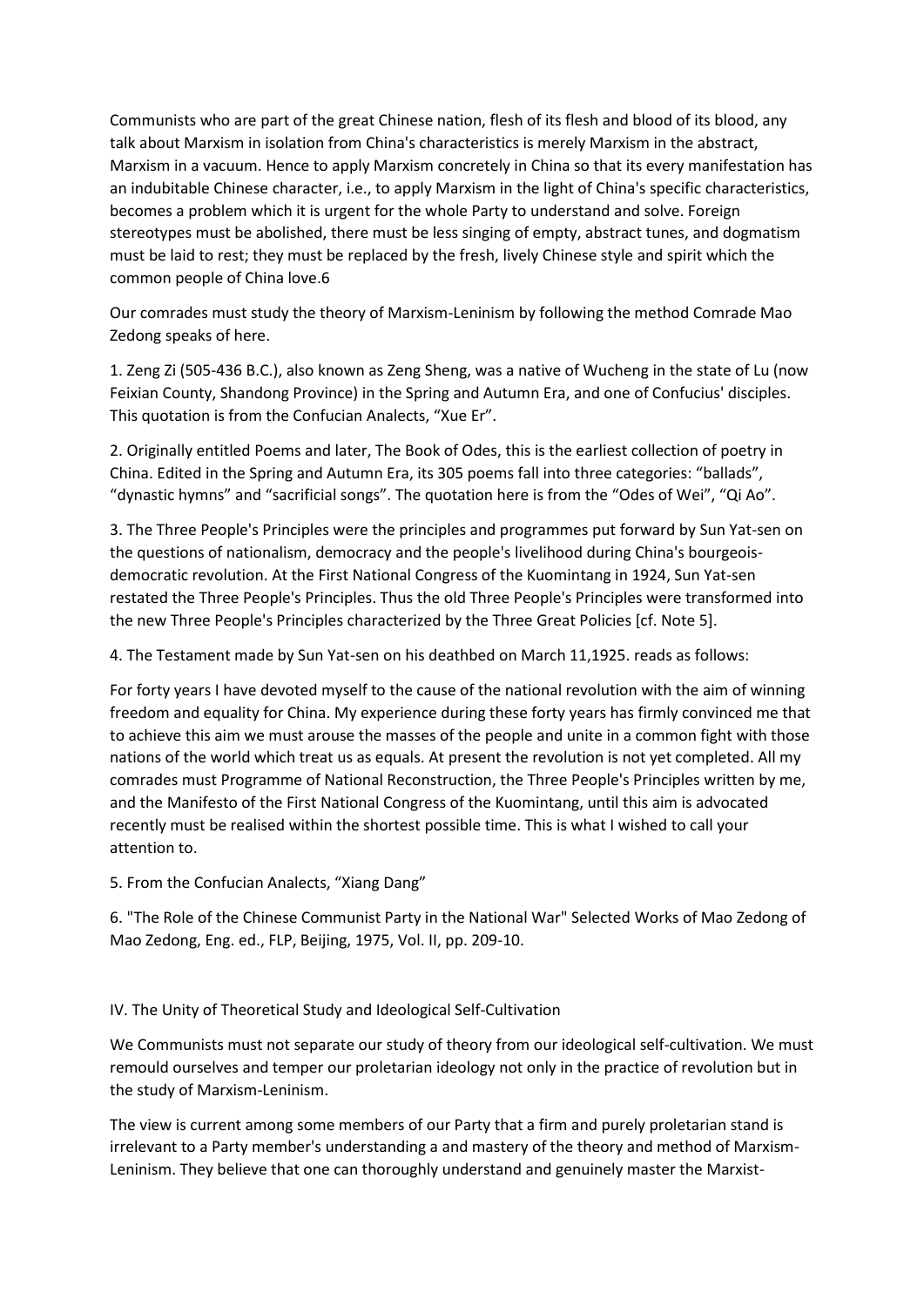Communists who are part of the great Chinese nation, flesh of its flesh and blood of its blood, any talk about Marxism in isolation from China's characteristics is merely Marxism in the abstract, Marxism in a vacuum. Hence to apply Marxism concretely in China so that its every manifestation has an indubitable Chinese character, i.e., to apply Marxism in the light of China's specific characteristics, becomes a problem which it is urgent for the whole Party to understand and solve. Foreign stereotypes must be abolished, there must be less singing of empty, abstract tunes, and dogmatism must be laid to rest; they must be replaced by the fresh, lively Chinese style and spirit which the common people of China love.6

Our comrades must study the theory of Marxism-Leninism by following the method Comrade Mao Zedong speaks of here.

1. Zeng Zi (505-436 B.C.), also known as Zeng Sheng, was a native of Wucheng in the state of Lu (now Feixian County, Shandong Province) in the Spring and Autumn Era, and one of Confucius' disciples. This quotation is from the Confucian Analects, "Xue Er".

2. Originally entitled Poems and later, The Book of Odes, this is the earliest collection of poetry in China. Edited in the Spring and Autumn Era, its 305 poems fall into three categories: "ballads", "dynastic hymns" and "sacrificial songs". The quotation here is from the "Odes of Wei", "Qi Ao".

3. The Three People's Principles were the principles and programmes put forward by Sun Yat-sen on the questions of nationalism, democracy and the people's livelihood during China's bourgeois-democratic revolution. At the First National Congress of the Kuomintang in 1924, Sun Yat-sen restated the Three People's Principles. Thus the old Three People's Principles were transformed into the new Three People's Principles characterized by the Three Great Policies [cf. Note 5].

4. The Testament made by Sun Yat-sen on his deathbed on March 11,1925. reads as follows:

For forty years I have devoted myself to the cause of the national revolution with the aim of winning freedom and equality for China. My experience during these forty years has firmly convinced me that to achieve this aim we must arouse the masses of the people and unite in a common fight with those nations of the world which treat us as equals. At present the revolution is not yet completed. All my comrades must Programme of National Reconstruction, the Three People's Principles written by me, and the Manifesto of the First National Congress of the Kuomintang, until this aim is advocated recently must be realised within the shortest possible time. This is what I wished to call your attention to.

5. From the Confucian Analects, "Xiang Dang"

6. "The Role of the Chinese Communist Party in the National War" Selected Works of Mao Zedong of Mao Zedong, Eng. ed., FLP, Beijing, 1975, Vol. II, pp. 209-10.

## IV. The Unity of Theoretical Study and Ideological Self-Cultivation

We Communists must not separate our study of theory from our ideological self-cultivation. We must remould ourselves and temper our proletarian ideology not only in the practice of revolution but in the study of Marxism-Leninism.

The view is current among some members of our Party that a firm and purely proletarian stand is irrelevant to a Party member's understanding a and mastery of the theory and method of Marxism-Leninism. They believe that one can thoroughly understand and genuinely master the Marxist-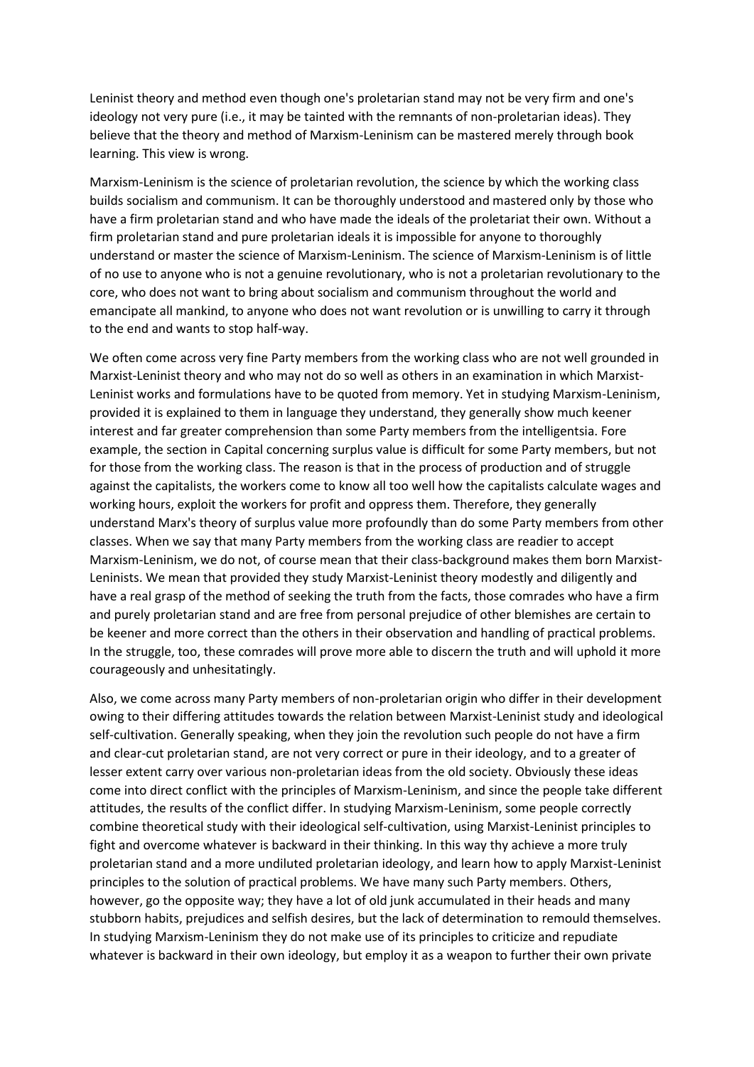Leninist theory and method even though one's proletarian stand may not be very firm and one's ideology not very pure (i.e., it may be tainted with the remnants of non-proletarian ideas). They believe that the theory and method of Marxism-Leninism can be mastered merely through book learning. This view is wrong.

Marxism-Leninism is the science of proletarian revolution, the science by which the working class builds socialism and communism. It can be thoroughly understood and mastered only by those who have a firm proletarian stand and who have made the ideals of the proletariat their own. Without a firm proletarian stand and pure proletarian ideals it is impossible for anyone to thoroughly understand or master the science of Marxism-Leninism. The science of Marxism-Leninism is of little of no use to anyone who is not a genuine revolutionary, who is not a proletarian revolutionary to the core, who does not want to bring about socialism and communism throughout the world and emancipate all mankind, to anyone who does not want revolution or is unwilling to carry it through to the end and wants to stop half-way.

We often come across very fine Party members from the working class who are not well grounded in Marxist-Leninist theory and who may not do so well as others in an examination in which Marxist-Leninist works and formulations have to be quoted from memory. Yet in studying Marxism-Leninism, provided it is explained to them in language they understand, they generally show much keener interest and far greater comprehension than some Party members from the intelligentsia. Fore example, the section in Capital concerning surplus value is difficult for some Party members, but not for those from the working class. The reason is that in the process of production and of struggle against the capitalists, the workers come to know all too well how the capitalists calculate wages and working hours, exploit the workers for profit and oppress them. Therefore, they generally understand Marx's theory of surplus value more profoundly than do some Party members from other classes. When we say that many Party members from the working class are readier to accept Marxism-Leninism, we do not, of course mean that their class-background makes them born Marxist-Leninists. We mean that provided they study Marxist-Leninist theory modestly and diligently and have a real grasp of the method of seeking the truth from the facts, those comrades who have a firm and purely proletarian stand and are free from personal prejudice of other blemishes are certain to be keener and more correct than the others in their observation and handling of practical problems. In the struggle, too, these comrades will prove more able to discern the truth and will uphold it more courageously and unhesitatingly.

Also, we come across many Party members of non-proletarian origin who differ in their development owing to their differing attitudes towards the relation between Marxist-Leninist study and ideological self-cultivation. Generally speaking, when they join the revolution such people do not have a firm and clear-cut proletarian stand, are not very correct or pure in their ideology, and to a greater of lesser extent carry over various non-proletarian ideas from the old society. Obviously these ideas come into direct conflict with the principles of Marxism-Leninism, and since the people take different attitudes, the results of the conflict differ. In studying Marxism-Leninism, some people correctly combine theoretical study with their ideological self-cultivation, using Marxist-Leninist principles to fight and overcome whatever is backward in their thinking. In this way thy achieve a more truly proletarian stand and a more undiluted proletarian ideology, and learn how to apply Marxist-Leninist principles to the solution of practical problems. We have many such Party members. Others, however, go the opposite way; they have a lot of old junk accumulated in their heads and many stubborn habits, prejudices and selfish desires, but the lack of determination to remould themselves. In studying Marxism-Leninism they do not make use of its principles to criticize and repudiate whatever is backward in their own ideology, but employ it as a weapon to further their own private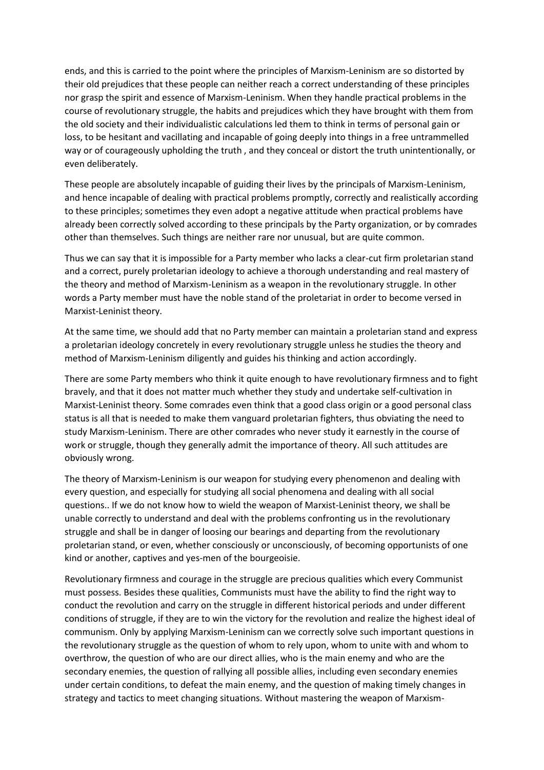ends, and this is carried to the point where the principles of Marxism-Leninism are so distorted by their old prejudices that these people can neither reach a correct understanding of these principles nor grasp the spirit and essence of Marxism-Leninism. When they handle practical problems in the course of revolutionary struggle, the habits and prejudices which they have brought with them from the old society and their individualistic calculations led them to think in terms of personal gain or loss, to be hesitant and vacillating and incapable of going deeply into things in a free untrammelled way or of courageously upholding the truth , and they conceal or distort the truth unintentionally, or even deliberately.

These people are absolutely incapable of guiding their lives by the principals of Marxism-Leninism, and hence incapable of dealing with practical problems promptly, correctly and realistically according to these principles; sometimes they even adopt a negative attitude when practical problems have already been correctly solved according to these principals by the Party organization, or by comrades other than themselves. Such things are neither rare nor unusual, but are quite common.

Thus we can say that it is impossible for a Party member who lacks a clear-cut firm proletarian stand and a correct, purely proletarian ideology to achieve a thorough understanding and real mastery of the theory and method of Marxism-Leninism as a weapon in the revolutionary struggle. In other words a Party member must have the noble stand of the proletariat in order to become versed in Marxist-Leninist theory.

At the same time, we should add that no Party member can maintain a proletarian stand and express a proletarian ideology concretely in every revolutionary struggle unless he studies the theory and method of Marxism-Leninism diligently and guides his thinking and action accordingly.

There are some Party members who think it quite enough to have revolutionary firmness and to fight bravely, and that it does not matter much whether they study and undertake self-cultivation in Marxist-Leninist theory. Some comrades even think that a good class origin or a good personal class status is all that is needed to make them vanguard proletarian fighters, thus obviating the need to study Marxism-Leninism. There are other comrades who never study it earnestly in the course of work or struggle, though they generally admit the importance of theory. All such attitudes are obviously wrong.

The theory of Marxism-Leninism is our weapon for studying every phenomenon and dealing with every question, and especially for studying all social phenomena and dealing with all social questions.. If we do not know how to wield the weapon of Marxist-Leninist theory, we shall be unable correctly to understand and deal with the problems confronting us in the revolutionary struggle and shall be in danger of loosing our bearings and departing from the revolutionary proletarian stand, or even, whether consciously or unconsciously, of becoming opportunists of one kind or another, captives and yes-men of the bourgeoisie.

Revolutionary firmness and courage in the struggle are precious qualities which every Communist must possess. Besides these qualities, Communists must have the ability to find the right way to conduct the revolution and carry on the struggle in different historical periods and under different conditions of struggle, if they are to win the victory for the revolution and realize the highest ideal of communism. Only by applying Marxism-Leninism can we correctly solve such important questions in the revolutionary struggle as the question of whom to rely upon, whom to unite with and whom to overthrow, the question of who are our direct allies, who is the main enemy and who are the secondary enemies, the question of rallying all possible allies, including even secondary enemies under certain conditions, to defeat the main enemy, and the question of making timely changes in strategy and tactics to meet changing situations. Without mastering the weapon of Marxism-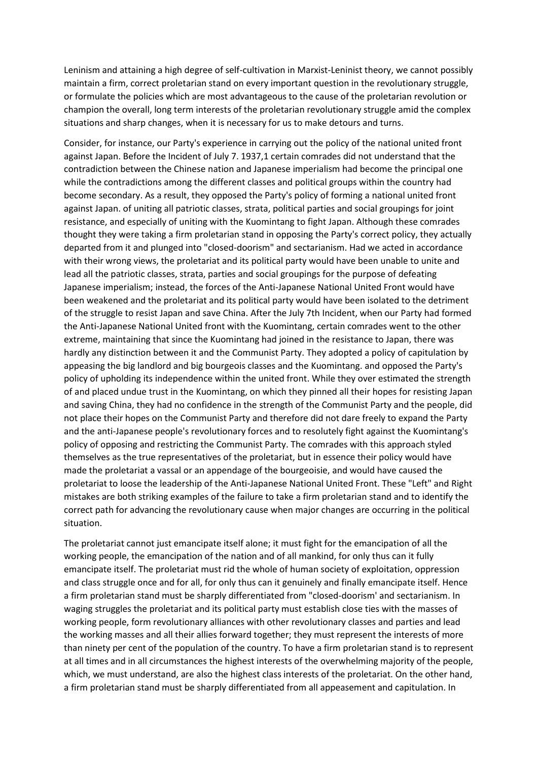Leninism and attaining a high degree of self-cultivation in Marxist-Leninist theory, we cannot possibly maintain a firm, correct proletarian stand on every important question in the revolutionary struggle, or formulate the policies which are most advantageous to the cause of the proletarian revolution or champion the overall, long term interests of the proletarian revolutionary struggle amid the complex situations and sharp changes, when it is necessary for us to make detours and turns.

Consider, for instance, our Party's experience in carrying out the policy of the national united front against Japan. Before the Incident of July 7. 1937,1 certain comrades did not understand that the contradiction between the Chinese nation and Japanese imperialism had become the principal one while the contradictions among the different classes and political groups within the country had become secondary. As a result, they opposed the Party's policy of forming a national united front against Japan. of uniting all patriotic classes, strata, political parties and social groupings for joint resistance, and especially of uniting with the Kuomintang to fight Japan. Although these comrades thought they were taking a firm proletarian stand in opposing the Party's correct policy, they actually departed from it and plunged into "closed-doorism" and sectarianism. Had we acted in accordance with their wrong views, the proletariat and its political party would have been unable to unite and lead all the patriotic classes, strata, parties and social groupings for the purpose of defeating Japanese imperialism; instead, the forces of the Anti-Japanese National United Front would have been weakened and the proletariat and its political party would have been isolated to the detriment of the struggle to resist Japan and save China. After the July 7th Incident, when our Party had formed the Anti-Japanese National United front with the Kuomintang, certain comrades went to the other extreme, maintaining that since the Kuomintang had joined in the resistance to Japan, there was hardly any distinction between it and the Communist Party. They adopted a policy of capitulation by appeasing the big landlord and big bourgeois classes and the Kuomintang. and opposed the Party's policy of upholding its independence within the united front. While they over estimated the strength of and placed undue trust in the Kuomintang, on which they pinned all their hopes for resisting Japan and saving China, they had no confidence in the strength of the Communist Party and the people, did not place their hopes on the Communist Party and therefore did not dare freely to expand the Party and the anti-Japanese people's revolutionary forces and to resolutely fight against the Kuomintang's policy of opposing and restricting the Communist Party. The comrades with this approach styled themselves as the true representatives of the proletariat, but in essence their policy would have made the proletariat a vassal or an appendage of the bourgeoisie, and would have caused the proletariat to loose the leadership of the Anti-Japanese National United Front. These "Left" and Right mistakes are both striking examples of the failure to take a firm proletarian stand and to identify the correct path for advancing the revolutionary cause when major changes are occurring in the political situation.

The proletariat cannot just emancipate itself alone; it must fight for the emancipation of all the working people, the emancipation of the nation and of all mankind, for only thus can it fully emancipate itself. The proletariat must rid the whole of human society of exploitation, oppression and class struggle once and for all, for only thus can it genuinely and finally emancipate itself. Hence a firm proletarian stand must be sharply differentiated from "closed-doorism' and sectarianism. In waging struggles the proletariat and its political party must establish close ties with the masses of working people, form revolutionary alliances with other revolutionary classes and parties and lead the working masses and all their allies forward together; they must represent the interests of more than ninety per cent of the population of the country. To have a firm proletarian stand is to represent at all times and in all circumstances the highest interests of the overwhelming majority of the people, which, we must understand, are also the highest class interests of the proletariat. On the other hand, a firm proletarian stand must be sharply differentiated from all appeasement and capitulation. In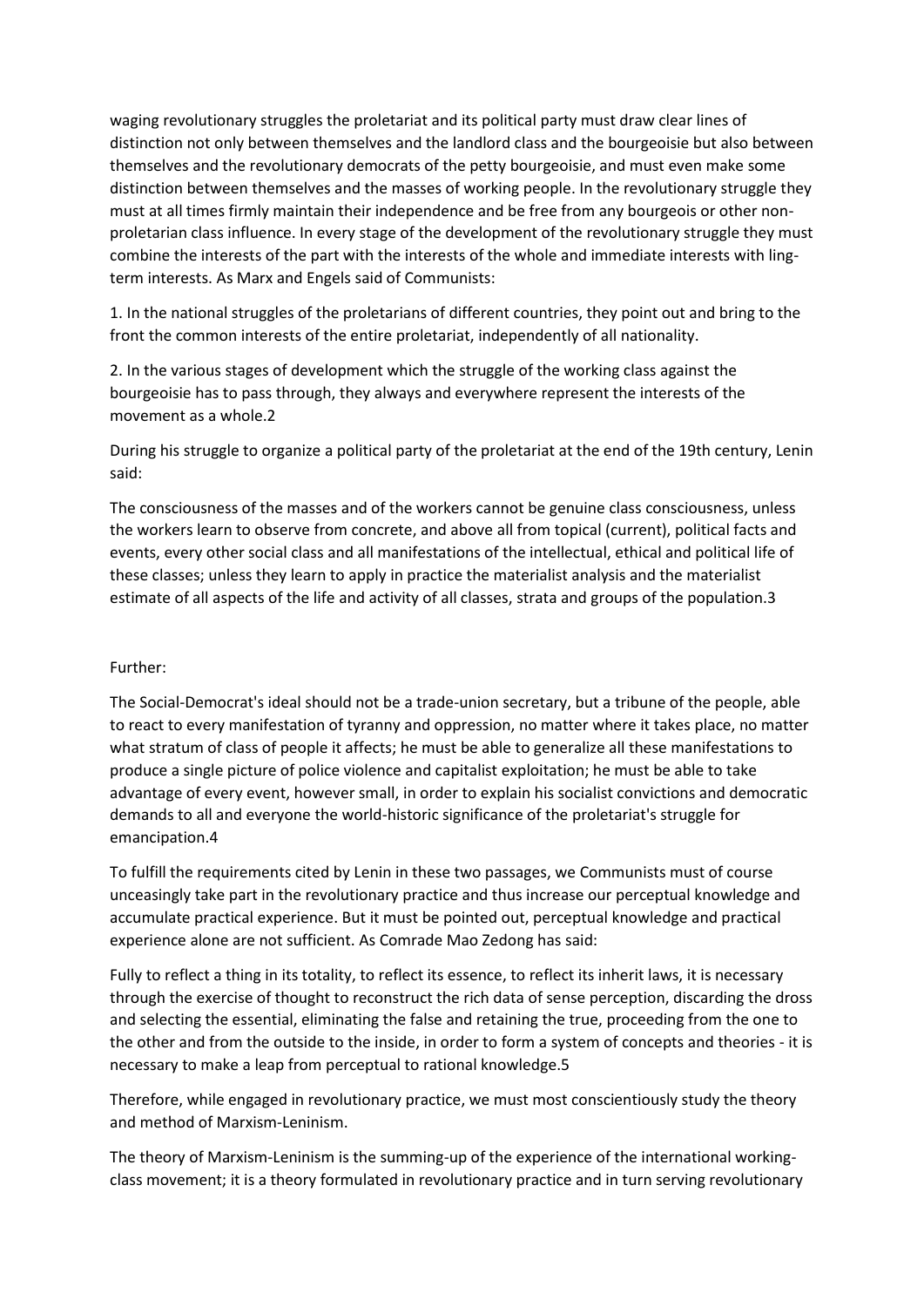waging revolutionary struggles the proletariat and its political party must draw clear lines of distinction not only between themselves and the landlord class and the bourgeoisie but also between themselves and the revolutionary democrats of the petty bourgeoisie, and must even make some distinction between themselves and the masses of working people. In the revolutionary struggle they must at all times firmly maintain their independence and be free from any bourgeois or other non-proletarian class influence. In every stage of the development of the revolutionary struggle they must combine the interests of the part with the interests of the whole and immediate interests with ling-term interests. As Marx and Engels said of Communists:

1. In the national struggles of the proletarians of different countries, they point out and bring to the front the common interests of the entire proletariat, independently of all nationality.

2. In the various stages of development which the struggle of the working class against the bourgeoisie has to pass through, they always and everywhere represent the interests of the movement as a whole.[2]

During his struggle to organize a political party of the proletariat at the end of the 19th century, Lenin said:

The consciousness of the masses and of the workers cannot be genuine class consciousness, unless the workers learn to observe from concrete, and above all from topical (current), political facts and events, every other social class and all manifestations of the intellectual, ethical and political life of these classes; unless they learn to apply in practice the materialist analysis and the materialist estimate of all aspects of the life and activity of all classes, strata and groups of the population.[3]

Further:

The Social-Democrat's ideal should not be a trade-union secretary, but a tribune of the people, able to react to every manifestation of tyranny and oppression, no matter where it takes place, no matter what stratum of class of people it affects; he must be able to generalize all these manifestations to produce a single picture of police violence and capitalist exploitation; he must be able to take advantage of every event, however small, in order to explain his socialist convictions and democratic demands to all and everyone the world-historic significance of the proletariat's struggle for emancipation.[4]

To fulfill the requirements cited by Lenin in these two passages, we Communists must of course unceasingly take part in the revolutionary practice and thus increase our perceptual knowledge and accumulate practical experience. But it must be pointed out, perceptual knowledge and practical experience alone are not sufficient. As Comrade Mao Zedong has said:

Fully to reflect a thing in its totality, to reflect its essence, to reflect its inherit laws, it is necessary through the exercise of thought to reconstruct the rich data of sense perception, discarding the dross and selecting the essential, eliminating the false and retaining the true, proceeding from the one to the other and from the outside to the inside, in order to form a system of concepts and theories - it is necessary to make a leap from perceptual to rational knowledge.[5]

Therefore, while engaged in revolutionary practice, we must most conscientiously study the theory and method of Marxism-Leninism.

The theory of Marxism-Leninism is the summing-up of the experience of the international working-class movement; it is a theory formulated in revolutionary practice and in turn serving revolutionary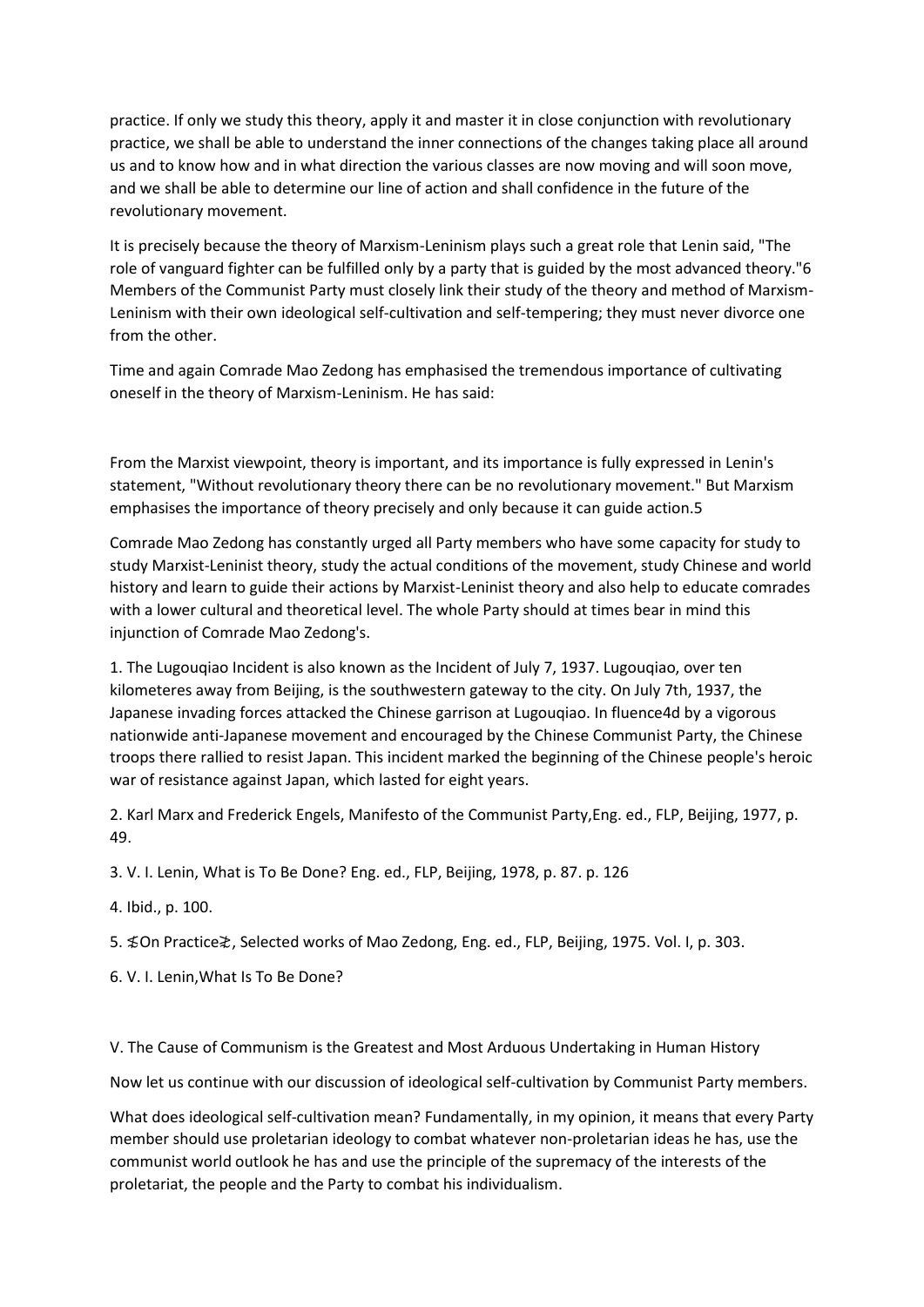practice. If only we study this theory, apply it and master it in close conjunction with revolutionary practice, we shall be able to understand the inner connections of the changes taking place all around us and to know how and in what direction the various classes are now moving and will soon move, and we shall be able to determine our line of action and shall confidence in the future of the revolutionary movement.

It is precisely because the theory of Marxism-Leninism plays such a great role that Lenin said, "The role of vanguard fighter can be fulfilled only by a party that is guided by the most advanced theory."6 Members of the Communist Party must closely link their study of the theory and method of Marxism-Leninism with their own ideological self-cultivation and self-tempering; they must never divorce one from the other.

Time and again Comrade Mao Zedong has emphasised the tremendous importance of cultivating oneself in the theory of Marxism-Leninism. He has said:

From the Marxist viewpoint, theory is important, and its importance is fully expressed in Lenin's statement, "Without revolutionary theory there can be no revolutionary movement." But Marxism emphasises the importance of theory precisely and only because it can guide action.5

Comrade Mao Zedong has constantly urged all Party members who have some capacity for study to study Marxist-Leninist theory, study the actual conditions of the movement, study Chinese and world history and learn to guide their actions by Marxist-Leninist theory and also help to educate comrades with a lower cultural and theoretical level. The whole Party should at times bear in mind this injunction of Comrade Mao Zedong's.

1. The Lugouqiao Incident is also known as the Incident of July 7, 1937. Lugouqiao, over ten kilometeres away from Beijing, is the southwestern gateway to the city. On July 7th, 1937, the Japanese invading forces attacked the Chinese garrison at Lugouqiao. In fluence4d by a vigorous nationwide anti-Japanese movement and encouraged by the Chinese Communist Party, the Chinese troops there rallied to resist Japan. This incident marked the beginning of the Chinese people's heroic war of resistance against Japan, which lasted for eight years.

2. Karl Marx and Frederick Engels, Manifesto of the Communist Party,Eng. ed., FLP, Beijing, 1977, p. 49.

3. V. I. Lenin, What is To Be Done? Eng. ed., FLP, Beijing, 1978, p. 87. p. 126

4. Ibid., p. 100.

5. 「On Practice」, Selected works of Mao Zedong, Eng. ed., FLP, Beijing, 1975. Vol. I, p. 303.

6. V. I. Lenin,What Is To Be Done?

## V. The Cause of Communism is the Greatest and Most Arduous Undertaking in Human History

Now let us continue with our discussion of ideological self-cultivation by Communist Party members.

What does ideological self-cultivation mean? Fundamentally, in my opinion, it means that every Party member should use proletarian ideology to combat whatever non-proletarian ideas he has, use the communist world outlook he has and use the principle of the supremacy of the interests of the proletariat, the people and the Party to combat his individualism.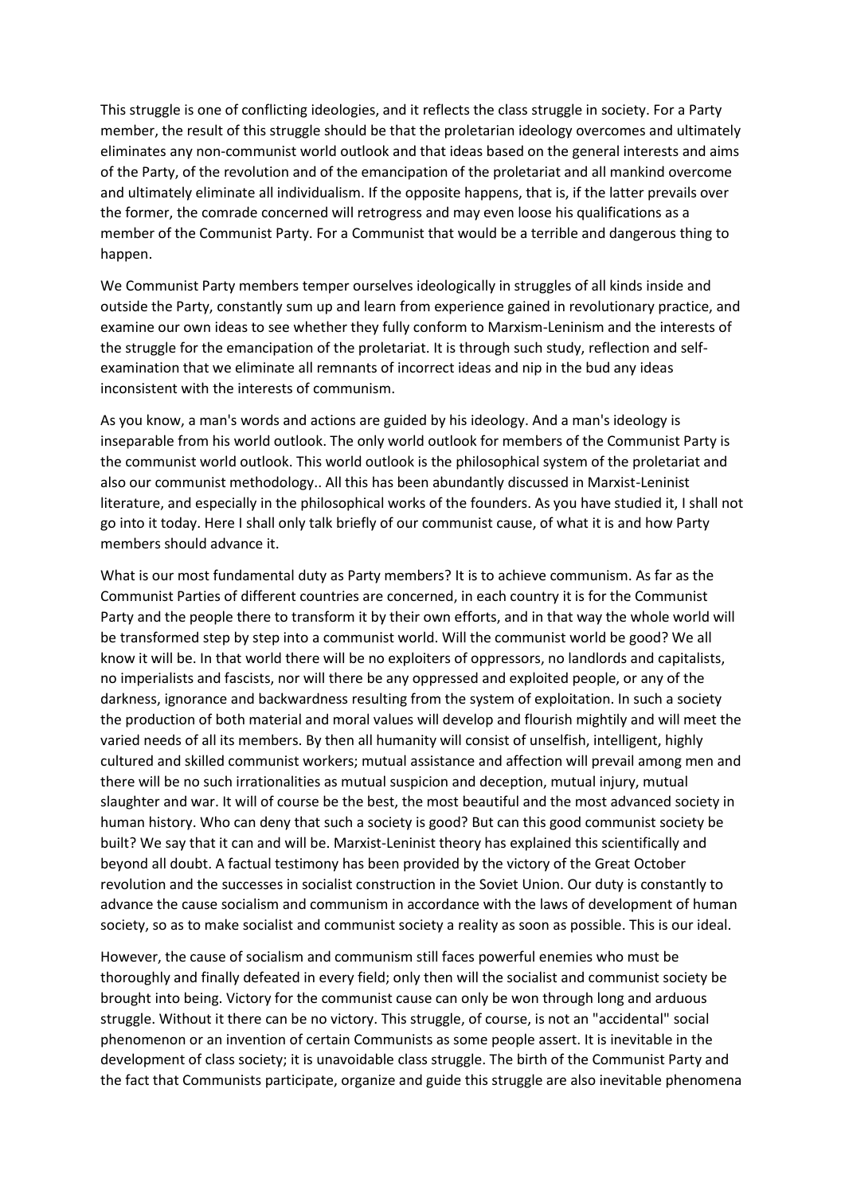This struggle is one of conflicting ideologies, and it reflects the class struggle in society. For a Party member, the result of this struggle should be that the proletarian ideology overcomes and ultimately eliminates any non-communist world outlook and that ideas based on the general interests and aims of the Party, of the revolution and of the emancipation of the proletariat and all mankind overcome and ultimately eliminate all individualism. If the opposite happens, that is, if the latter prevails over the former, the comrade concerned will retrogress and may even loose his qualifications as a member of the Communist Party. For a Communist that would be a terrible and dangerous thing to happen.

We Communist Party members temper ourselves ideologically in struggles of all kinds inside and outside the Party, constantly sum up and learn from experience gained in revolutionary practice, and examine our own ideas to see whether they fully conform to Marxism-Leninism and the interests of the struggle for the emancipation of the proletariat. It is through such study, reflection and self-examination that we eliminate all remnants of incorrect ideas and nip in the bud any ideas inconsistent with the interests of communism.

As you know, a man's words and actions are guided by his ideology. And a man's ideology is inseparable from his world outlook. The only world outlook for members of the Communist Party is the communist world outlook. This world outlook is the philosophical system of the proletariat and also our communist methodology.. All this has been abundantly discussed in Marxist-Leninist literature, and especially in the philosophical works of the founders. As you have studied it, I shall not go into it today. Here I shall only talk briefly of our communist cause, of what it is and how Party members should advance it.

What is our most fundamental duty as Party members? It is to achieve communism. As far as the Communist Parties of different countries are concerned, in each country it is for the Communist Party and the people there to transform it by their own efforts, and in that way the whole world will be transformed step by step into a communist world. Will the communist world be good? We all know it will be. In that world there will be no exploiters of oppressors, no landlords and capitalists, no imperialists and fascists, nor will there be any oppressed and exploited people, or any of the darkness, ignorance and backwardness resulting from the system of exploitation. In such a society the production of both material and moral values will develop and flourish mightily and will meet the varied needs of all its members. By then all humanity will consist of unselfish, intelligent, highly cultured and skilled communist workers; mutual assistance and affection will prevail among men and there will be no such irrationalities as mutual suspicion and deception, mutual injury, mutual slaughter and war. It will of course be the best, the most beautiful and the most advanced society in human history. Who can deny that such a society is good? But can this good communist society be built? We say that it can and will be. Marxist-Leninist theory has explained this scientifically and beyond all doubt. A factual testimony has been provided by the victory of the Great October revolution and the successes in socialist construction in the Soviet Union. Our duty is constantly to advance the cause socialism and communism in accordance with the laws of development of human society, so as to make socialist and communist society a reality as soon as possible. This is our ideal.

However, the cause of socialism and communism still faces powerful enemies who must be thoroughly and finally defeated in every field; only then will the socialist and communist society be brought into being. Victory for the communist cause can only be won through long and arduous struggle. Without it there can be no victory. This struggle, of course, is not an "accidental" social phenomenon or an invention of certain Communists as some people assert. It is inevitable in the development of class society; it is unavoidable class struggle. The birth of the Communist Party and the fact that Communists participate, organize and guide this struggle are also inevitable phenomena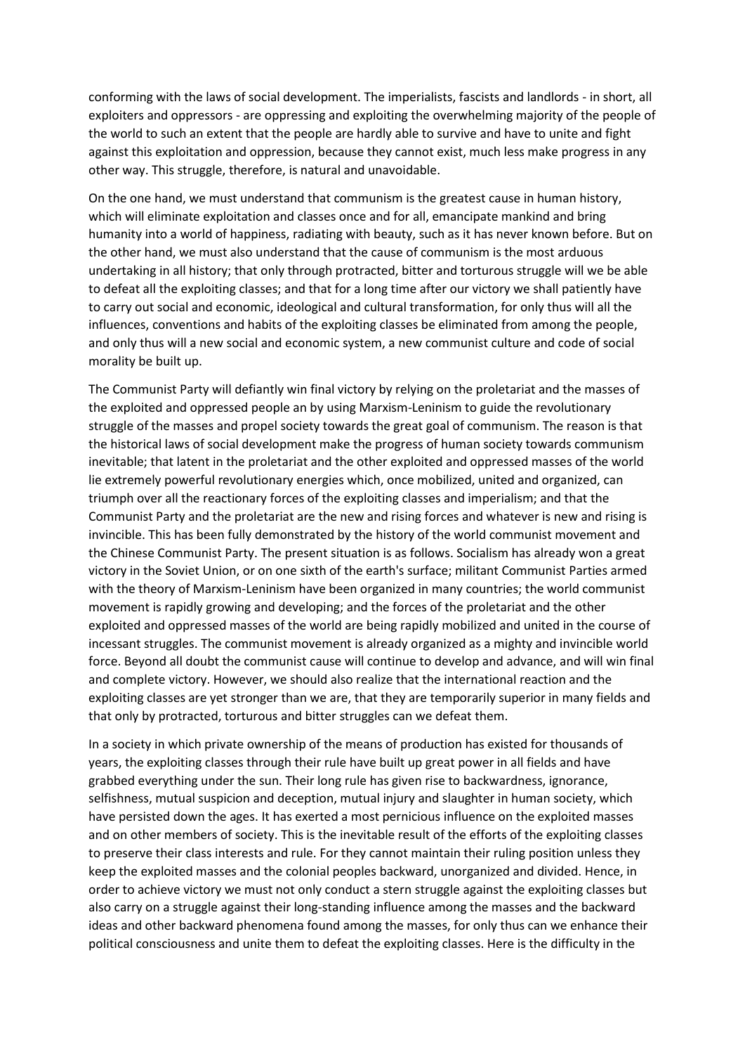conforming with the laws of social development. The imperialists, fascists and landlords - in short, all exploiters and oppressors - are oppressing and exploiting the overwhelming majority of the people of the world to such an extent that the people are hardly able to survive and have to unite and fight against this exploitation and oppression, because they cannot exist, much less make progress in any other way. This struggle, therefore, is natural and unavoidable.

On the one hand, we must understand that communism is the greatest cause in human history, which will eliminate exploitation and classes once and for all, emancipate mankind and bring humanity into a world of happiness, radiating with beauty, such as it has never known before. But on the other hand, we must also understand that the cause of communism is the most arduous undertaking in all history; that only through protracted, bitter and torturous struggle will we be able to defeat all the exploiting classes; and that for a long time after our victory we shall patiently have to carry out social and economic, ideological and cultural transformation, for only thus will all the influences, conventions and habits of the exploiting classes be eliminated from among the people, and only thus will a new social and economic system, a new communist culture and code of social morality be built up.

The Communist Party will defiantly win final victory by relying on the proletariat and the masses of the exploited and oppressed people an by using Marxism-Leninism to guide the revolutionary struggle of the masses and propel society towards the great goal of communism. The reason is that the historical laws of social development make the progress of human society towards communism inevitable; that latent in the proletariat and the other exploited and oppressed masses of the world lie extremely powerful revolutionary energies which, once mobilized, united and organized, can triumph over all the reactionary forces of the exploiting classes and imperialism; and that the Communist Party and the proletariat are the new and rising forces and whatever is new and rising is invincible. This has been fully demonstrated by the history of the world communist movement and the Chinese Communist Party. The present situation is as follows. Socialism has already won a great victory in the Soviet Union, or on one sixth of the earth's surface; militant Communist Parties armed with the theory of Marxism-Leninism have been organized in many countries; the world communist movement is rapidly growing and developing; and the forces of the proletariat and the other exploited and oppressed masses of the world are being rapidly mobilized and united in the course of incessant struggles. The communist movement is already organized as a mighty and invincible world force. Beyond all doubt the communist cause will continue to develop and advance, and will win final and complete victory. However, we should also realize that the international reaction and the exploiting classes are yet stronger than we are, that they are temporarily superior in many fields and that only by protracted, torturous and bitter struggles can we defeat them.

In a society in which private ownership of the means of production has existed for thousands of years, the exploiting classes through their rule have built up great power in all fields and have grabbed everything under the sun. Their long rule has given rise to backwardness, ignorance, selfishness, mutual suspicion and deception, mutual injury and slaughter in human society, which have persisted down the ages. It has exerted a most pernicious influence on the exploited masses and on other members of society. This is the inevitable result of the efforts of the exploiting classes to preserve their class interests and rule. For they cannot maintain their ruling position unless they keep the exploited masses and the colonial peoples backward, unorganized and divided. Hence, in order to achieve victory we must not only conduct a stern struggle against the exploiting classes but also carry on a struggle against their long-standing influence among the masses and the backward ideas and other backward phenomena found among the masses, for only thus can we enhance their political consciousness and unite them to defeat the exploiting classes. Here is the difficulty in the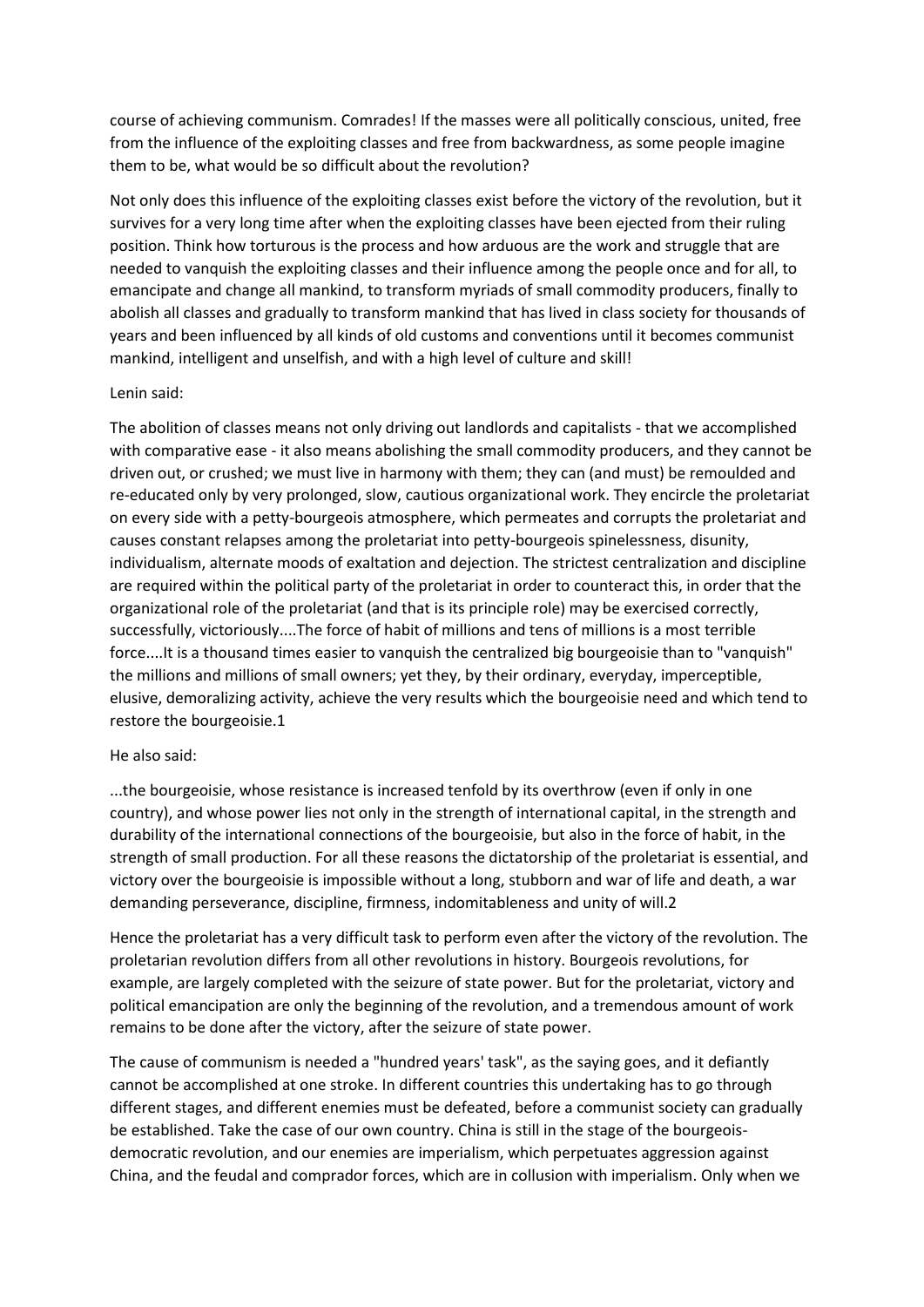course of achieving communism. Comrades! If the masses were all politically conscious, united, free from the influence of the exploiting classes and free from backwardness, as some people imagine them to be, what would be so difficult about the revolution?

Not only does this influence of the exploiting classes exist before the victory of the revolution, but it survives for a very long time after when the exploiting classes have been ejected from their ruling position. Think how torturous is the process and how arduous are the work and struggle that are needed to vanquish the exploiting classes and their influence among the people once and for all, to emancipate and change all mankind, to transform myriads of small commodity producers, finally to abolish all classes and gradually to transform mankind that has lived in class society for thousands of years and been influenced by all kinds of old customs and conventions until it becomes communist mankind, intelligent and unselfish, and with a high level of culture and skill!

Lenin said:

The abolition of classes means not only driving out landlords and capitalists - that we accomplished with comparative ease - it also means abolishing the small commodity producers, and they cannot be driven out, or crushed; we must live in harmony with them; they can (and must) be remoulded and re-educated only by very prolonged, slow, cautious organizational work. They encircle the proletariat on every side with a petty-bourgeois atmosphere, which permeates and corrupts the proletariat and causes constant relapses among the proletariat into petty-bourgeois spinelessness, disunity, individualism, alternate moods of exaltation and dejection. The strictest centralization and discipline are required within the political party of the proletariat in order to counteract this, in order that the organizational role of the proletariat (and that is its principle role) may be exercised correctly, successfully, victoriously....The force of habit of millions and tens of millions is a most terrible force....It is a thousand times easier to vanquish the centralized big bourgeoisie than to "vanquish" the millions and millions of small owners; yet they, by their ordinary, everyday, imperceptible, elusive, demoralizing activity, achieve the very results which the bourgeoisie need and which tend to restore the bourgeoisie.[1]

He also said:

...the bourgeoisie, whose resistance is increased tenfold by its overthrow (even if only in one country), and whose power lies not only in the strength of international capital, in the strength and durability of the international connections of the bourgeoisie, but also in the force of habit, in the strength of small production. For all these reasons the dictatorship of the proletariat is essential, and victory over the bourgeoisie is impossible without a long, stubborn and war of life and death, a war demanding perseverance, discipline, firmness, indomitableness and unity of will.[2]

Hence the proletariat has a very difficult task to perform even after the victory of the revolution. The proletarian revolution differs from all other revolutions in history. Bourgeois revolutions, for example, are largely completed with the seizure of state power. But for the proletariat, victory and political emancipation are only the beginning of the revolution, and a tremendous amount of work remains to be done after the victory, after the seizure of state power.

The cause of communism is needed a "hundred years' task", as the saying goes, and it defiantly cannot be accomplished at one stroke. In different countries this undertaking has to go through different stages, and different enemies must be defeated, before a communist society can gradually be established. Take the case of our own country. China is still in the stage of the bourgeois-democratic revolution, and our enemies are imperialism, which perpetuates aggression against China, and the feudal and comprador forces, which are in collusion with imperialism. Only when we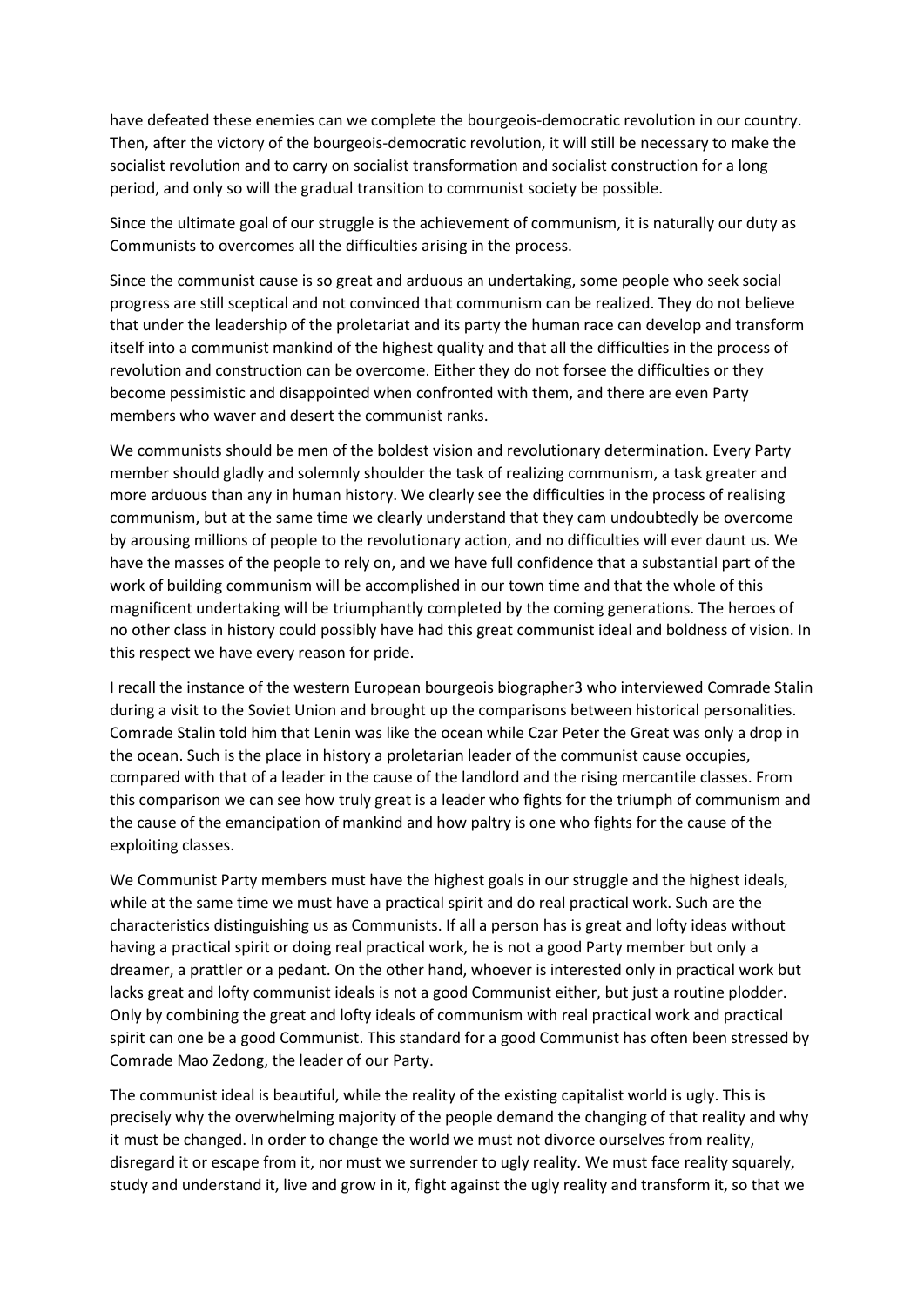have defeated these enemies can we complete the bourgeois-democratic revolution in our country. Then, after the victory of the bourgeois-democratic revolution, it will still be necessary to make the socialist revolution and to carry on socialist transformation and socialist construction for a long period, and only so will the gradual transition to communist society be possible.

Since the ultimate goal of our struggle is the achievement of communism, it is naturally our duty as Communists to overcomes all the difficulties arising in the process.

Since the communist cause is so great and arduous an undertaking, some people who seek social progress are still sceptical and not convinced that communism can be realized. They do not believe that under the leadership of the proletariat and its party the human race can develop and transform itself into a communist mankind of the highest quality and that all the difficulties in the process of revolution and construction can be overcome. Either they do not forsee the difficulties or they become pessimistic and disappointed when confronted with them, and there are even Party members who waver and desert the communist ranks.

We communists should be men of the boldest vision and revolutionary determination. Every Party member should gladly and solemnly shoulder the task of realizing communism, a task greater and more arduous than any in human history. We clearly see the difficulties in the process of realising communism, but at the same time we clearly understand that they cam undoubtedly be overcome by arousing millions of people to the revolutionary action, and no difficulties will ever daunt us. We have the masses of the people to rely on, and we have full confidence that a substantial part of the work of building communism will be accomplished in our town time and that the whole of this magnificent undertaking will be triumphantly completed by the coming generations. The heroes of no other class in history could possibly have had this great communist ideal and boldness of vision. In this respect we have every reason for pride.

I recall the instance of the western European bourgeois biographer3 who interviewed Comrade Stalin during a visit to the Soviet Union and brought up the comparisons between historical personalities. Comrade Stalin told him that Lenin was like the ocean while Czar Peter the Great was only a drop in the ocean. Such is the place in history a proletarian leader of the communist cause occupies, compared with that of a leader in the cause of the landlord and the rising mercantile classes. From this comparison we can see how truly great is a leader who fights for the triumph of communism and the cause of the emancipation of mankind and how paltry is one who fights for the cause of the exploiting classes.

We Communist Party members must have the highest goals in our struggle and the highest ideals, while at the same time we must have a practical spirit and do real practical work. Such are the characteristics distinguishing us as Communists. If all a person has is great and lofty ideas without having a practical spirit or doing real practical work, he is not a good Party member but only a dreamer, a prattler or a pedant. On the other hand, whoever is interested only in practical work but lacks great and lofty communist ideals is not a good Communist either, but just a routine plodder. Only by combining the great and lofty ideals of communism with real practical work and practical spirit can one be a good Communist. This standard for a good Communist has often been stressed by Comrade Mao Zedong, the leader of our Party.

The communist ideal is beautiful, while the reality of the existing capitalist world is ugly. This is precisely why the overwhelming majority of the people demand the changing of that reality and why it must be changed. In order to change the world we must not divorce ourselves from reality, disregard it or escape from it, nor must we surrender to ugly reality. We must face reality squarely, study and understand it, live and grow in it, fight against the ugly reality and transform it, so that we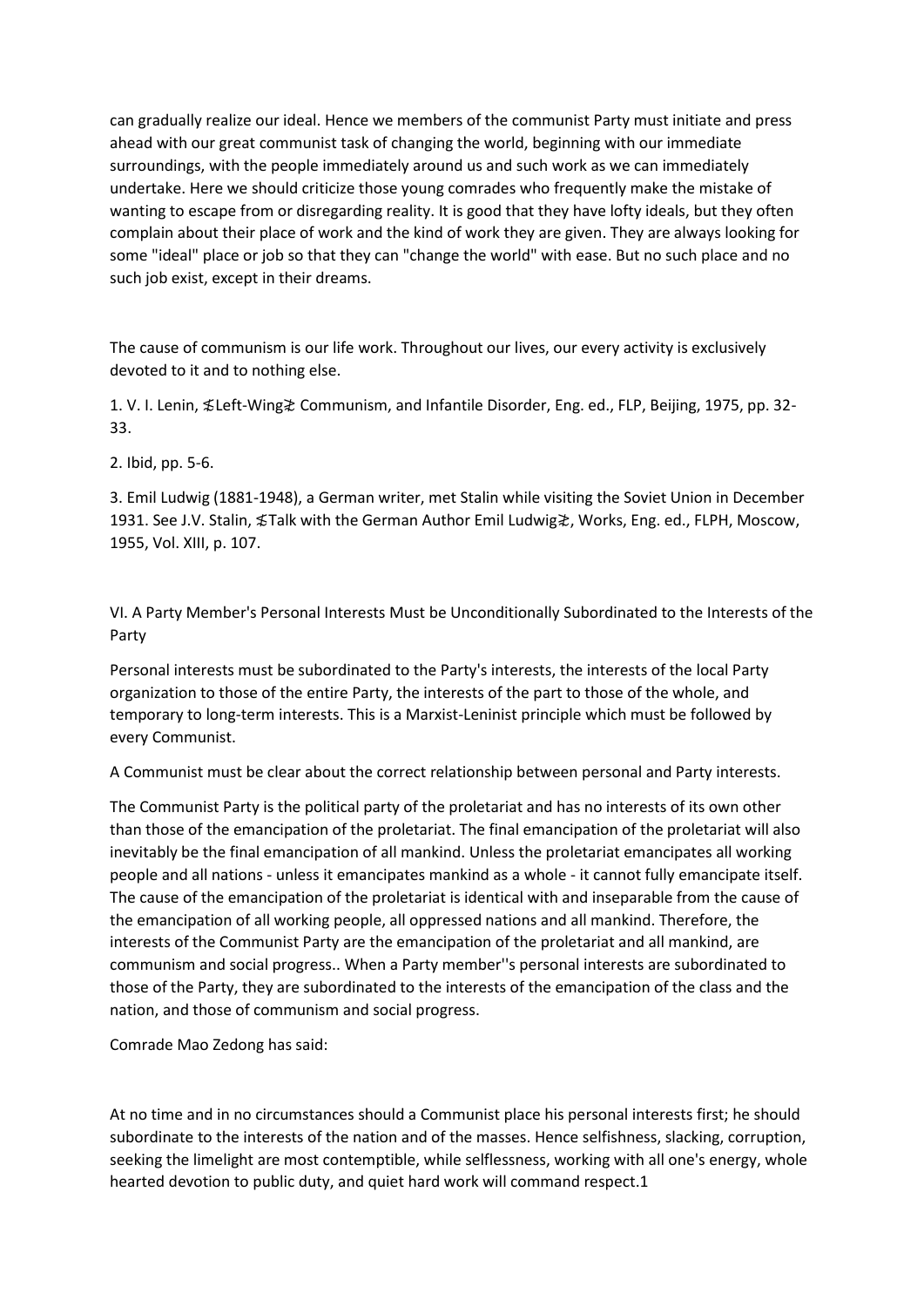can gradually realize our ideal. Hence we members of the communist Party must initiate and press ahead with our great communist task of changing the world, beginning with our immediate surroundings, with the people immediately around us and such work as we can immediately undertake. Here we should criticize those young comrades who frequently make the mistake of wanting to escape from or disregarding reality. It is good that they have lofty ideals, but they often complain about their place of work and the kind of work they are given. They are always looking for some "ideal" place or job so that they can "change the world" with ease. But no such place and no such job exist, except in their dreams.

The cause of communism is our life work. Throughout our lives, our every activity is exclusively devoted to it and to nothing else.

1. V. I. Lenin, "Left-Wing" Communism, and Infantile Disorder, Eng. ed., FLP, Beijing, 1975, pp. 32-33.

2. Ibid, pp. 5-6.

3. Emil Ludwig (1881-1948), a German writer, met Stalin while visiting the Soviet Union in December 1931. See J.V. Stalin, "Talk with the German Author Emil Ludwig", Works, Eng. ed., FLPH, Moscow, 1955, Vol. XIII, p. 107.

## VI. A Party Member's Personal Interests Must be Unconditionally Subordinated to the Interests of the Party

Personal interests must be subordinated to the Party's interests, the interests of the local Party organization to those of the entire Party, the interests of the part to those of the whole, and temporary to long-term interests. This is a Marxist-Leninist principle which must be followed by every Communist.

A Communist must be clear about the correct relationship between personal and Party interests.

The Communist Party is the political party of the proletariat and has no interests of its own other than those of the emancipation of the proletariat. The final emancipation of the proletariat will also inevitably be the final emancipation of all mankind. Unless the proletariat emancipates all working people and all nations - unless it emancipates mankind as a whole - it cannot fully emancipate itself. The cause of the emancipation of the proletariat is identical with and inseparable from the cause of the emancipation of all working people, all oppressed nations and all mankind. Therefore, the interests of the Communist Party are the emancipation of the proletariat and all mankind, are communism and social progress.. When a Party member''s personal interests are subordinated to those of the Party, they are subordinated to the interests of the emancipation of the class and the nation, and those of communism and social progress.

Comrade Mao Zedong has said:

At no time and in no circumstances should a Communist place his personal interests first; he should subordinate to the interests of the nation and of the masses. Hence selfishness, slacking, corruption, seeking the limelight are most contemptible, while selflessness, working with all one's energy, whole hearted devotion to public duty, and quiet hard work will command respect.[1]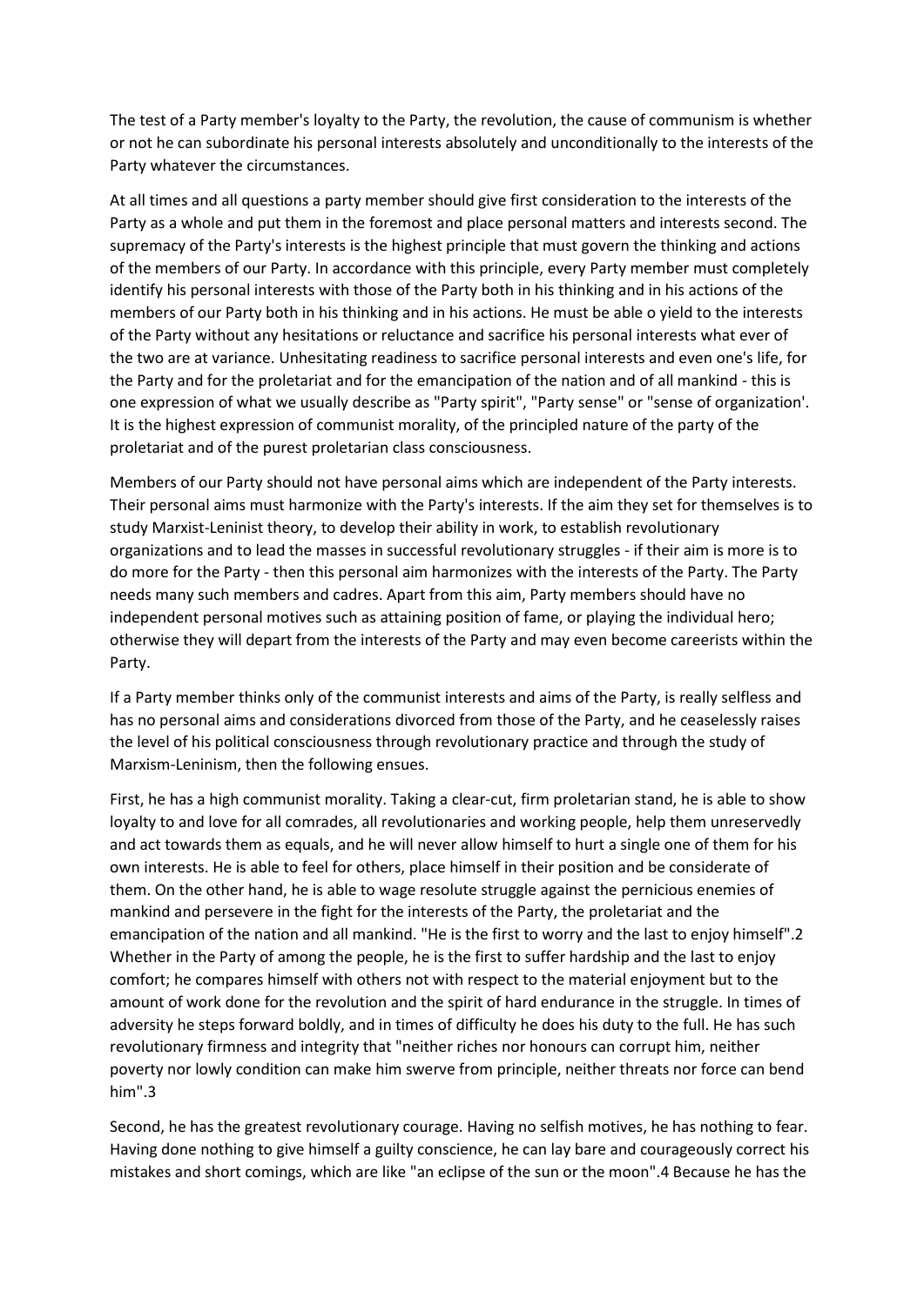The test of a Party member's loyalty to the Party, the revolution, the cause of communism is whether or not he can subordinate his personal interests absolutely and unconditionally to the interests of the Party whatever the circumstances.

At all times and all questions a party member should give first consideration to the interests of the Party as a whole and put them in the foremost and place personal matters and interests second. The supremacy of the Party's interests is the highest principle that must govern the thinking and actions of the members of our Party. In accordance with this principle, every Party member must completely identify his personal interests with those of the Party both in his thinking and in his actions of the members of our Party both in his thinking and in his actions. He must be able o yield to the interests of the Party without any hesitations or reluctance and sacrifice his personal interests what ever of the two are at variance. Unhesitating readiness to sacrifice personal interests and even one's life, for the Party and for the proletariat and for the emancipation of the nation and of all mankind - this is one expression of what we usually describe as "Party spirit", "Party sense" or "sense of organization'. It is the highest expression of communist morality, of the principled nature of the party of the proletariat and of the purest proletarian class consciousness.

Members of our Party should not have personal aims which are independent of the Party interests. Their personal aims must harmonize with the Party's interests. If the aim they set for themselves is to study Marxist-Leninist theory, to develop their ability in work, to establish revolutionary organizations and to lead the masses in successful revolutionary struggles - if their aim is more is to do more for the Party - then this personal aim harmonizes with the interests of the Party. The Party needs many such members and cadres. Apart from this aim, Party members should have no independent personal motives such as attaining position of fame, or playing the individual hero; otherwise they will depart from the interests of the Party and may even become careerists within the Party.

If a Party member thinks only of the communist interests and aims of the Party, is really selfless and has no personal aims and considerations divorced from those of the Party, and he ceaselessly raises the level of his political consciousness through revolutionary practice and through the study of Marxism-Leninism, then the following ensues.

First, he has a high communist morality. Taking a clear-cut, firm proletarian stand, he is able to show loyalty to and love for all comrades, all revolutionaries and working people, help them unreservedly and act towards them as equals, and he will never allow himself to hurt a single one of them for his own interests. He is able to feel for others, place himself in their position and be considerate of them. On the other hand, he is able to wage resolute struggle against the pernicious enemies of mankind and persevere in the fight for the interests of the Party, the proletariat and the emancipation of the nation and all mankind. "He is the first to worry and the last to enjoy himself".[2] Whether in the Party of among the people, he is the first to suffer hardship and the last to enjoy comfort; he compares himself with others not with respect to the material enjoyment but to the amount of work done for the revolution and the spirit of hard endurance in the struggle. In times of adversity he steps forward boldly, and in times of difficulty he does his duty to the full. He has such revolutionary firmness and integrity that "neither riches nor honours can corrupt him, neither poverty nor lowly condition can make him swerve from principle, neither threats nor force can bend him".[3]

Second, he has the greatest revolutionary courage. Having no selfish motives, he has nothing to fear. Having done nothing to give himself a guilty conscience, he can lay bare and courageously correct his mistakes and short comings, which are like "an eclipse of the sun or the moon".[4] Because he has the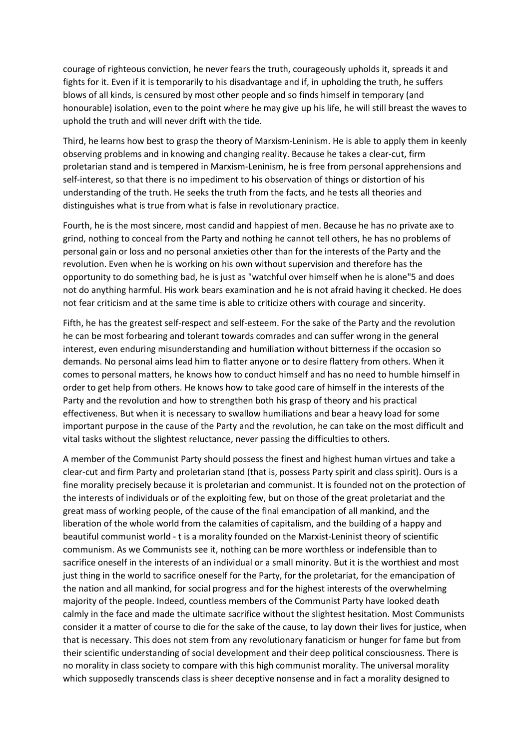courage of righteous conviction, he never fears the truth, courageously upholds it, spreads it and fights for it. Even if it is temporarily to his disadvantage and if, in upholding the truth, he suffers blows of all kinds, is censured by most other people and so finds himself in temporary (and honourable) isolation, even to the point where he may give up his life, he will still breast the waves to uphold the truth and will never drift with the tide.

Third, he learns how best to grasp the theory of Marxism-Leninism. He is able to apply them in keenly observing problems and in knowing and changing reality. Because he takes a clear-cut, firm proletarian stand and is tempered in Marxism-Leninism, he is free from personal apprehensions and self-interest, so that there is no impediment to his observation of things or distortion of his understanding of the truth. He seeks the truth from the facts, and he tests all theories and distinguishes what is true from what is false in revolutionary practice.

Fourth, he is the most sincere, most candid and happiest of men. Because he has no private axe to grind, nothing to conceal from the Party and nothing he cannot tell others, he has no problems of personal gain or loss and no personal anxieties other than for the interests of the Party and the revolution. Even when he is working on his own without supervision and therefore has the opportunity to do something bad, he is just as "watchful over himself when he is alone"[5] and does not do anything harmful. His work bears examination and he is not afraid having it checked. He does not fear criticism and at the same time is able to criticize others with courage and sincerity.

Fifth, he has the greatest self-respect and self-esteem. For the sake of the Party and the revolution he can be most forbearing and tolerant towards comrades and can suffer wrong in the general interest, even enduring misunderstanding and humiliation without bitterness if the occasion so demands. No personal aims lead him to flatter anyone or to desire flattery from others. When it comes to personal matters, he knows how to conduct himself and has no need to humble himself in order to get help from others. He knows how to take good care of himself in the interests of the Party and the revolution and how to strengthen both his grasp of theory and his practical effectiveness. But when it is necessary to swallow humiliations and bear a heavy load for some important purpose in the cause of the Party and the revolution, he can take on the most difficult and vital tasks without the slightest reluctance, never passing the difficulties to others.

A member of the Communist Party should possess the finest and highest human virtues and take a clear-cut and firm Party and proletarian stand (that is, possess Party spirit and class spirit). Ours is a fine morality precisely because it is proletarian and communist. It is founded not on the protection of the interests of individuals or of the exploiting few, but on those of the great proletariat and the great mass of working people, of the cause of the final emancipation of all mankind, and the liberation of the whole world from the calamities of capitalism, and the building of a happy and beautiful communist world - t is a morality founded on the Marxist-Leninist theory of scientific communism. As we Communists see it, nothing can be more worthless or indefensible than to sacrifice oneself in the interests of an individual or a small minority. But it is the worthiest and most just thing in the world to sacrifice oneself for the Party, for the proletariat, for the emancipation of the nation and all mankind, for social progress and for the highest interests of the overwhelming majority of the people. Indeed, countless members of the Communist Party have looked death calmly in the face and made the ultimate sacrifice without the slightest hesitation. Most Communists consider it a matter of course to die for the sake of the cause, to lay down their lives for justice, when that is necessary. This does not stem from any revolutionary fanaticism or hunger for fame but from their scientific understanding of social development and their deep political consciousness. There is no morality in class society to compare with this high communist morality. The universal morality which supposedly transcends class is sheer deceptive nonsense and in fact a morality designed to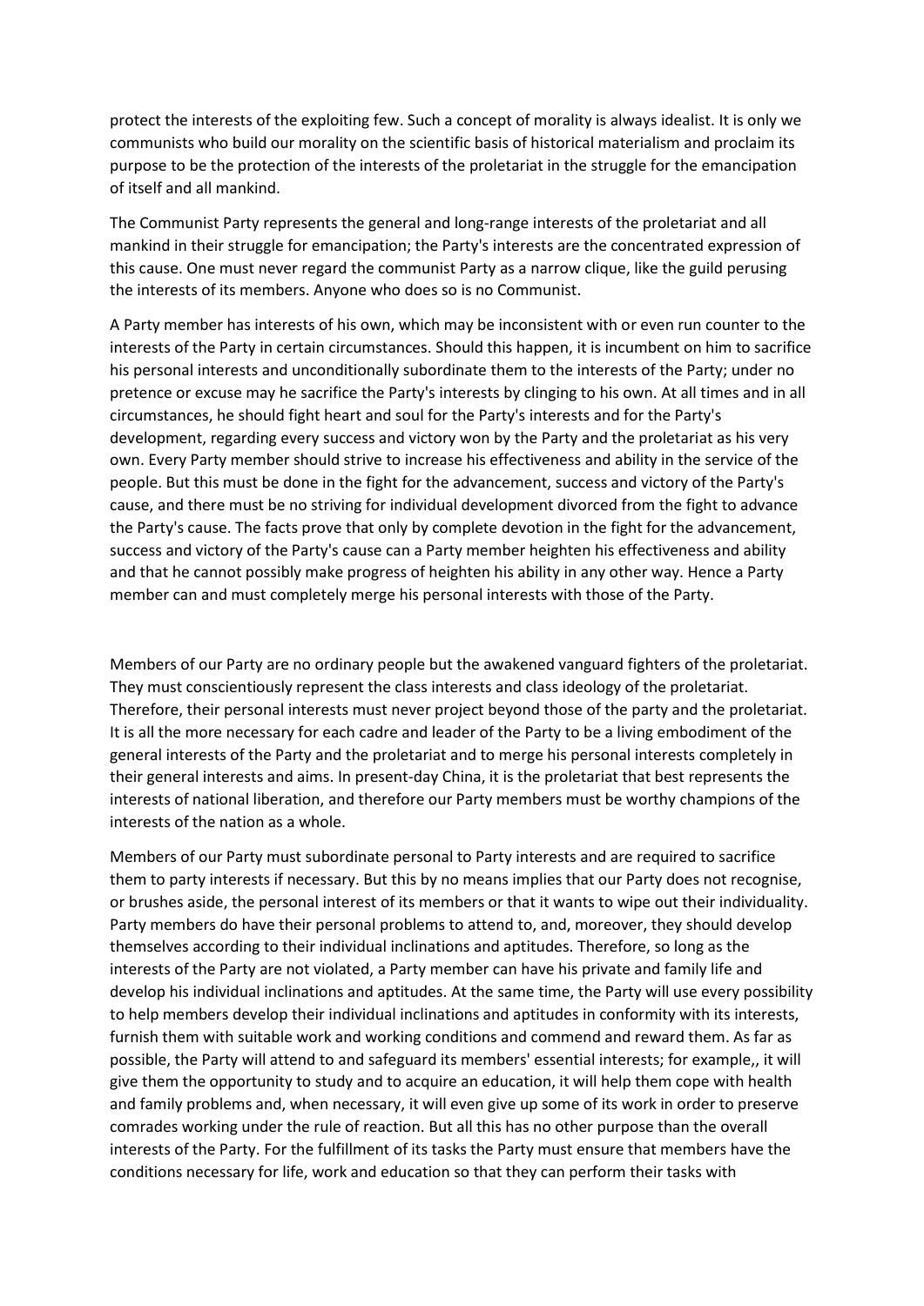protect the interests of the exploiting few. Such a concept of morality is always idealist. It is only we communists who build our morality on the scientific basis of historical materialism and proclaim its purpose to be the protection of the interests of the proletariat in the struggle for the emancipation of itself and all mankind.

The Communist Party represents the general and long-range interests of the proletariat and all mankind in their struggle for emancipation; the Party's interests are the concentrated expression of this cause. One must never regard the communist Party as a narrow clique, like the guild perusing the interests of its members. Anyone who does so is no Communist.

A Party member has interests of his own, which may be inconsistent with or even run counter to the interests of the Party in certain circumstances. Should this happen, it is incumbent on him to sacrifice his personal interests and unconditionally subordinate them to the interests of the Party; under no pretence or excuse may he sacrifice the Party's interests by clinging to his own. At all times and in all circumstances, he should fight heart and soul for the Party's interests and for the Party's development, regarding every success and victory won by the Party and the proletariat as his very own. Every Party member should strive to increase his effectiveness and ability in the service of the people. But this must be done in the fight for the advancement, success and victory of the Party's cause, and there must be no striving for individual development divorced from the fight to advance the Party's cause. The facts prove that only by complete devotion in the fight for the advancement, success and victory of the Party's cause can a Party member heighten his effectiveness and ability and that he cannot possibly make progress of heighten his ability in any other way. Hence a Party member can and must completely merge his personal interests with those of the Party.

Members of our Party are no ordinary people but the awakened vanguard fighters of the proletariat. They must conscientiously represent the class interests and class ideology of the proletariat. Therefore, their personal interests must never project beyond those of the party and the proletariat. It is all the more necessary for each cadre and leader of the Party to be a living embodiment of the general interests of the Party and the proletariat and to merge his personal interests completely in their general interests and aims. In present-day China, it is the proletariat that best represents the interests of national liberation, and therefore our Party members must be worthy champions of the interests of the nation as a whole.

Members of our Party must subordinate personal to Party interests and are required to sacrifice them to party interests if necessary. But this by no means implies that our Party does not recognise, or brushes aside, the personal interest of its members or that it wants to wipe out their individuality. Party members do have their personal problems to attend to, and, moreover, they should develop themselves according to their individual inclinations and aptitudes. Therefore, so long as the interests of the Party are not violated, a Party member can have his private and family life and develop his individual inclinations and aptitudes. At the same time, the Party will use every possibility to help members develop their individual inclinations and aptitudes in conformity with its interests, furnish them with suitable work and working conditions and commend and reward them. As far as possible, the Party will attend to and safeguard its members' essential interests; for example,, it will give them the opportunity to study and to acquire an education, it will help them cope with health and family problems and, when necessary, it will even give up some of its work in order to preserve comrades working under the rule of reaction. But all this has no other purpose than the overall interests of the Party. For the fulfillment of its tasks the Party must ensure that members have the conditions necessary for life, work and education so that they can perform their tasks with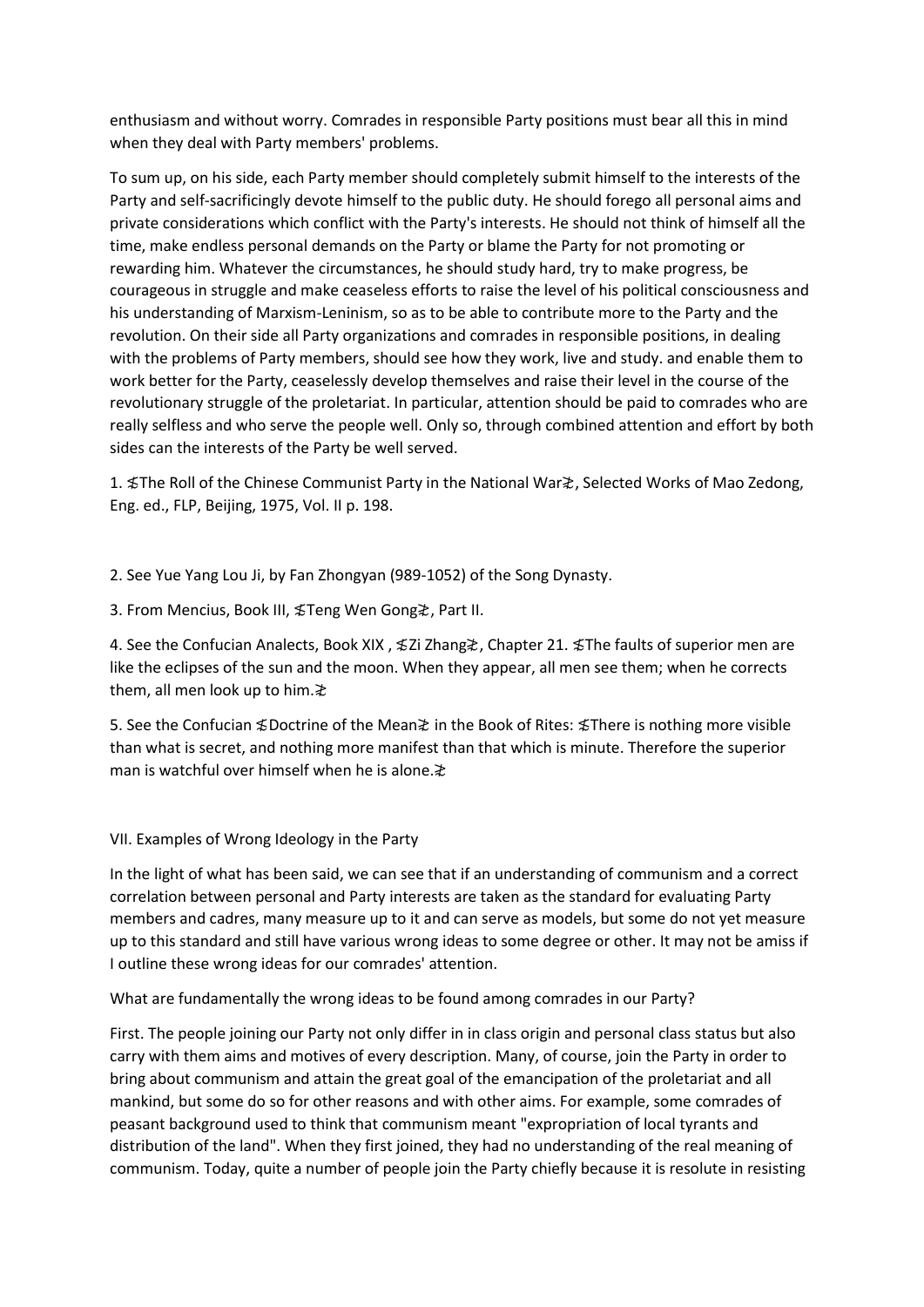enthusiasm and without worry. Comrades in responsible Party positions must bear all this in mind when they deal with Party members' problems.

To sum up, on his side, each Party member should completely submit himself to the interests of the Party and self-sacrificingly devote himself to the public duty. He should forego all personal aims and private considerations which conflict with the Party's interests. He should not think of himself all the time, make endless personal demands on the Party or blame the Party for not promoting or rewarding him. Whatever the circumstances, he should study hard, try to make progress, be courageous in struggle and make ceaseless efforts to raise the level of his political consciousness and his understanding of Marxism-Leninism, so as to be able to contribute more to the Party and the revolution. On their side all Party organizations and comrades in responsible positions, in dealing with the problems of Party members, should see how they work, live and study. and enable them to work better for the Party, ceaselessly develop themselves and raise their level in the course of the revolutionary struggle of the proletariat. In particular, attention should be paid to comrades who are really selfless and who serve the people well. Only so, through combined attention and effort by both sides can the interests of the Party be well served.

1. 彣The Roll of the Chinese Communist Party in the National War彣, Selected Works of Mao Zedong, Eng. ed., FLP, Beijing, 1975, Vol. II p. 198.

2. See Yue Yang Lou Ji, by Fan Zhongyan (989-1052) of the Song Dynasty.

3. From Mencius, Book III, 彣Teng Wen Gong彣, Part II.

4. See the Confucian Analects, Book XIX , 彣Zi Zhang彣, Chapter 21. 彣The faults of superior men are like the eclipses of the sun and the moon. When they appear, all men see them; when he corrects them, all men look up to him.彣

5. See the Confucian 彣Doctrine of the Mean彣 in the Book of Rites: 彣There is nothing more visible than what is secret, and nothing more manifest than that which is minute. Therefore the superior man is watchful over himself when he is alone.彣

## VII. Examples of Wrong Ideology in the Party

In the light of what has been said, we can see that if an understanding of communism and a correct correlation between personal and Party interests are taken as the standard for evaluating Party members and cadres, many measure up to it and can serve as models, but some do not yet measure up to this standard and still have various wrong ideas to some degree or other. It may not be amiss if I outline these wrong ideas for our comrades' attention.

What are fundamentally the wrong ideas to be found among comrades in our Party?

First. The people joining our Party not only differ in in class origin and personal class status but also carry with them aims and motives of every description. Many, of course, join the Party in order to bring about communism and attain the great goal of the emancipation of the proletariat and all mankind, but some do so for other reasons and with other aims. For example, some comrades of peasant background used to think that communism meant "expropriation of local tyrants and distribution of the land". When they first joined, they had no understanding of the real meaning of communism. Today, quite a number of people join the Party chiefly because it is resolute in resisting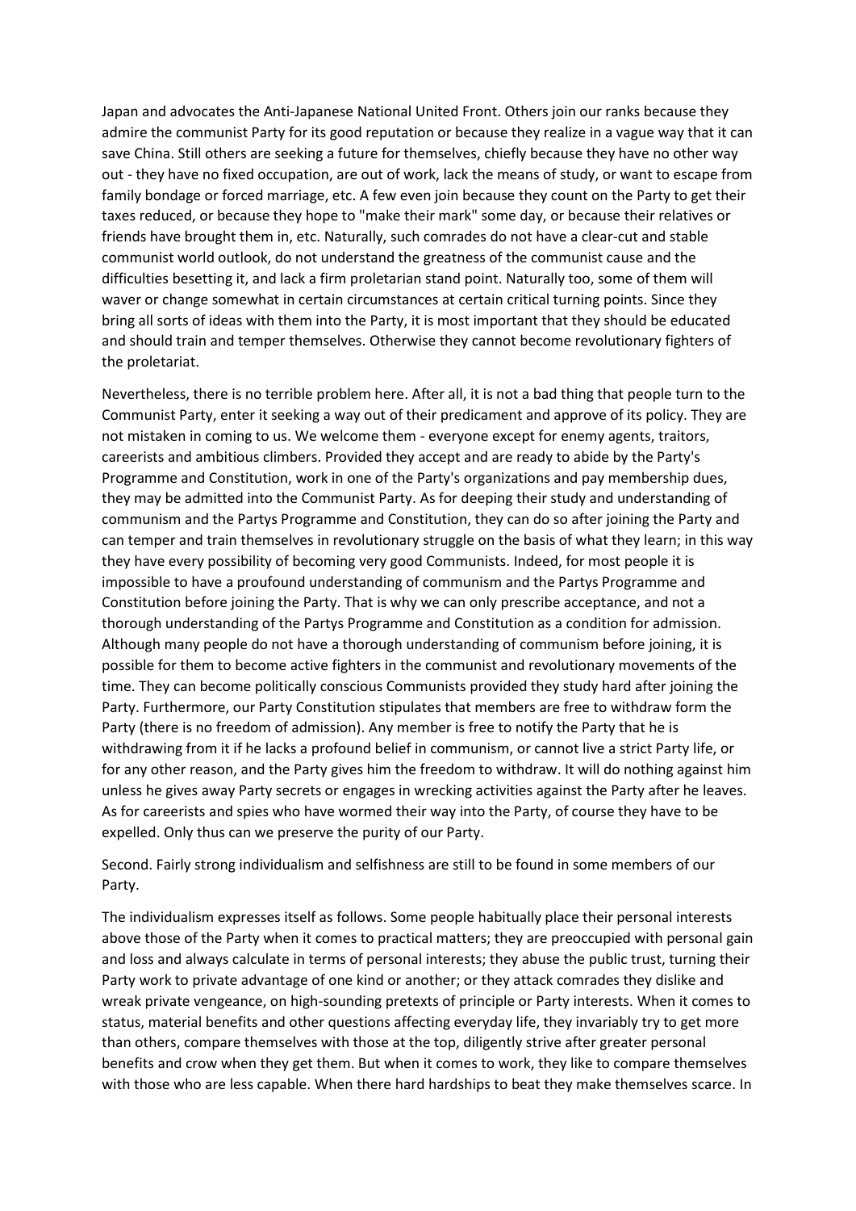Japan and advocates the Anti-Japanese National United Front. Others join our ranks because they admire the communist Party for its good reputation or because they realize in a vague way that it can save China. Still others are seeking a future for themselves, chiefly because they have no other way out - they have no fixed occupation, are out of work, lack the means of study, or want to escape from family bondage or forced marriage, etc. A few even join because they count on the Party to get their taxes reduced, or because they hope to "make their mark" some day, or because their relatives or friends have brought them in, etc. Naturally, such comrades do not have a clear-cut and stable communist world outlook, do not understand the greatness of the communist cause and the difficulties besetting it, and lack a firm proletarian stand point. Naturally too, some of them will waver or change somewhat in certain circumstances at certain critical turning points. Since they bring all sorts of ideas with them into the Party, it is most important that they should be educated and should train and temper themselves. Otherwise they cannot become revolutionary fighters of the proletariat.

Nevertheless, there is no terrible problem here. After all, it is not a bad thing that people turn to the Communist Party, enter it seeking a way out of their predicament and approve of its policy. They are not mistaken in coming to us. We welcome them - everyone except for enemy agents, traitors, careerists and ambitious climbers. Provided they accept and are ready to abide by the Party's Programme and Constitution, work in one of the Party's organizations and pay membership dues, they may be admitted into the Communist Party. As for deeping their study and understanding of communism and the Partys Programme and Constitution, they can do so after joining the Party and can temper and train themselves in revolutionary struggle on the basis of what they learn; in this way they have every possibility of becoming very good Communists. Indeed, for most people it is impossible to have a proufound understanding of communism and the Partys Programme and Constitution before joining the Party. That is why we can only prescribe acceptance, and not a thorough understanding of the Partys Programme and Constitution as a condition for admission. Although many people do not have a thorough understanding of communism before joining, it is possible for them to become active fighters in the communist and revolutionary movements of the time. They can become politically conscious Communists provided they study hard after joining the Party. Furthermore, our Party Constitution stipulates that members are free to withdraw form the Party (there is no freedom of admission). Any member is free to notify the Party that he is withdrawing from it if he lacks a profound belief in communism, or cannot live a strict Party life, or for any other reason, and the Party gives him the freedom to withdraw. It will do nothing against him unless he gives away Party secrets or engages in wrecking activities against the Party after he leaves. As for careerists and spies who have wormed their way into the Party, of course they have to be expelled. Only thus can we preserve the purity of our Party.

Second. Fairly strong individualism and selfishness are still to be found in some members of our Party.

The individualism expresses itself as follows. Some people habitually place their personal interests above those of the Party when it comes to practical matters; they are preoccupied with personal gain and loss and always calculate in terms of personal interests; they abuse the public trust, turning their Party work to private advantage of one kind or another; or they attack comrades they dislike and wreak private vengeance, on high-sounding pretexts of principle or Party interests. When it comes to status, material benefits and other questions affecting everyday life, they invariably try to get more than others, compare themselves with those at the top, diligently strive after greater personal benefits and crow when they get them. But when it comes to work, they like to compare themselves with those who are less capable. When there hard hardships to beat they make themselves scarce. In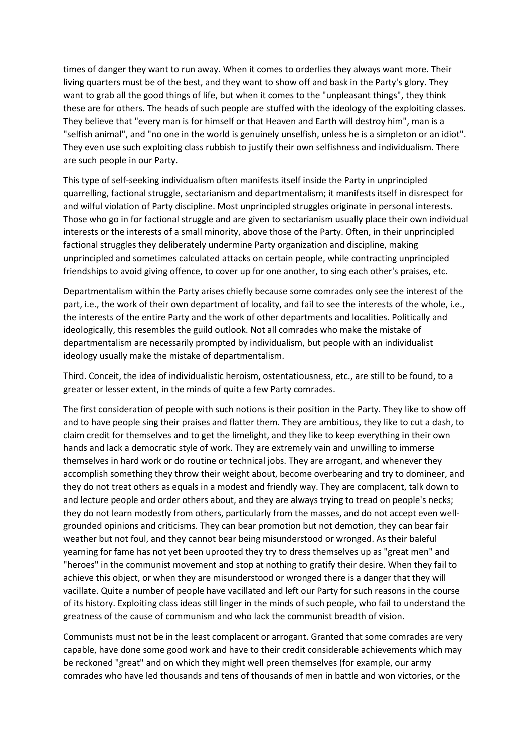times of danger they want to run away. When it comes to orderlies they always want more. Their living quarters must be of the best, and they want to show off and bask in the Party's glory. They want to grab all the good things of life, but when it comes to the "unpleasant things", they think these are for others. The heads of such people are stuffed with the ideology of the exploiting classes. They believe that "every man is for himself or that Heaven and Earth will destroy him", man is a "selfish animal", and "no one in the world is genuinely unselfish, unless he is a simpleton or an idiot". They even use such exploiting class rubbish to justify their own selfishness and individualism. There are such people in our Party.

This type of self-seeking individualism often manifests itself inside the Party in unprincipled quarrelling, factional struggle, sectarianism and departmentalism; it manifests itself in disrespect for and wilful violation of Party discipline. Most unprincipled struggles originate in personal interests. Those who go in for factional struggle and are given to sectarianism usually place their own individual interests or the interests of a small minority, above those of the Party. Often, in their unprincipled factional struggles they deliberately undermine Party organization and discipline, making unprincipled and sometimes calculated attacks on certain people, while contracting unprincipled friendships to avoid giving offence, to cover up for one another, to sing each other's praises, etc.

Departmentalism within the Party arises chiefly because some comrades only see the interest of the part, i.e., the work of their own department of locality, and fail to see the interests of the whole, i.e., the interests of the entire Party and the work of other departments and localities. Politically and ideologically, this resembles the guild outlook. Not all comrades who make the mistake of departmentalism are necessarily prompted by individualism, but people with an individualist ideology usually make the mistake of departmentalism.

Third. Conceit, the idea of individualistic heroism, ostentatiousness, etc., are still to be found, to a greater or lesser extent, in the minds of quite a few Party comrades.

The first consideration of people with such notions is their position in the Party. They like to show off and to have people sing their praises and flatter them. They are ambitious, they like to cut a dash, to claim credit for themselves and to get the limelight, and they like to keep everything in their own hands and lack a democratic style of work. They are extremely vain and unwilling to immerse themselves in hard work or do routine or technical jobs. They are arrogant, and whenever they accomplish something they throw their weight about, become overbearing and try to domineer, and they do not treat others as equals in a modest and friendly way. They are complacent, talk down to and lecture people and order others about, and they are always trying to tread on people's necks; they do not learn modestly from others, particularly from the masses, and do not accept even well-grounded opinions and criticisms. They can bear promotion but not demotion, they can bear fair weather but not foul, and they cannot bear being misunderstood or wronged. As their baleful yearning for fame has not yet been uprooted they try to dress themselves up as "great men" and "heroes" in the communist movement and stop at nothing to gratify their desire. When they fail to achieve this object, or when they are misunderstood or wronged there is a danger that they will vacillate. Quite a number of people have vacillated and left our Party for such reasons in the course of its history. Exploiting class ideas still linger in the minds of such people, who fail to understand the greatness of the cause of communism and who lack the communist breadth of vision.

Communists must not be in the least complacent or arrogant. Granted that some comrades are very capable, have done some good work and have to their credit considerable achievements which may be reckoned "great" and on which they might well preen themselves (for example, our army comrades who have led thousands and tens of thousands of men in battle and won victories, or the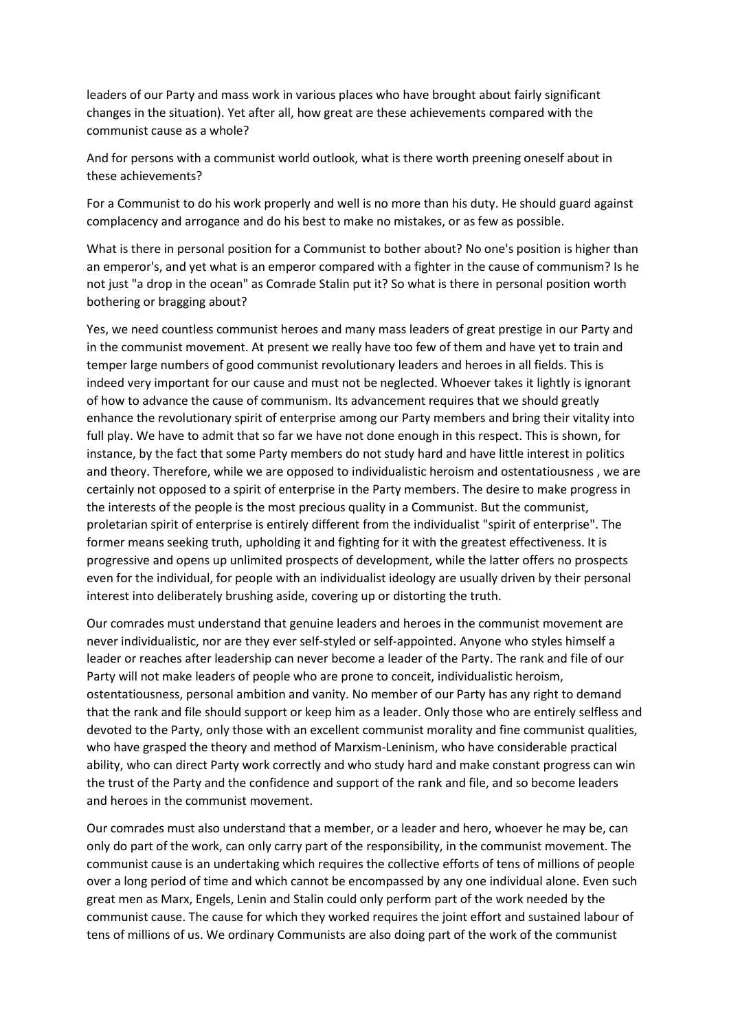leaders of our Party and mass work in various places who have brought about fairly significant changes in the situation). Yet after all, how great are these achievements compared with the communist cause as a whole?

And for persons with a communist world outlook, what is there worth preening oneself about in these achievements?

For a Communist to do his work properly and well is no more than his duty. He should guard against complacency and arrogance and do his best to make no mistakes, or as few as possible.

What is there in personal position for a Communist to bother about? No one's position is higher than an emperor's, and yet what is an emperor compared with a fighter in the cause of communism? Is he not just "a drop in the ocean" as Comrade Stalin put it? So what is there in personal position worth bothering or bragging about?

Yes, we need countless communist heroes and many mass leaders of great prestige in our Party and in the communist movement. At present we really have too few of them and have yet to train and temper large numbers of good communist revolutionary leaders and heroes in all fields. This is indeed very important for our cause and must not be neglected. Whoever takes it lightly is ignorant of how to advance the cause of communism. Its advancement requires that we should greatly enhance the revolutionary spirit of enterprise among our Party members and bring their vitality into full play. We have to admit that so far we have not done enough in this respect. This is shown, for instance, by the fact that some Party members do not study hard and have little interest in politics and theory. Therefore, while we are opposed to individualistic heroism and ostentatiousness , we are certainly not opposed to a spirit of enterprise in the Party members. The desire to make progress in the interests of the people is the most precious quality in a Communist. But the communist, proletarian spirit of enterprise is entirely different from the individualist "spirit of enterprise". The former means seeking truth, upholding it and fighting for it with the greatest effectiveness. It is progressive and opens up unlimited prospects of development, while the latter offers no prospects even for the individual, for people with an individualist ideology are usually driven by their personal interest into deliberately brushing aside, covering up or distorting the truth.

Our comrades must understand that genuine leaders and heroes in the communist movement are never individualistic, nor are they ever self-styled or self-appointed. Anyone who styles himself a leader or reaches after leadership can never become a leader of the Party. The rank and file of our Party will not make leaders of people who are prone to conceit, individualistic heroism, ostentatiousness, personal ambition and vanity. No member of our Party has any right to demand that the rank and file should support or keep him as a leader. Only those who are entirely selfless and devoted to the Party, only those with an excellent communist morality and fine communist qualities, who have grasped the theory and method of Marxism-Leninism, who have considerable practical ability, who can direct Party work correctly and who study hard and make constant progress can win the trust of the Party and the confidence and support of the rank and file, and so become leaders and heroes in the communist movement.

Our comrades must also understand that a member, or a leader and hero, whoever he may be, can only do part of the work, can only carry part of the responsibility, in the communist movement. The communist cause is an undertaking which requires the collective efforts of tens of millions of people over a long period of time and which cannot be encompassed by any one individual alone. Even such great men as Marx, Engels, Lenin and Stalin could only perform part of the work needed by the communist cause. The cause for which they worked requires the joint effort and sustained labour of tens of millions of us. We ordinary Communists are also doing part of the work of the communist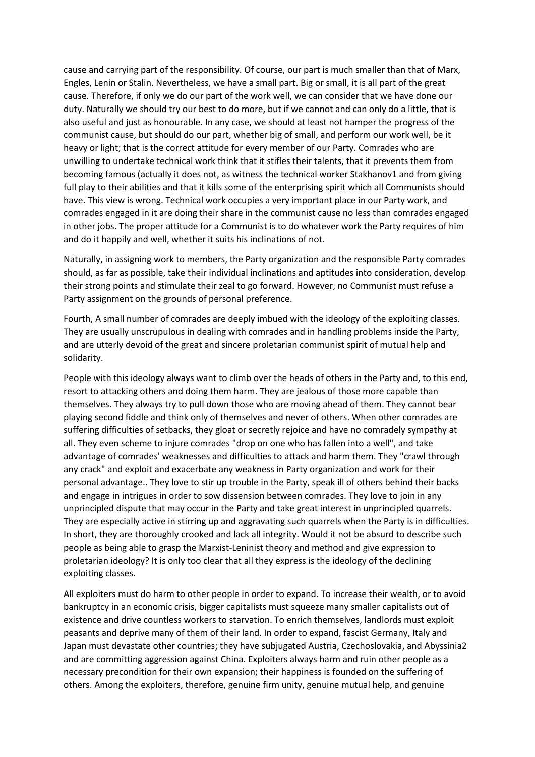cause and carrying part of the responsibility. Of course, our part is much smaller than that of Marx, Engles, Lenin or Stalin. Nevertheless, we have a small part. Big or small, it is all part of the great cause. Therefore, if only we do our part of the work well, we can consider that we have done our duty. Naturally we should try our best to do more, but if we cannot and can only do a little, that is also useful and just as honourable. In any case, we should at least not hamper the progress of the communist cause, but should do our part, whether big of small, and perform our work well, be it heavy or light; that is the correct attitude for every member of our Party. Comrades who are unwilling to undertake technical work think that it stifles their talents, that it prevents them from becoming famous (actually it does not, as witness the technical worker Stakhanov[1] and from giving full play to their abilities and that it kills some of the enterprising spirit which all Communists should have. This view is wrong. Technical work occupies a very important place in our Party work, and comrades engaged in it are doing their share in the communist cause no less than comrades engaged in other jobs. The proper attitude for a Communist is to do whatever work the Party requires of him and do it happily and well, whether it suits his inclinations of not.

Naturally, in assigning work to members, the Party organization and the responsible Party comrades should, as far as possible, take their individual inclinations and aptitudes into consideration, develop their strong points and stimulate their zeal to go forward. However, no Communist must refuse a Party assignment on the grounds of personal preference.

Fourth, A small number of comrades are deeply imbued with the ideology of the exploiting classes. They are usually unscrupulous in dealing with comrades and in handling problems inside the Party, and are utterly devoid of the great and sincere proletarian communist spirit of mutual help and solidarity.

People with this ideology always want to climb over the heads of others in the Party and, to this end, resort to attacking others and doing them harm. They are jealous of those more capable than themselves. They always try to pull down those who are moving ahead of them. They cannot bear playing second fiddle and think only of themselves and never of others. When other comrades are suffering difficulties of setbacks, they gloat or secretly rejoice and have no comradely sympathy at all. They even scheme to injure comrades "drop on one who has fallen into a well", and take advantage of comrades' weaknesses and difficulties to attack and harm them. They "crawl through any crack" and exploit and exacerbate any weakness in Party organization and work for their personal advantage.. They love to stir up trouble in the Party, speak ill of others behind their backs and engage in intrigues in order to sow dissension between comrades. They love to join in any unprincipled dispute that may occur in the Party and take great interest in unprincipled quarrels. They are especially active in stirring up and aggravating such quarrels when the Party is in difficulties. In short, they are thoroughly crooked and lack all integrity. Would it not be absurd to describe such people as being able to grasp the Marxist-Leninist theory and method and give expression to proletarian ideology? It is only too clear that all they express is the ideology of the declining exploiting classes.

All exploiters must do harm to other people in order to expand. To increase their wealth, or to avoid bankruptcy in an economic crisis, bigger capitalists must squeeze many smaller capitalists out of existence and drive countless workers to starvation. To enrich themselves, landlords must exploit peasants and deprive many of them of their land. In order to expand, fascist Germany, Italy and Japan must devastate other countries; they have subjugated Austria, Czechoslovakia, and Abyssinia[2] and are committing aggression against China. Exploiters always harm and ruin other people as a necessary precondition for their own expansion; their happiness is founded on the suffering of others. Among the exploiters, therefore, genuine firm unity, genuine mutual help, and genuine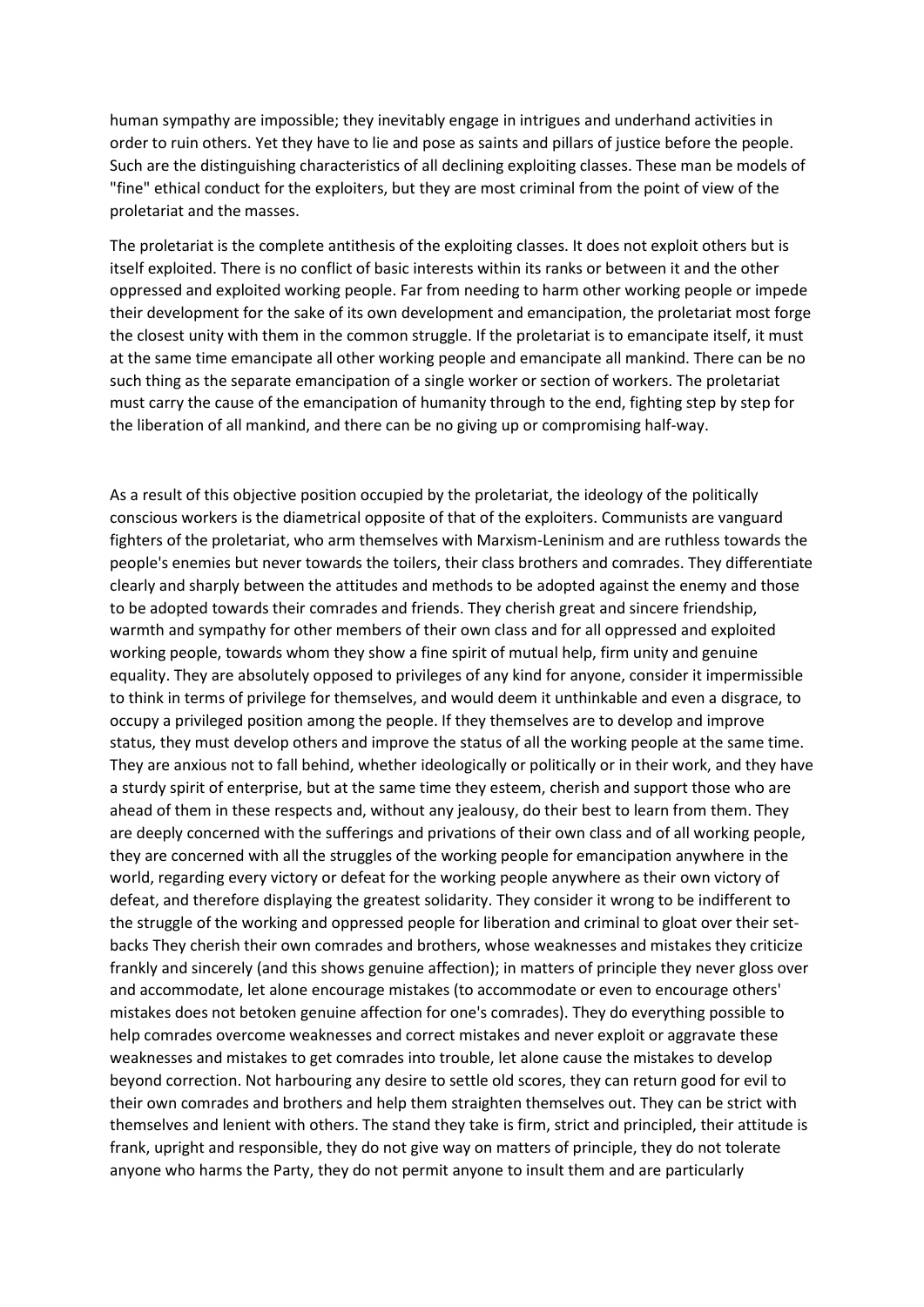human sympathy are impossible; they inevitably engage in intrigues and underhand activities in order to ruin others. Yet they have to lie and pose as saints and pillars of justice before the people. Such are the distinguishing characteristics of all declining exploiting classes. These man be models of "fine" ethical conduct for the exploiters, but they are most criminal from the point of view of the proletariat and the masses.

The proletariat is the complete antithesis of the exploiting classes. It does not exploit others but is itself exploited. There is no conflict of basic interests within its ranks or between it and the other oppressed and exploited working people. Far from needing to harm other working people or impede their development for the sake of its own development and emancipation, the proletariat most forge the closest unity with them in the common struggle. If the proletariat is to emancipate itself, it must at the same time emancipate all other working people and emancipate all mankind. There can be no such thing as the separate emancipation of a single worker or section of workers. The proletariat must carry the cause of the emancipation of humanity through to the end, fighting step by step for the liberation of all mankind, and there can be no giving up or compromising half-way.

As a result of this objective position occupied by the proletariat, the ideology of the politically conscious workers is the diametrical opposite of that of the exploiters. Communists are vanguard fighters of the proletariat, who arm themselves with Marxism-Leninism and are ruthless towards the people's enemies but never towards the toilers, their class brothers and comrades. They differentiate clearly and sharply between the attitudes and methods to be adopted against the enemy and those to be adopted towards their comrades and friends. They cherish great and sincere friendship, warmth and sympathy for other members of their own class and for all oppressed and exploited working people, towards whom they show a fine spirit of mutual help, firm unity and genuine equality. They are absolutely opposed to privileges of any kind for anyone, consider it impermissible to think in terms of privilege for themselves, and would deem it unthinkable and even a disgrace, to occupy a privileged position among the people. If they themselves are to develop and improve status, they must develop others and improve the status of all the working people at the same time. They are anxious not to fall behind, whether ideologically or politically or in their work, and they have a sturdy spirit of enterprise, but at the same time they esteem, cherish and support those who are ahead of them in these respects and, without any jealousy, do their best to learn from them. They are deeply concerned with the sufferings and privations of their own class and of all working people, they are concerned with all the struggles of the working people for emancipation anywhere in the world, regarding every victory or defeat for the working people anywhere as their own victory of defeat, and therefore displaying the greatest solidarity. They consider it wrong to be indifferent to the struggle of the working and oppressed people for liberation and criminal to gloat over their set-backs They cherish their own comrades and brothers, whose weaknesses and mistakes they criticize frankly and sincerely (and this shows genuine affection); in matters of principle they never gloss over and accommodate, let alone encourage mistakes (to accommodate or even to encourage others' mistakes does not betoken genuine affection for one's comrades). They do everything possible to help comrades overcome weaknesses and correct mistakes and never exploit or aggravate these weaknesses and mistakes to get comrades into trouble, let alone cause the mistakes to develop beyond correction. Not harbouring any desire to settle old scores, they can return good for evil to their own comrades and brothers and help them straighten themselves out. They can be strict with themselves and lenient with others. The stand they take is firm, strict and principled, their attitude is frank, upright and responsible, they do not give way on matters of principle, they do not tolerate anyone who harms the Party, they do not permit anyone to insult them and are particularly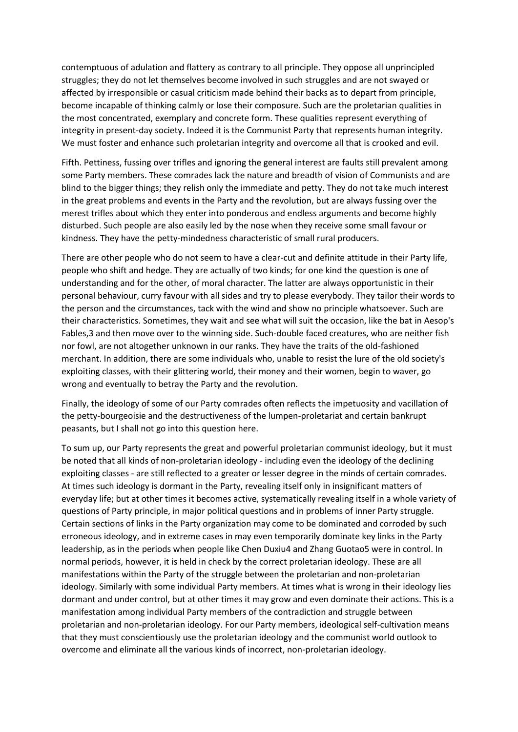contemptuous of adulation and flattery as contrary to all principle. They oppose all unprincipled struggles; they do not let themselves become involved in such struggles and are not swayed or affected by irresponsible or casual criticism made behind their backs as to depart from principle, become incapable of thinking calmly or lose their composure. Such are the proletarian qualities in the most concentrated, exemplary and concrete form. These qualities represent everything of integrity in present-day society. Indeed it is the Communist Party that represents human integrity. We must foster and enhance such proletarian integrity and overcome all that is crooked and evil.

Fifth. Pettiness, fussing over trifles and ignoring the general interest are faults still prevalent among some Party members. These comrades lack the nature and breadth of vision of Communists and are blind to the bigger things; they relish only the immediate and petty. They do not take much interest in the great problems and events in the Party and the revolution, but are always fussing over the merest trifles about which they enter into ponderous and endless arguments and become highly disturbed. Such people are also easily led by the nose when they receive some small favour or kindness. They have the petty-mindedness characteristic of small rural producers.

There are other people who do not seem to have a clear-cut and definite attitude in their Party life, people who shift and hedge. They are actually of two kinds; for one kind the question is one of understanding and for the other, of moral character. The latter are always opportunistic in their personal behaviour, curry favour with all sides and try to please everybody. They tailor their words to the person and the circumstances, tack with the wind and show no principle whatsoever. Such are their characteristics. Sometimes, they wait and see what will suit the occasion, like the bat in Aesop's Fables,3 and then move over to the winning side. Such-double faced creatures, who are neither fish nor fowl, are not altogether unknown in our ranks. They have the traits of the old-fashioned merchant. In addition, there are some individuals who, unable to resist the lure of the old society's exploiting classes, with their glittering world, their money and their women, begin to waver, go wrong and eventually to betray the Party and the revolution.

Finally, the ideology of some of our Party comrades often reflects the impetuosity and vacillation of the petty-bourgeoisie and the destructiveness of the lumpen-proletariat and certain bankrupt peasants, but I shall not go into this question here.

To sum up, our Party represents the great and powerful proletarian communist ideology, but it must be noted that all kinds of non-proletarian ideology - including even the ideology of the declining exploiting classes - are still reflected to a greater or lesser degree in the minds of certain comrades. At times such ideology is dormant in the Party, revealing itself only in insignificant matters of everyday life; but at other times it becomes active, systematically revealing itself in a whole variety of questions of Party principle, in major political questions and in problems of inner Party struggle. Certain sections of links in the Party organization may come to be dominated and corroded by such erroneous ideology, and in extreme cases in may even temporarily dominate key links in the Party leadership, as in the periods when people like Chen Duxiu4 and Zhang Guotao5 were in control. In normal periods, however, it is held in check by the correct proletarian ideology. These are all manifestations within the Party of the struggle between the proletarian and non-proletarian ideology. Similarly with some individual Party members. At times what is wrong in their ideology lies dormant and under control, but at other times it may grow and even dominate their actions. This is a manifestation among individual Party members of the contradiction and struggle between proletarian and non-proletarian ideology. For our Party members, ideological self-cultivation means that they must conscientiously use the proletarian ideology and the communist world outlook to overcome and eliminate all the various kinds of incorrect, non-proletarian ideology.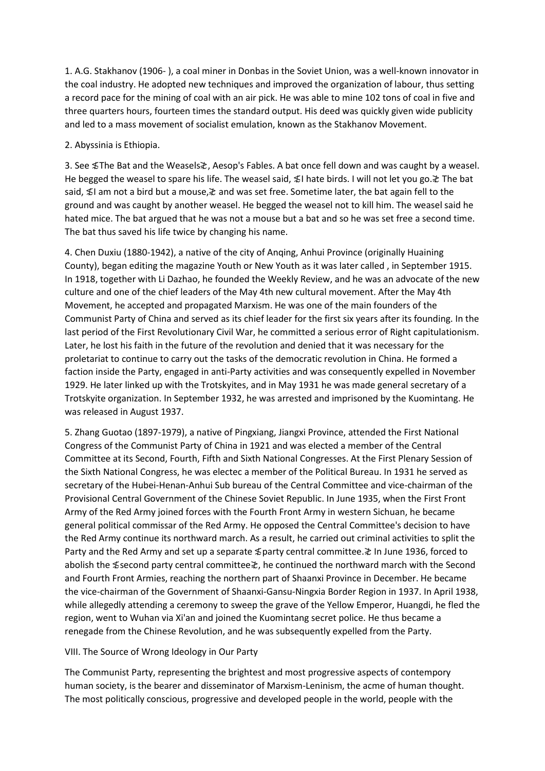1. A.G. Stakhanov (1906- ), a coal miner in Donbas in the Soviet Union, was a well-known innovator in the coal industry. He adopted new techniques and improved the organization of labour, thus setting a record pace for the mining of coal with an air pick. He was able to mine 102 tons of coal in five and three quarters hours, fourteen times the standard output. His deed was quickly given wide publicity and led to a mass movement of socialist emulation, known as the Stakhanov Movement.

2. Abyssinia is Ethiopia.

3. See 多The Bat and the Weasels之, Aesop's Fables. A bat once fell down and was caught by a weasel. He begged the weasel to spare his life. The weasel said, 多I hate birds. I will not let you go.之 The bat said, 多I am not a bird but a mouse,之 and was set free. Sometime later, the bat again fell to the ground and was caught by another weasel. He begged the weasel not to kill him. The weasel said he hated mice. The bat argued that he was not a mouse but a bat and so he was set free a second time. The bat thus saved his life twice by changing his name.

4. Chen Duxiu (1880-1942), a native of the city of Anqing, Anhui Province (originally Huaining County), began editing the magazine Youth or New Youth as it was later called , in September 1915. In 1918, together with Li Dazhao, he founded the Weekly Review, and he was an advocate of the new culture and one of the chief leaders of the May 4th new cultural movement. After the May 4th Movement, he accepted and propagated Marxism. He was one of the main founders of the Communist Party of China and served as its chief leader for the first six years after its founding. In the last period of the First Revolutionary Civil War, he committed a serious error of Right capitulationism. Later, he lost his faith in the future of the revolution and denied that it was necessary for the proletariat to continue to carry out the tasks of the democratic revolution in China. He formed a faction inside the Party, engaged in anti-Party activities and was consequently expelled in November 1929. He later linked up with the Trotskyites, and in May 1931 he was made general secretary of a Trotskyite organization. In September 1932, he was arrested and imprisoned by the Kuomintang. He was released in August 1937.

5. Zhang Guotao (1897-1979), a native of Pingxiang, Jiangxi Province, attended the First National Congress of the Communist Party of China in 1921 and was elected a member of the Central Committee at its Second, Fourth, Fifth and Sixth National Congresses. At the First Plenary Session of the Sixth National Congress, he was electec a member of the Political Bureau. In 1931 he served as secretary of the Hubei-Henan-Anhui Sub bureau of the Central Committee and vice-chairman of the Provisional Central Government of the Chinese Soviet Republic. In June 1935, when the First Front Army of the Red Army joined forces with the Fourth Front Army in western Sichuan, he became general political commissar of the Red Army. He opposed the Central Committee's decision to have the Red Army continue its northward march. As a result, he carried out criminal activities to split the Party and the Red Army and set up a separate 多party central committee.之 In June 1936, forced to abolish the 多second party central committee之, he continued the northward march with the Second and Fourth Front Armies, reaching the northern part of Shaanxi Province in December. He became the vice-chairman of the Government of Shaanxi-Gansu-Ningxia Border Region in 1937. In April 1938, while allegedly attending a ceremony to sweep the grave of the Yellow Emperor, Huangdi, he fled the region, went to Wuhan via Xi'an and joined the Kuomintang secret police. He thus became a renegade from the Chinese Revolution, and he was subsequently expelled from the Party.

## VIII. The Source of Wrong Ideology in Our Party

The Communist Party, representing the brightest and most progressive aspects of contempory human society, is the bearer and disseminator of Marxism-Leninism, the acme of human thought. The most politically conscious, progressive and developed people in the world, people with the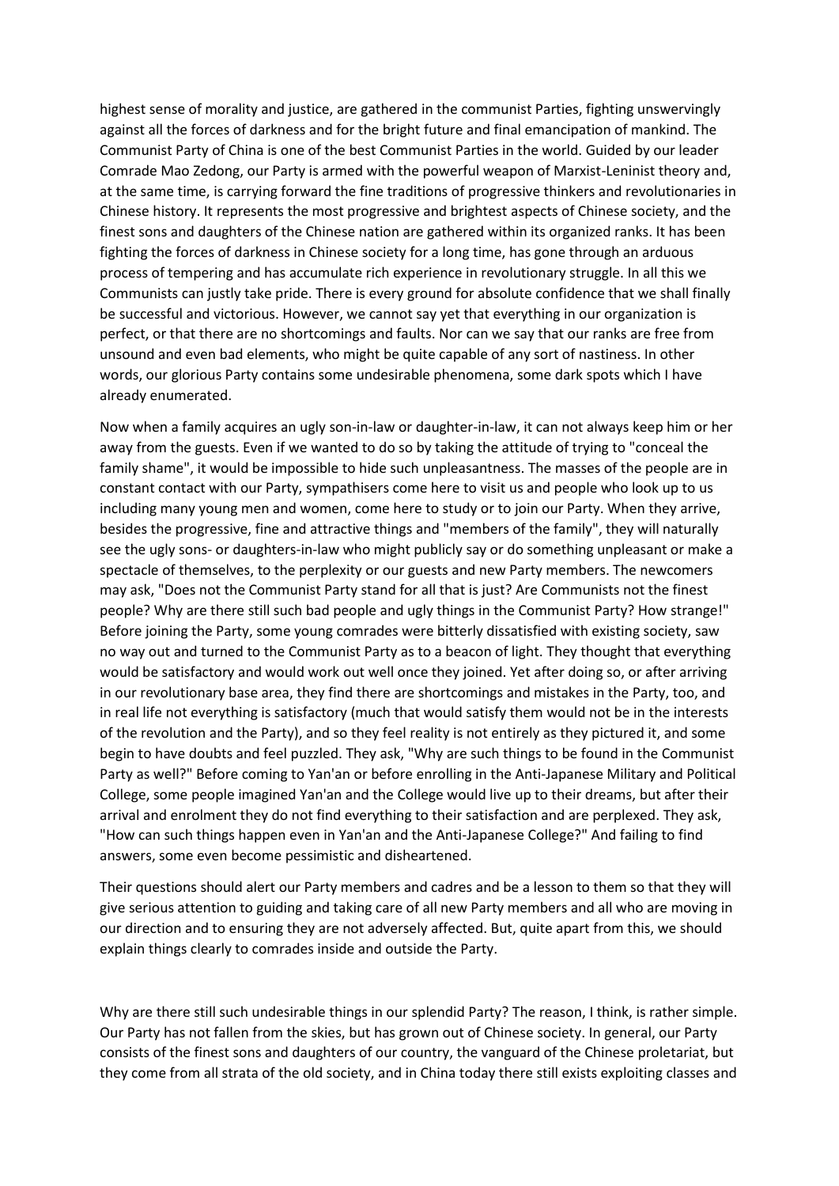highest sense of morality and justice, are gathered in the communist Parties, fighting unswervingly against all the forces of darkness and for the bright future and final emancipation of mankind. The Communist Party of China is one of the best Communist Parties in the world. Guided by our leader Comrade Mao Zedong, our Party is armed with the powerful weapon of Marxist-Leninist theory and, at the same time, is carrying forward the fine traditions of progressive thinkers and revolutionaries in Chinese history. It represents the most progressive and brightest aspects of Chinese society, and the finest sons and daughters of the Chinese nation are gathered within its organized ranks. It has been fighting the forces of darkness in Chinese society for a long time, has gone through an arduous process of tempering and has accumulate rich experience in revolutionary struggle. In all this we Communists can justly take pride. There is every ground for absolute confidence that we shall finally be successful and victorious. However, we cannot say yet that everything in our organization is perfect, or that there are no shortcomings and faults. Nor can we say that our ranks are free from unsound and even bad elements, who might be quite capable of any sort of nastiness. In other words, our glorious Party contains some undesirable phenomena, some dark spots which I have already enumerated.

Now when a family acquires an ugly son-in-law or daughter-in-law, it can not always keep him or her away from the guests. Even if we wanted to do so by taking the attitude of trying to "conceal the family shame", it would be impossible to hide such unpleasantness. The masses of the people are in constant contact with our Party, sympathisers come here to visit us and people who look up to us including many young men and women, come here to study or to join our Party. When they arrive, besides the progressive, fine and attractive things and "members of the family", they will naturally see the ugly sons- or daughters-in-law who might publicly say or do something unpleasant or make a spectacle of themselves, to the perplexity or our guests and new Party members. The newcomers may ask, "Does not the Communist Party stand for all that is just? Are Communists not the finest people? Why are there still such bad people and ugly things in the Communist Party? How strange!" Before joining the Party, some young comrades were bitterly dissatisfied with existing society, saw no way out and turned to the Communist Party as to a beacon of light. They thought that everything would be satisfactory and would work out well once they joined. Yet after doing so, or after arriving in our revolutionary base area, they find there are shortcomings and mistakes in the Party, too, and in real life not everything is satisfactory (much that would satisfy them would not be in the interests of the revolution and the Party), and so they feel reality is not entirely as they pictured it, and some begin to have doubts and feel puzzled. They ask, "Why are such things to be found in the Communist Party as well?" Before coming to Yan'an or before enrolling in the Anti-Japanese Military and Political College, some people imagined Yan'an and the College would live up to their dreams, but after their arrival and enrolment they do not find everything to their satisfaction and are perplexed. They ask, "How can such things happen even in Yan'an and the Anti-Japanese College?" And failing to find answers, some even become pessimistic and disheartened.

Their questions should alert our Party members and cadres and be a lesson to them so that they will give serious attention to guiding and taking care of all new Party members and all who are moving in our direction and to ensuring they are not adversely affected. But, quite apart from this, we should explain things clearly to comrades inside and outside the Party.

Why are there still such undesirable things in our splendid Party? The reason, I think, is rather simple. Our Party has not fallen from the skies, but has grown out of Chinese society. In general, our Party consists of the finest sons and daughters of our country, the vanguard of the Chinese proletariat, but they come from all strata of the old society, and in China today there still exists exploiting classes and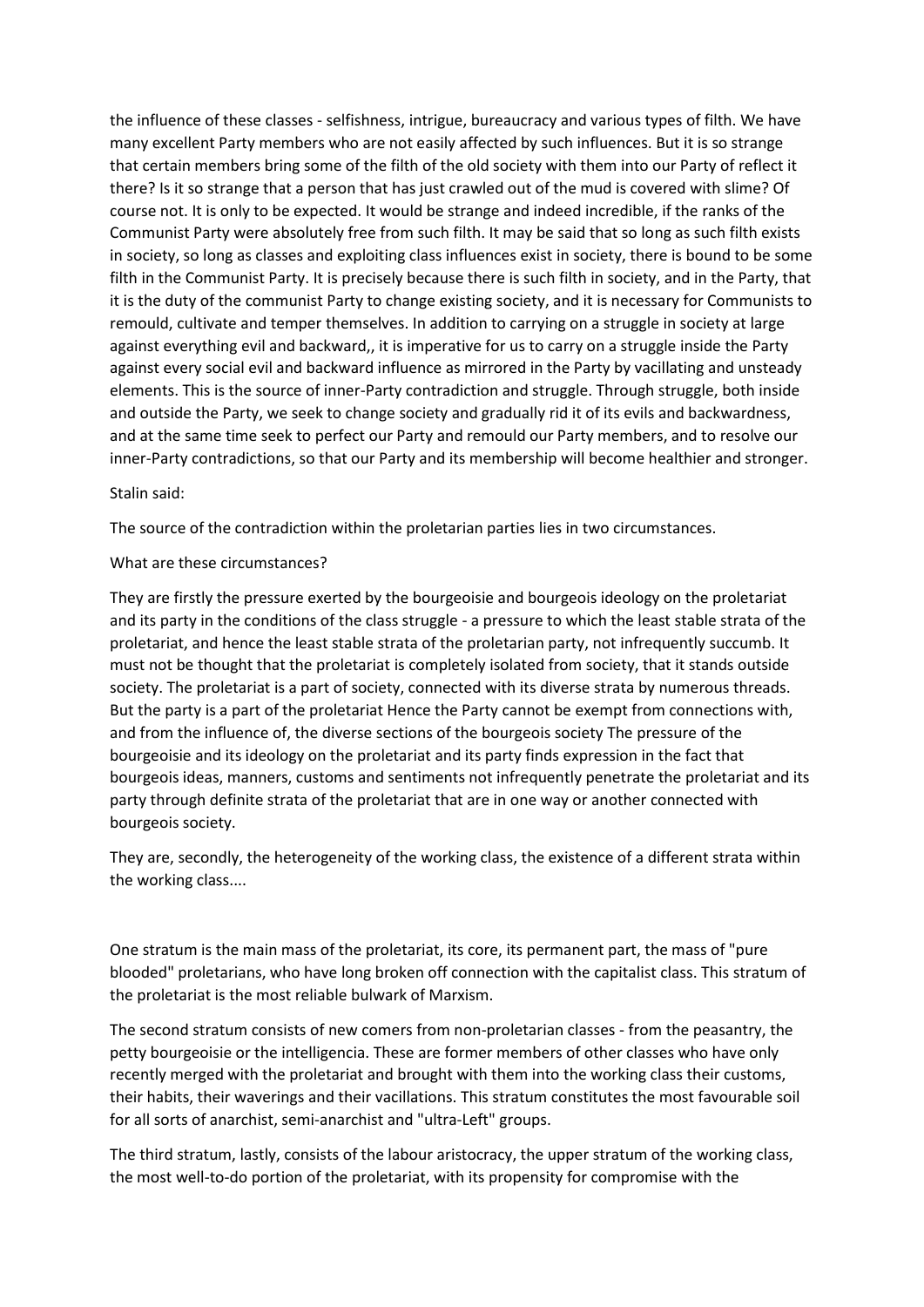the influence of these classes - selfishness, intrigue, bureaucracy and various types of filth. We have many excellent Party members who are not easily affected by such influences. But it is so strange that certain members bring some of the filth of the old society with them into our Party of reflect it there? Is it so strange that a person that has just crawled out of the mud is covered with slime? Of course not. It is only to be expected. It would be strange and indeed incredible, if the ranks of the Communist Party were absolutely free from such filth. It may be said that so long as such filth exists in society, so long as classes and exploiting class influences exist in society, there is bound to be some filth in the Communist Party. It is precisely because there is such filth in society, and in the Party, that it is the duty of the communist Party to change existing society, and it is necessary for Communists to remould, cultivate and temper themselves. In addition to carrying on a struggle in society at large against everything evil and backward,, it is imperative for us to carry on a struggle inside the Party against every social evil and backward influence as mirrored in the Party by vacillating and unsteady elements. This is the source of inner-Party contradiction and struggle. Through struggle, both inside and outside the Party, we seek to change society and gradually rid it of its evils and backwardness, and at the same time seek to perfect our Party and remould our Party members, and to resolve our inner-Party contradictions, so that our Party and its membership will become healthier and stronger.

Stalin said:

The source of the contradiction within the proletarian parties lies in two circumstances.

What are these circumstances?

They are firstly the pressure exerted by the bourgeoisie and bourgeois ideology on the proletariat and its party in the conditions of the class struggle - a pressure to which the least stable strata of the proletariat, and hence the least stable strata of the proletarian party, not infrequently succumb. It must not be thought that the proletariat is completely isolated from society, that it stands outside society. The proletariat is a part of society, connected with its diverse strata by numerous threads. But the party is a part of the proletariat Hence the Party cannot be exempt from connections with, and from the influence of, the diverse sections of the bourgeois society The pressure of the bourgeoisie and its ideology on the proletariat and its party finds expression in the fact that bourgeois ideas, manners, customs and sentiments not infrequently penetrate the proletariat and its party through definite strata of the proletariat that are in one way or another connected with bourgeois society.

They are, secondly, the heterogeneity of the working class, the existence of a different strata within the working class....

One stratum is the main mass of the proletariat, its core, its permanent part, the mass of "pure blooded" proletarians, who have long broken off connection with the capitalist class. This stratum of the proletariat is the most reliable bulwark of Marxism.

The second stratum consists of new comers from non-proletarian classes - from the peasantry, the petty bourgeoisie or the intelligencia. These are former members of other classes who have only recently merged with the proletariat and brought with them into the working class their customs, their habits, their waverings and their vacillations. This stratum constitutes the most favourable soil for all sorts of anarchist, semi-anarchist and "ultra-Left" groups.

The third stratum, lastly, consists of the labour aristocracy, the upper stratum of the working class, the most well-to-do portion of the proletariat, with its propensity for compromise with the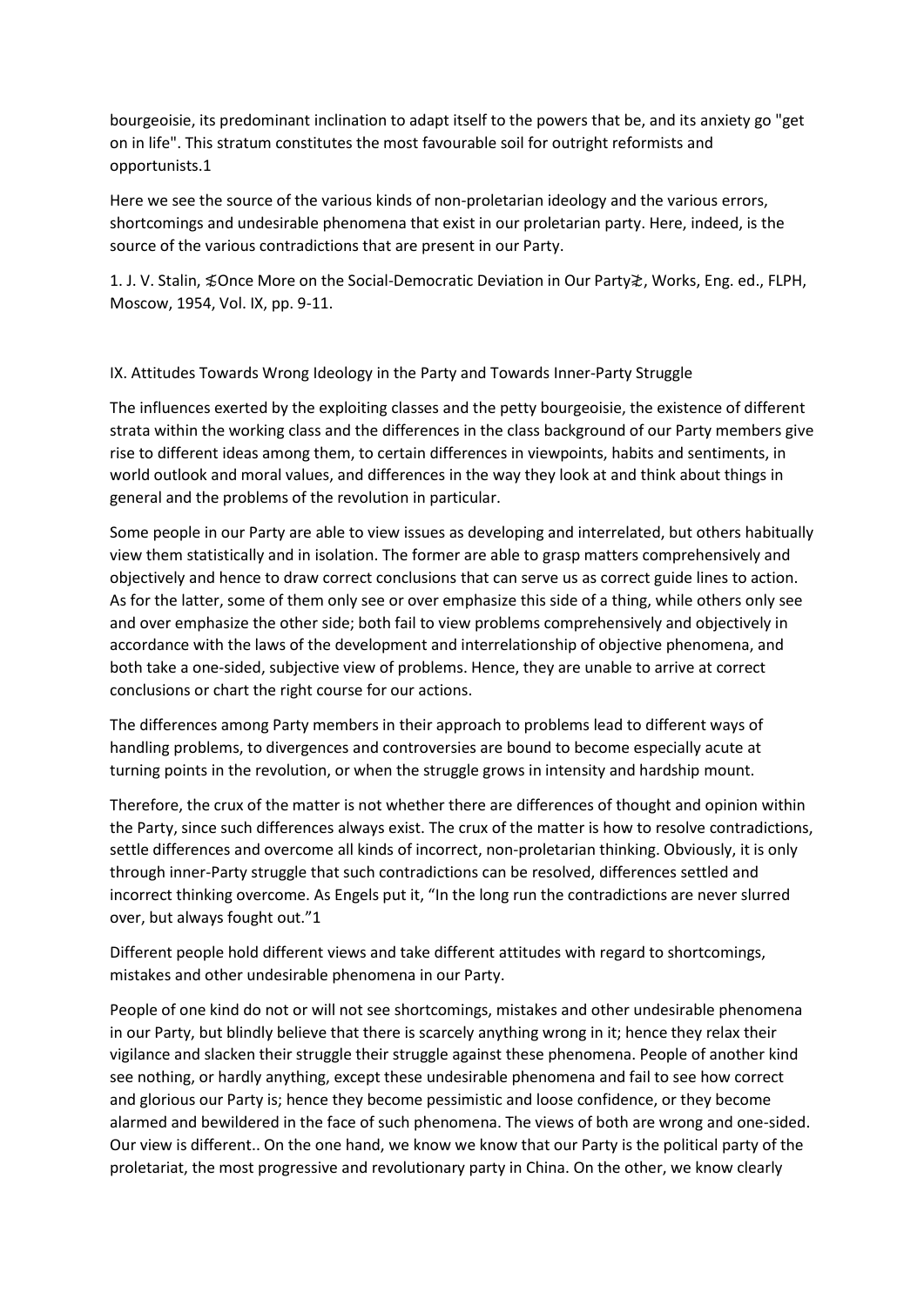bourgeoisie, its predominant inclination to adapt itself to the powers that be, and its anxiety go "get on in life". This stratum constitutes the most favourable soil for outright reformists and opportunists.1

Here we see the source of the various kinds of non-proletarian ideology and the various errors, shortcomings and undesirable phenomena that exist in our proletarian party. Here, indeed, is the source of the various contradictions that are present in our Party.

1. J. V. Stalin, 《Once More on the Social-Democratic Deviation in Our Party》, Works, Eng. ed., FLPH, Moscow, 1954, Vol. IX, pp. 9-11.

## IX. Attitudes Towards Wrong Ideology in the Party and Towards Inner-Party Struggle

The influences exerted by the exploiting classes and the petty bourgeoisie, the existence of different strata within the working class and the differences in the class background of our Party members give rise to different ideas among them, to certain differences in viewpoints, habits and sentiments, in world outlook and moral values, and differences in the way they look at and think about things in general and the problems of the revolution in particular.

Some people in our Party are able to view issues as developing and interrelated, but others habitually view them statistically and in isolation. The former are able to grasp matters comprehensively and objectively and hence to draw correct conclusions that can serve us as correct guide lines to action. As for the latter, some of them only see or over emphasize this side of a thing, while others only see and over emphasize the other side; both fail to view problems comprehensively and objectively in accordance with the laws of the development and interrelationship of objective phenomena, and both take a one-sided, subjective view of problems. Hence, they are unable to arrive at correct conclusions or chart the right course for our actions.

The differences among Party members in their approach to problems lead to different ways of handling problems, to divergences and controversies are bound to become especially acute at turning points in the revolution, or when the struggle grows in intensity and hardship mount.

Therefore, the crux of the matter is not whether there are differences of thought and opinion within the Party, since such differences always exist. The crux of the matter is how to resolve contradictions, settle differences and overcome all kinds of incorrect, non-proletarian thinking. Obviously, it is only through inner-Party struggle that such contradictions can be resolved, differences settled and incorrect thinking overcome. As Engels put it, "In the long run the contradictions are never slurred over, but always fought out."1

Different people hold different views and take different attitudes with regard to shortcomings, mistakes and other undesirable phenomena in our Party.

People of one kind do not or will not see shortcomings, mistakes and other undesirable phenomena in our Party, but blindly believe that there is scarcely anything wrong in it; hence they relax their vigilance and slacken their struggle their struggle against these phenomena. People of another kind see nothing, or hardly anything, except these undesirable phenomena and fail to see how correct and glorious our Party is; hence they become pessimistic and loose confidence, or they become alarmed and bewildered in the face of such phenomena. The views of both are wrong and one-sided. Our view is different.. On the one hand, we know we know that our Party is the political party of the proletariat, the most progressive and revolutionary party in China. On the other, we know clearly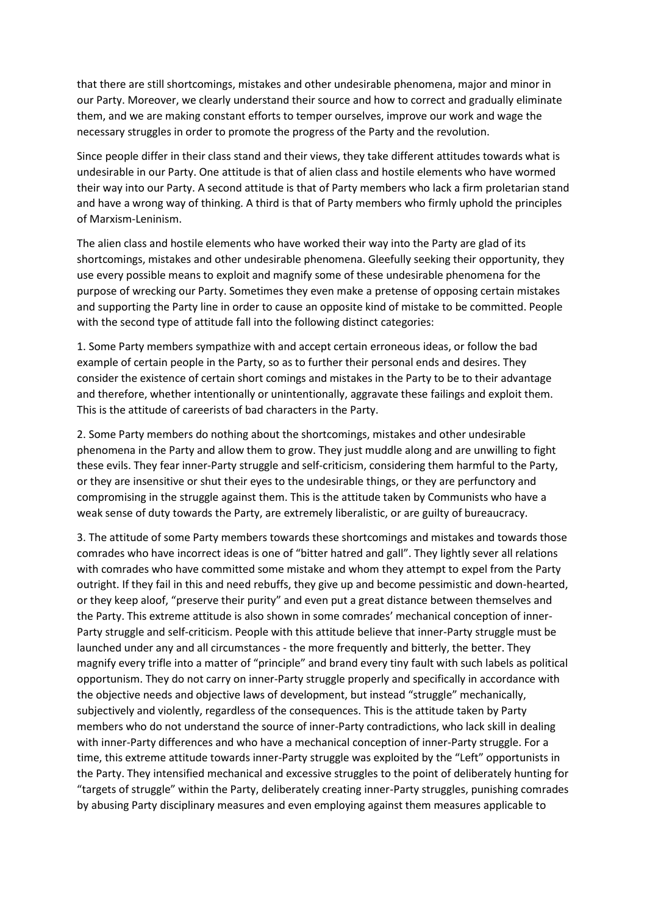that there are still shortcomings, mistakes and other undesirable phenomena, major and minor in our Party. Moreover, we clearly understand their source and how to correct and gradually eliminate them, and we are making constant efforts to temper ourselves, improve our work and wage the necessary struggles in order to promote the progress of the Party and the revolution.

Since people differ in their class stand and their views, they take different attitudes towards what is undesirable in our Party. One attitude is that of alien class and hostile elements who have wormed their way into our Party. A second attitude is that of Party members who lack a firm proletarian stand and have a wrong way of thinking. A third is that of Party members who firmly uphold the principles of Marxism-Leninism.

The alien class and hostile elements who have worked their way into the Party are glad of its shortcomings, mistakes and other undesirable phenomena. Gleefully seeking their opportunity, they use every possible means to exploit and magnify some of these undesirable phenomena for the purpose of wrecking our Party. Sometimes they even make a pretense of opposing certain mistakes and supporting the Party line in order to cause an opposite kind of mistake to be committed. People with the second type of attitude fall into the following distinct categories:

1. Some Party members sympathize with and accept certain erroneous ideas, or follow the bad example of certain people in the Party, so as to further their personal ends and desires. They consider the existence of certain short comings and mistakes in the Party to be to their advantage and therefore, whether intentionally or unintentionally, aggravate these failings and exploit them. This is the attitude of careerists of bad characters in the Party.

2. Some Party members do nothing about the shortcomings, mistakes and other undesirable phenomena in the Party and allow them to grow. They just muddle along and are unwilling to fight these evils. They fear inner-Party struggle and self-criticism, considering them harmful to the Party, or they are insensitive or shut their eyes to the undesirable things, or they are perfunctory and compromising in the struggle against them. This is the attitude taken by Communists who have a weak sense of duty towards the Party, are extremely liberalistic, or are guilty of bureaucracy.

3. The attitude of some Party members towards these shortcomings and mistakes and towards those comrades who have incorrect ideas is one of "bitter hatred and gall". They lightly sever all relations with comrades who have committed some mistake and whom they attempt to expel from the Party outright. If they fail in this and need rebuffs, they give up and become pessimistic and down-hearted, or they keep aloof, "preserve their purity" and even put a great distance between themselves and the Party. This extreme attitude is also shown in some comrades' mechanical conception of inner-Party struggle and self-criticism. People with this attitude believe that inner-Party struggle must be launched under any and all circumstances - the more frequently and bitterly, the better. They magnify every trifle into a matter of "principle" and brand every tiny fault with such labels as political opportunism. They do not carry on inner-Party struggle properly and specifically in accordance with the objective needs and objective laws of development, but instead "struggle" mechanically, subjectively and violently, regardless of the consequences. This is the attitude taken by Party members who do not understand the source of inner-Party contradictions, who lack skill in dealing with inner-Party differences and who have a mechanical conception of inner-Party struggle. For a time, this extreme attitude towards inner-Party struggle was exploited by the "Left" opportunists in the Party. They intensified mechanical and excessive struggles to the point of deliberately hunting for "targets of struggle" within the Party, deliberately creating inner-Party struggles, punishing comrades by abusing Party disciplinary measures and even employing against them measures applicable to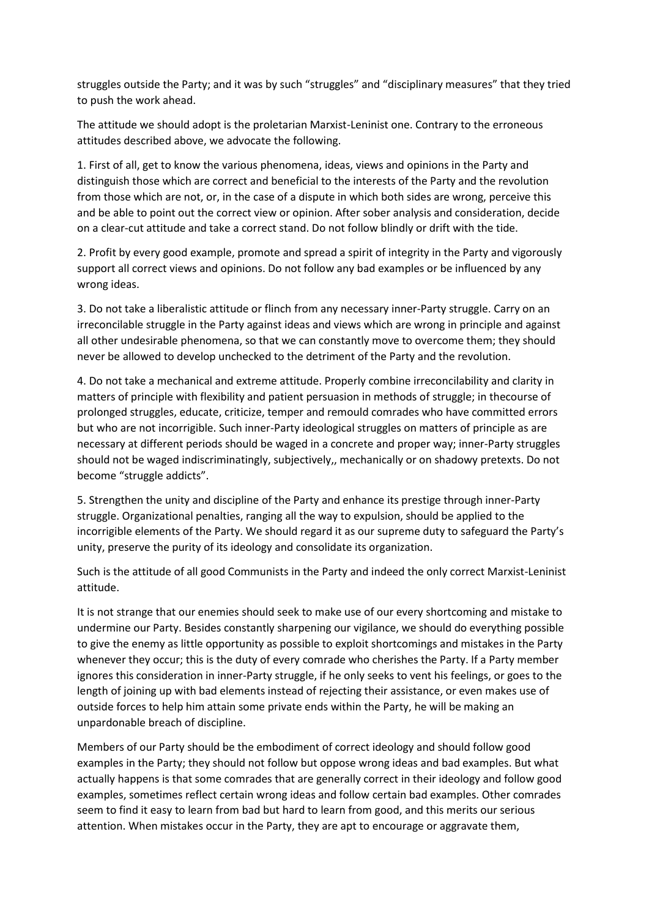struggles outside the Party; and it was by such "struggles" and "disciplinary measures" that they tried to push the work ahead.

The attitude we should adopt is the proletarian Marxist-Leninist one. Contrary to the erroneous attitudes described above, we advocate the following.

1. First of all, get to know the various phenomena, ideas, views and opinions in the Party and distinguish those which are correct and beneficial to the interests of the Party and the revolution from those which are not, or, in the case of a dispute in which both sides are wrong, perceive this and be able to point out the correct view or opinion. After sober analysis and consideration, decide on a clear-cut attitude and take a correct stand. Do not follow blindly or drift with the tide.

2. Profit by every good example, promote and spread a spirit of integrity in the Party and vigorously support all correct views and opinions. Do not follow any bad examples or be influenced by any wrong ideas.

3. Do not take a liberalistic attitude or flinch from any necessary inner-Party struggle. Carry on an irreconcilable struggle in the Party against ideas and views which are wrong in principle and against all other undesirable phenomena, so that we can constantly move to overcome them; they should never be allowed to develop unchecked to the detriment of the Party and the revolution.

4. Do not take a mechanical and extreme attitude. Properly combine irreconcilability and clarity in matters of principle with flexibility and patient persuasion in methods of struggle; in thecourse of prolonged struggles, educate, criticize, temper and remould comrades who have committed errors but who are not incorrigible. Such inner-Party ideological struggles on matters of principle as are necessary at different periods should be waged in a concrete and proper way; inner-Party struggles should not be waged indiscriminatingly, subjectively,, mechanically or on shadowy pretexts. Do not become "struggle addicts".

5. Strengthen the unity and discipline of the Party and enhance its prestige through inner-Party struggle. Organizational penalties, ranging all the way to expulsion, should be applied to the incorrigible elements of the Party. We should regard it as our supreme duty to safeguard the Party's unity, preserve the purity of its ideology and consolidate its organization.

Such is the attitude of all good Communists in the Party and indeed the only correct Marxist-Leninist attitude.

It is not strange that our enemies should seek to make use of our every shortcoming and mistake to undermine our Party. Besides constantly sharpening our vigilance, we should do everything possible to give the enemy as little opportunity as possible to exploit shortcomings and mistakes in the Party whenever they occur; this is the duty of every comrade who cherishes the Party. If a Party member ignores this consideration in inner-Party struggle, if he only seeks to vent his feelings, or goes to the length of joining up with bad elements instead of rejecting their assistance, or even makes use of outside forces to help him attain some private ends within the Party, he will be making an unpardonable breach of discipline.

Members of our Party should be the embodiment of correct ideology and should follow good examples in the Party; they should not follow but oppose wrong ideas and bad examples. But what actually happens is that some comrades that are generally correct in their ideology and follow good examples, sometimes reflect certain wrong ideas and follow certain bad examples. Other comrades seem to find it easy to learn from bad but hard to learn from good, and this merits our serious attention. When mistakes occur in the Party, they are apt to encourage or aggravate them,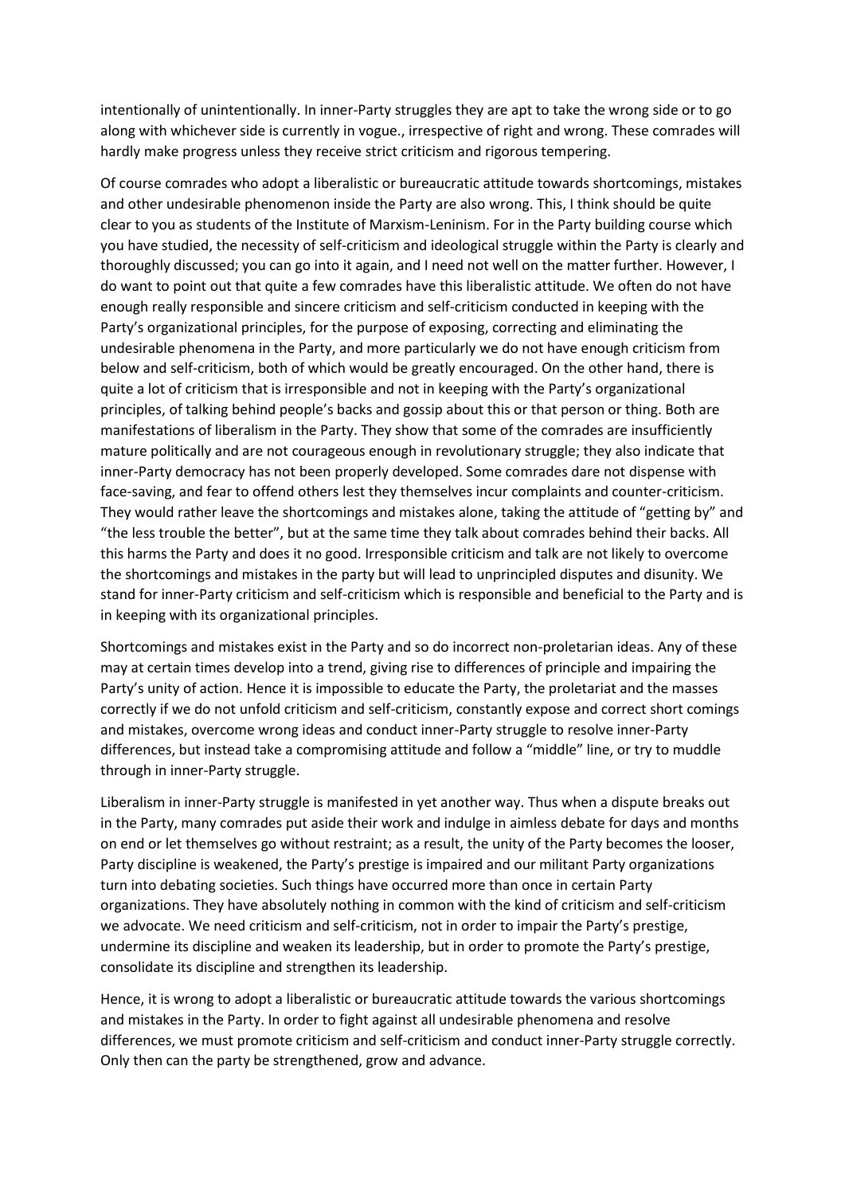intentionally of unintentionally. In inner-Party struggles they are apt to take the wrong side or to go along with whichever side is currently in vogue., irrespective of right and wrong. These comrades will hardly make progress unless they receive strict criticism and rigorous tempering.

Of course comrades who adopt a liberalistic or bureaucratic attitude towards shortcomings, mistakes and other undesirable phenomenon inside the Party are also wrong. This, I think should be quite clear to you as students of the Institute of Marxism-Leninism. For in the Party building course which you have studied, the necessity of self-criticism and ideological struggle within the Party is clearly and thoroughly discussed; you can go into it again, and I need not well on the matter further. However, I do want to point out that quite a few comrades have this liberalistic attitude. We often do not have enough really responsible and sincere criticism and self-criticism conducted in keeping with the Party's organizational principles, for the purpose of exposing, correcting and eliminating the undesirable phenomena in the Party, and more particularly we do not have enough criticism from below and self-criticism, both of which would be greatly encouraged. On the other hand, there is quite a lot of criticism that is irresponsible and not in keeping with the Party's organizational principles, of talking behind people's backs and gossip about this or that person or thing. Both are manifestations of liberalism in the Party. They show that some of the comrades are insufficiently mature politically and are not courageous enough in revolutionary struggle; they also indicate that inner-Party democracy has not been properly developed. Some comrades dare not dispense with face-saving, and fear to offend others lest they themselves incur complaints and counter-criticism. They would rather leave the shortcomings and mistakes alone, taking the attitude of "getting by" and "the less trouble the better", but at the same time they talk about comrades behind their backs. All this harms the Party and does it no good. Irresponsible criticism and talk are not likely to overcome the shortcomings and mistakes in the party but will lead to unprincipled disputes and disunity. We stand for inner-Party criticism and self-criticism which is responsible and beneficial to the Party and is in keeping with its organizational principles.

Shortcomings and mistakes exist in the Party and so do incorrect non-proletarian ideas. Any of these may at certain times develop into a trend, giving rise to differences of principle and impairing the Party's unity of action. Hence it is impossible to educate the Party, the proletariat and the masses correctly if we do not unfold criticism and self-criticism, constantly expose and correct short comings and mistakes, overcome wrong ideas and conduct inner-Party struggle to resolve inner-Party differences, but instead take a compromising attitude and follow a "middle" line, or try to muddle through in inner-Party struggle.

Liberalism in inner-Party struggle is manifested in yet another way. Thus when a dispute breaks out in the Party, many comrades put aside their work and indulge in aimless debate for days and months on end or let themselves go without restraint; as a result, the unity of the Party becomes the looser, Party discipline is weakened, the Party's prestige is impaired and our militant Party organizations turn into debating societies. Such things have occurred more than once in certain Party organizations. They have absolutely nothing in common with the kind of criticism and self-criticism we advocate. We need criticism and self-criticism, not in order to impair the Party's prestige, undermine its discipline and weaken its leadership, but in order to promote the Party's prestige, consolidate its discipline and strengthen its leadership.

Hence, it is wrong to adopt a liberalistic or bureaucratic attitude towards the various shortcomings and mistakes in the Party. In order to fight against all undesirable phenomena and resolve differences, we must promote criticism and self-criticism and conduct inner-Party struggle correctly. Only then can the party be strengthened, grow and advance.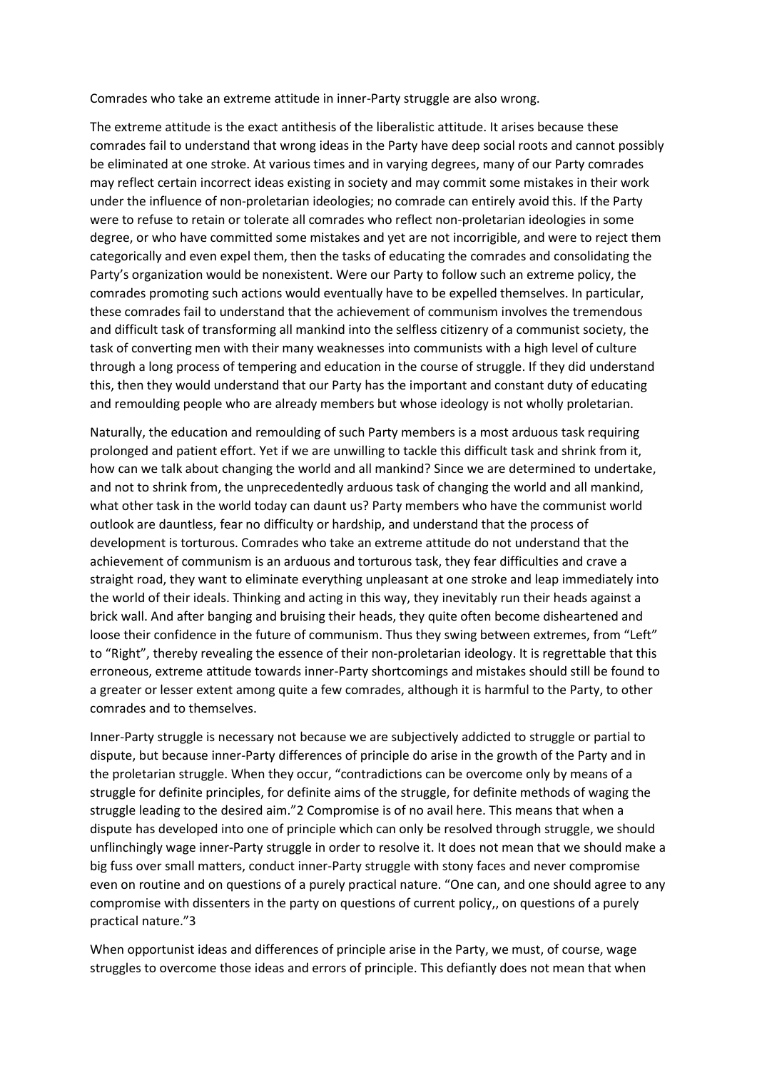Comrades who take an extreme attitude in inner-Party struggle are also wrong.

The extreme attitude is the exact antithesis of the liberalistic attitude. It arises because these comrades fail to understand that wrong ideas in the Party have deep social roots and cannot possibly be eliminated at one stroke. At various times and in varying degrees, many of our Party comrades may reflect certain incorrect ideas existing in society and may commit some mistakes in their work under the influence of non-proletarian ideologies; no comrade can entirely avoid this. If the Party were to refuse to retain or tolerate all comrades who reflect non-proletarian ideologies in some degree, or who have committed some mistakes and yet are not incorrigible, and were to reject them categorically and even expel them, then the tasks of educating the comrades and consolidating the Party's organization would be nonexistent. Were our Party to follow such an extreme policy, the comrades promoting such actions would eventually have to be expelled themselves. In particular, these comrades fail to understand that the achievement of communism involves the tremendous and difficult task of transforming all mankind into the selfless citizenry of a communist society, the task of converting men with their many weaknesses into communists with a high level of culture through a long process of tempering and education in the course of struggle. If they did understand this, then they would understand that our Party has the important and constant duty of educating and remoulding people who are already members but whose ideology is not wholly proletarian.

Naturally, the education and remoulding of such Party members is a most arduous task requiring prolonged and patient effort. Yet if we are unwilling to tackle this difficult task and shrink from it, how can we talk about changing the world and all mankind? Since we are determined to undertake, and not to shrink from, the unprecedentedly arduous task of changing the world and all mankind, what other task in the world today can daunt us? Party members who have the communist world outlook are dauntless, fear no difficulty or hardship, and understand that the process of development is torturous. Comrades who take an extreme attitude do not understand that the achievement of communism is an arduous and torturous task, they fear difficulties and crave a straight road, they want to eliminate everything unpleasant at one stroke and leap immediately into the world of their ideals. Thinking and acting in this way, they inevitably run their heads against a brick wall. And after banging and bruising their heads, they quite often become disheartened and loose their confidence in the future of communism. Thus they swing between extremes, from "Left" to "Right", thereby revealing the essence of their non-proletarian ideology. It is regrettable that this erroneous, extreme attitude towards inner-Party shortcomings and mistakes should still be found to a greater or lesser extent among quite a few comrades, although it is harmful to the Party, to other comrades and to themselves.

Inner-Party struggle is necessary not because we are subjectively addicted to struggle or partial to dispute, but because inner-Party differences of principle do arise in the growth of the Party and in the proletarian struggle. When they occur, "contradictions can be overcome only by means of a struggle for definite principles, for definite aims of the struggle, for definite methods of waging the struggle leading to the desired aim."[2] Compromise is of no avail here. This means that when a dispute has developed into one of principle which can only be resolved through struggle, we should unflinchingly wage inner-Party struggle in order to resolve it. It does not mean that we should make a big fuss over small matters, conduct inner-Party struggle with stony faces and never compromise even on routine and on questions of a purely practical nature. "One can, and one should agree to any compromise with dissenters in the party on questions of current policy,, on questions of a purely practical nature."[3]

When opportunist ideas and differences of principle arise in the Party, we must, of course, wage struggles to overcome those ideas and errors of principle. This defiantly does not mean that when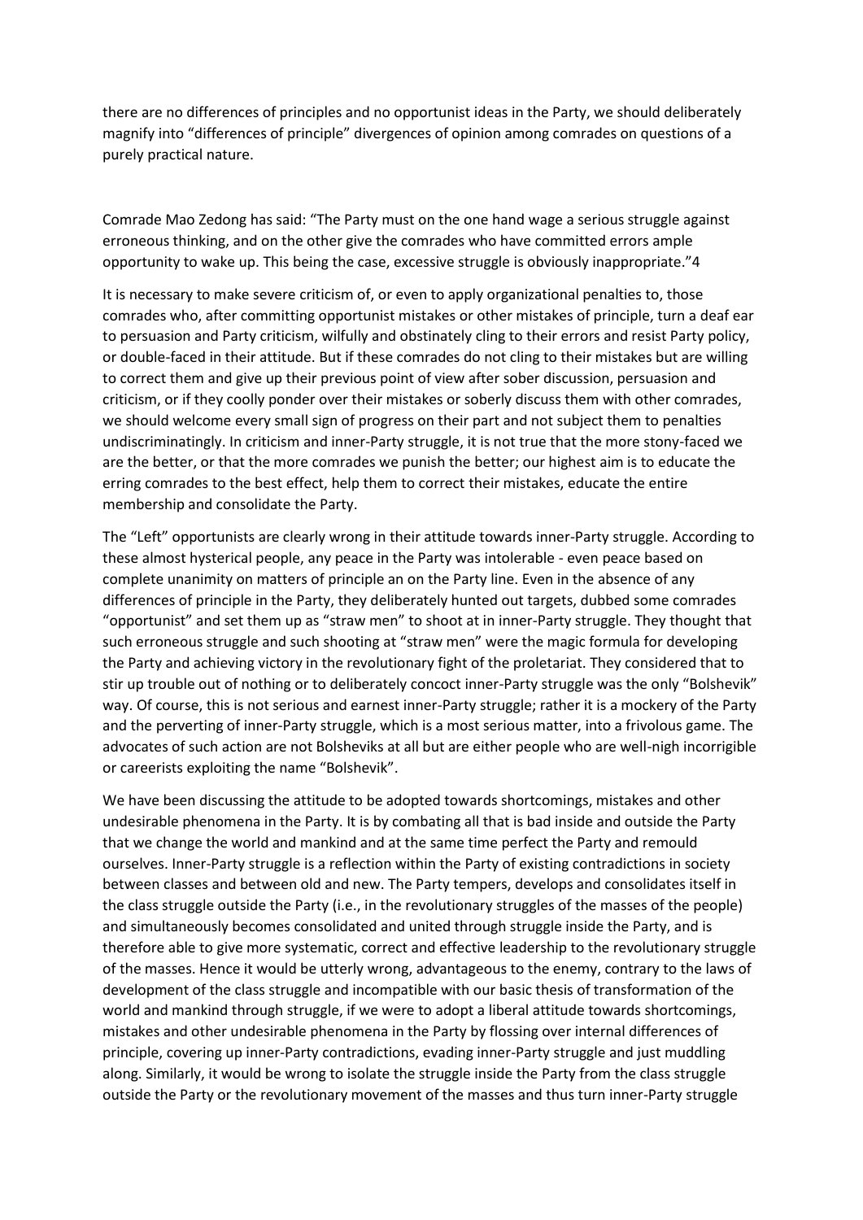there are no differences of principles and no opportunist ideas in the Party, we should deliberately magnify into "differences of principle" divergences of opinion among comrades on questions of a purely practical nature.

Comrade Mao Zedong has said: "The Party must on the one hand wage a serious struggle against erroneous thinking, and on the other give the comrades who have committed errors ample opportunity to wake up. This being the case, excessive struggle is obviously inappropriate."4

It is necessary to make severe criticism of, or even to apply organizational penalties to, those comrades who, after committing opportunist mistakes or other mistakes of principle, turn a deaf ear to persuasion and Party criticism, wilfully and obstinately cling to their errors and resist Party policy, or double-faced in their attitude. But if these comrades do not cling to their mistakes but are willing to correct them and give up their previous point of view after sober discussion, persuasion and criticism, or if they coolly ponder over their mistakes or soberly discuss them with other comrades, we should welcome every small sign of progress on their part and not subject them to penalties undiscriminatingly. In criticism and inner-Party struggle, it is not true that the more stony-faced we are the better, or that the more comrades we punish the better; our highest aim is to educate the erring comrades to the best effect, help them to correct their mistakes, educate the entire membership and consolidate the Party.

The "Left" opportunists are clearly wrong in their attitude towards inner-Party struggle. According to these almost hysterical people, any peace in the Party was intolerable - even peace based on complete unanimity on matters of principle an on the Party line. Even in the absence of any differences of principle in the Party, they deliberately hunted out targets, dubbed some comrades "opportunist" and set them up as "straw men" to shoot at in inner-Party struggle. They thought that such erroneous struggle and such shooting at "straw men" were the magic formula for developing the Party and achieving victory in the revolutionary fight of the proletariat. They considered that to stir up trouble out of nothing or to deliberately concoct inner-Party struggle was the only "Bolshevik" way. Of course, this is not serious and earnest inner-Party struggle; rather it is a mockery of the Party and the perverting of inner-Party struggle, which is a most serious matter, into a frivolous game. The advocates of such action are not Bolsheviks at all but are either people who are well-nigh incorrigible or careerists exploiting the name "Bolshevik".

We have been discussing the attitude to be adopted towards shortcomings, mistakes and other undesirable phenomena in the Party. It is by combating all that is bad inside and outside the Party that we change the world and mankind and at the same time perfect the Party and remould ourselves. Inner-Party struggle is a reflection within the Party of existing contradictions in society between classes and between old and new. The Party tempers, develops and consolidates itself in the class struggle outside the Party (i.e., in the revolutionary struggles of the masses of the people) and simultaneously becomes consolidated and united through struggle inside the Party, and is therefore able to give more systematic, correct and effective leadership to the revolutionary struggle of the masses. Hence it would be utterly wrong, advantageous to the enemy, contrary to the laws of development of the class struggle and incompatible with our basic thesis of transformation of the world and mankind through struggle, if we were to adopt a liberal attitude towards shortcomings, mistakes and other undesirable phenomena in the Party by flossing over internal differences of principle, covering up inner-Party contradictions, evading inner-Party struggle and just muddling along. Similarly, it would be wrong to isolate the struggle inside the Party from the class struggle outside the Party or the revolutionary movement of the masses and thus turn inner-Party struggle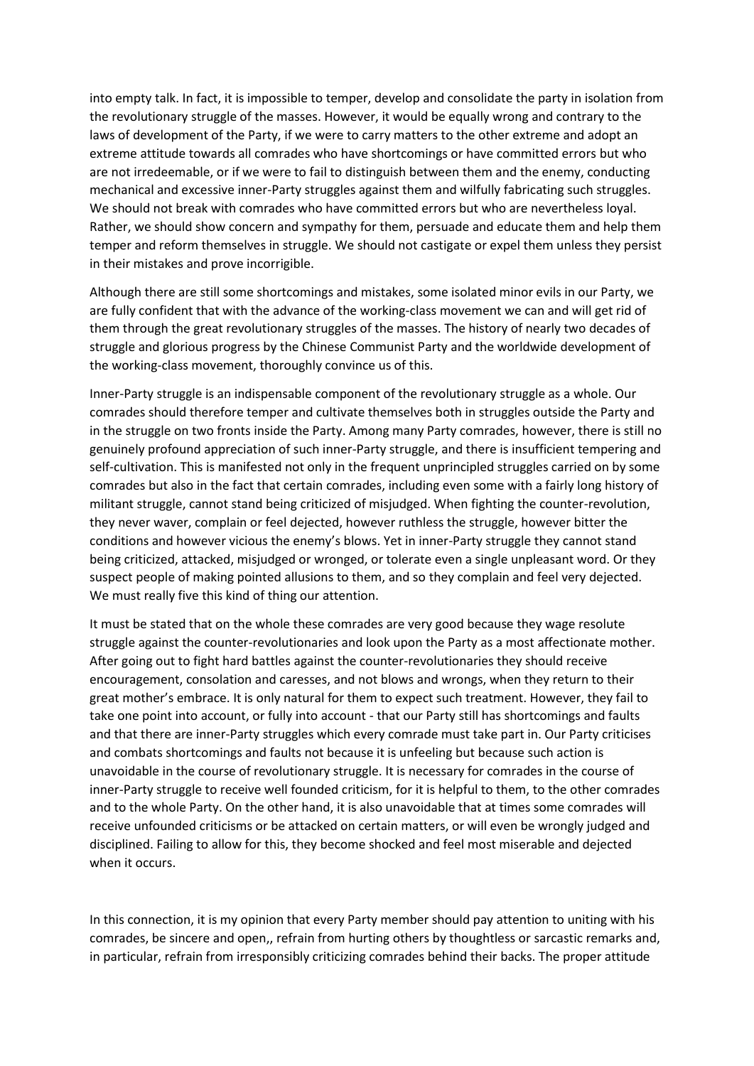into empty talk. In fact, it is impossible to temper, develop and consolidate the party in isolation from the revolutionary struggle of the masses. However, it would be equally wrong and contrary to the laws of development of the Party, if we were to carry matters to the other extreme and adopt an extreme attitude towards all comrades who have shortcomings or have committed errors but who are not irredeemable, or if we were to fail to distinguish between them and the enemy, conducting mechanical and excessive inner-Party struggles against them and wilfully fabricating such struggles. We should not break with comrades who have committed errors but who are nevertheless loyal. Rather, we should show concern and sympathy for them, persuade and educate them and help them temper and reform themselves in struggle. We should not castigate or expel them unless they persist in their mistakes and prove incorrigible.

Although there are still some shortcomings and mistakes, some isolated minor evils in our Party, we are fully confident that with the advance of the working-class movement we can and will get rid of them through the great revolutionary struggles of the masses. The history of nearly two decades of struggle and glorious progress by the Chinese Communist Party and the worldwide development of the working-class movement, thoroughly convince us of this.

Inner-Party struggle is an indispensable component of the revolutionary struggle as a whole. Our comrades should therefore temper and cultivate themselves both in struggles outside the Party and in the struggle on two fronts inside the Party. Among many Party comrades, however, there is still no genuinely profound appreciation of such inner-Party struggle, and there is insufficient tempering and self-cultivation. This is manifested not only in the frequent unprincipled struggles carried on by some comrades but also in the fact that certain comrades, including even some with a fairly long history of militant struggle, cannot stand being criticized of misjudged. When fighting the counter-revolution, they never waver, complain or feel dejected, however ruthless the struggle, however bitter the conditions and however vicious the enemy's blows. Yet in inner-Party struggle they cannot stand being criticized, attacked, misjudged or wronged, or tolerate even a single unpleasant word. Or they suspect people of making pointed allusions to them, and so they complain and feel very dejected. We must really five this kind of thing our attention.

It must be stated that on the whole these comrades are very good because they wage resolute struggle against the counter-revolutionaries and look upon the Party as a most affectionate mother. After going out to fight hard battles against the counter-revolutionaries they should receive encouragement, consolation and caresses, and not blows and wrongs, when they return to their great mother's embrace. It is only natural for them to expect such treatment. However, they fail to take one point into account, or fully into account - that our Party still has shortcomings and faults and that there are inner-Party struggles which every comrade must take part in. Our Party criticises and combats shortcomings and faults not because it is unfeeling but because such action is unavoidable in the course of revolutionary struggle. It is necessary for comrades in the course of inner-Party struggle to receive well founded criticism, for it is helpful to them, to the other comrades and to the whole Party. On the other hand, it is also unavoidable that at times some comrades will receive unfounded criticisms or be attacked on certain matters, or will even be wrongly judged and disciplined. Failing to allow for this, they become shocked and feel most miserable and dejected when it occurs.

In this connection, it is my opinion that every Party member should pay attention to uniting with his comrades, be sincere and open,, refrain from hurting others by thoughtless or sarcastic remarks and, in particular, refrain from irresponsibly criticizing comrades behind their backs. The proper attitude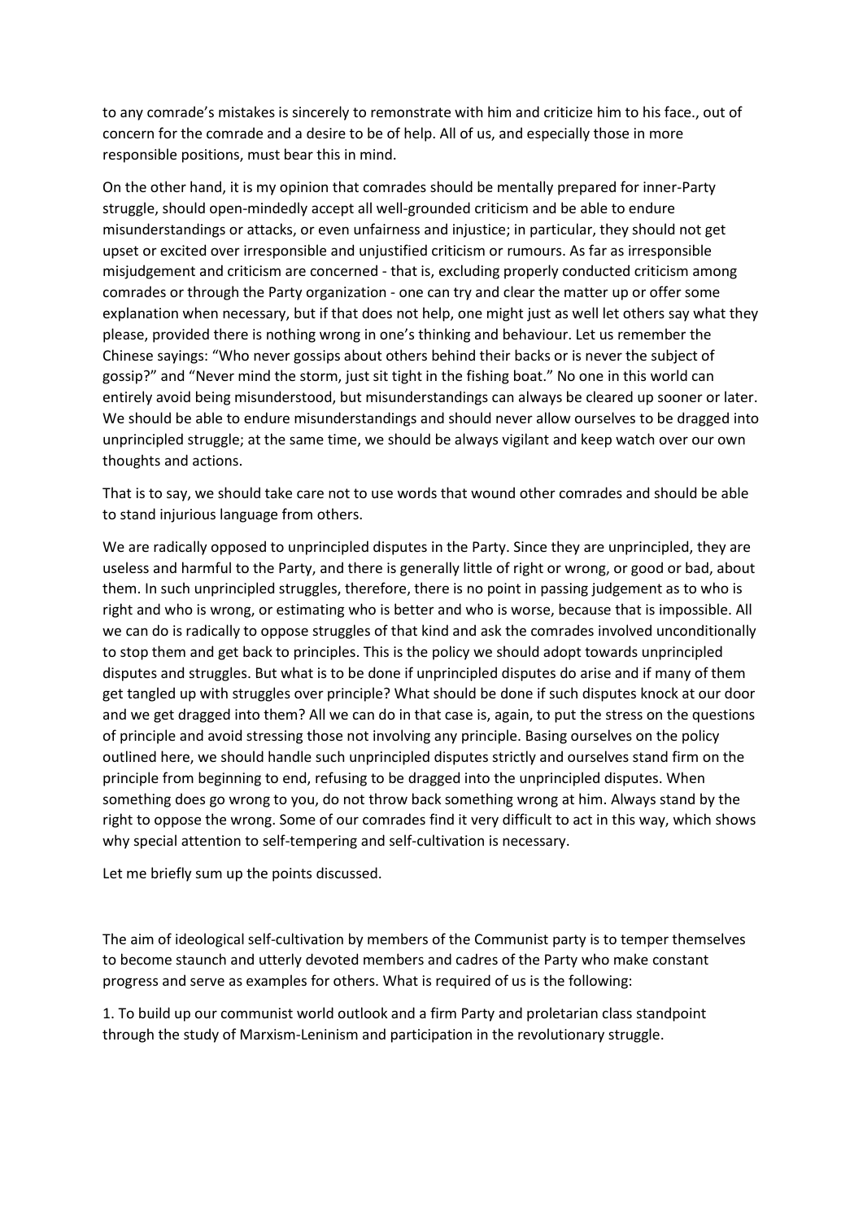to any comrade's mistakes is sincerely to remonstrate with him and criticize him to his face., out of concern for the comrade and a desire to be of help. All of us, and especially those in more responsible positions, must bear this in mind.

On the other hand, it is my opinion that comrades should be mentally prepared for inner-Party struggle, should open-mindedly accept all well-grounded criticism and be able to endure misunderstandings or attacks, or even unfairness and injustice; in particular, they should not get upset or excited over irresponsible and unjustified criticism or rumours. As far as irresponsible misjudgement and criticism are concerned - that is, excluding properly conducted criticism among comrades or through the Party organization - one can try and clear the matter up or offer some explanation when necessary, but if that does not help, one might just as well let others say what they please, provided there is nothing wrong in one's thinking and behaviour. Let us remember the Chinese sayings: "Who never gossips about others behind their backs or is never the subject of gossip?" and "Never mind the storm, just sit tight in the fishing boat." No one in this world can entirely avoid being misunderstood, but misunderstandings can always be cleared up sooner or later. We should be able to endure misunderstandings and should never allow ourselves to be dragged into unprincipled struggle; at the same time, we should be always vigilant and keep watch over our own thoughts and actions.

That is to say, we should take care not to use words that wound other comrades and should be able to stand injurious language from others.

We are radically opposed to unprincipled disputes in the Party. Since they are unprincipled, they are useless and harmful to the Party, and there is generally little of right or wrong, or good or bad, about them. In such unprincipled struggles, therefore, there is no point in passing judgement as to who is right and who is wrong, or estimating who is better and who is worse, because that is impossible. All we can do is radically to oppose struggles of that kind and ask the comrades involved unconditionally to stop them and get back to principles. This is the policy we should adopt towards unprincipled disputes and struggles. But what is to be done if unprincipled disputes do arise and if many of them get tangled up with struggles over principle? What should be done if such disputes knock at our door and we get dragged into them? All we can do in that case is, again, to put the stress on the questions of principle and avoid stressing those not involving any principle. Basing ourselves on the policy outlined here, we should handle such unprincipled disputes strictly and ourselves stand firm on the principle from beginning to end, refusing to be dragged into the unprincipled disputes. When something does go wrong to you, do not throw back something wrong at him. Always stand by the right to oppose the wrong. Some of our comrades find it very difficult to act in this way, which shows why special attention to self-tempering and self-cultivation is necessary.

Let me briefly sum up the points discussed.

The aim of ideological self-cultivation by members of the Communist party is to temper themselves to become staunch and utterly devoted members and cadres of the Party who make constant progress and serve as examples for others. What is required of us is the following:

1. To build up our communist world outlook and a firm Party and proletarian class standpoint through the study of Marxism-Leninism and participation in the revolutionary struggle.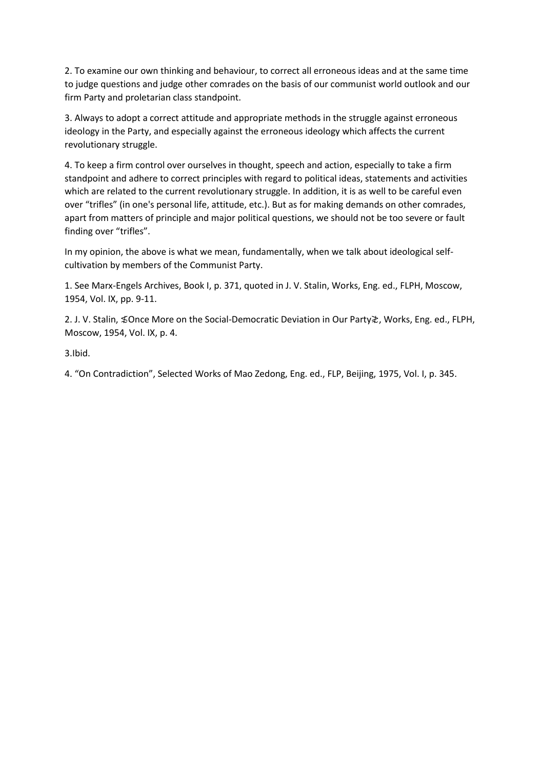2. To examine our own thinking and behaviour, to correct all erroneous ideas and at the same time to judge questions and judge other comrades on the basis of our communist world outlook and our firm Party and proletarian class standpoint.

3. Always to adopt a correct attitude and appropriate methods in the struggle against erroneous ideology in the Party, and especially against the erroneous ideology which affects the current revolutionary struggle.

4. To keep a firm control over ourselves in thought, speech and action, especially to take a firm standpoint and adhere to correct principles with regard to political ideas, statements and activities which are related to the current revolutionary struggle. In addition, it is as well to be careful even over "trifles" (in one's personal life, attitude, etc.). But as for making demands on other comrades, apart from matters of principle and major political questions, we should not be too severe or fault finding over "trifles".

In my opinion, the above is what we mean, fundamentally, when we talk about ideological self-cultivation by members of the Communist Party.

1. See Marx-Engels Archives, Book I, p. 371, quoted in J. V. Stalin, Works, Eng. ed., FLPH, Moscow, 1954, Vol. IX, pp. 9-11.

2. J. V. Stalin, 〝Once More on the Social-Democratic Deviation in Our Party〞, Works, Eng. ed., FLPH, Moscow, 1954, Vol. IX, p. 4.

3.Ibid.

4. "On Contradiction", Selected Works of Mao Zedong, Eng. ed., FLP, Beijing, 1975, Vol. I, p. 345.